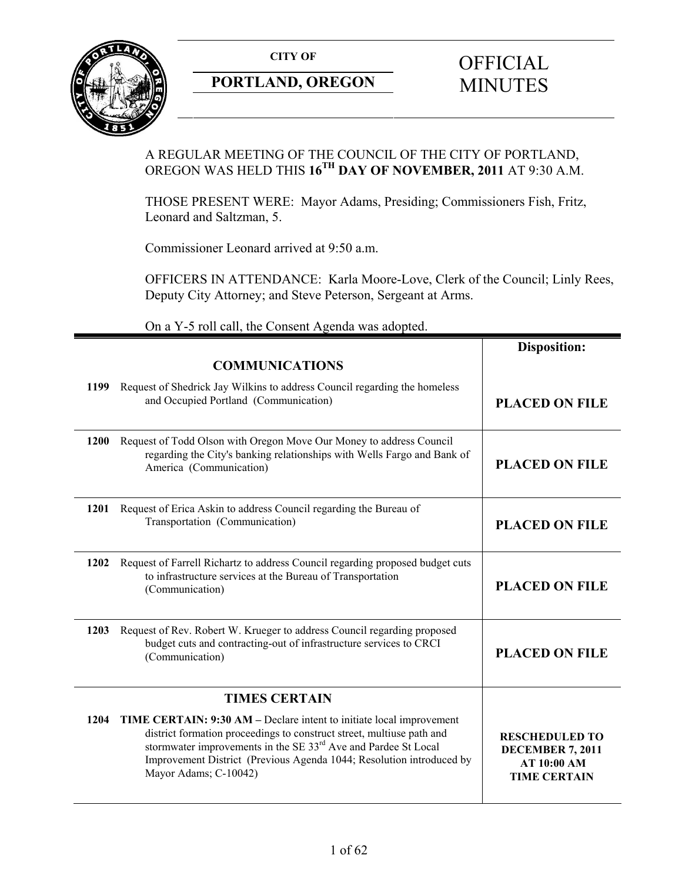# CITY OF PORTLAND, OREGON

# OFFICIAL MINUTES

A REGULAR MEETING OF THE COUNCIL OF THE CITY OF PORTLAND, OREGON WAS HELD THIS **16TH DAY OF NOVEMBER, 2011** AT 9:30 A.M.

THOSE PRESENT WERE: Mayor Adams, Presiding; Commissioners Fish, Fritz, Leonard and Saltzman, 5.

Commissioner Leonard arrived at 9:50 a.m.

OFFICERS IN ATTENDANCE: Karla Moore-Love, Clerk of the Council; Linly Rees, Deputy City Attorney; and Steve Peterson, Sergeant at Arms.

On a Y-5 roll call, the Consent Agenda was adopted.

| | | **Disposition:** |
|---|---|---|
| | **COMMUNICATIONS** | |
| **1199** | Request of Shedrick Jay Wilkins to address Council regarding the homeless and Occupied Portland (Communication) | **PLACED ON FILE** |
| **1200** | Request of Todd Olson with Oregon Move Our Money to address Council regarding the City's banking relationships with Wells Fargo and Bank of America (Communication) | **PLACED ON FILE** |
| **1201** | Request of Erica Askin to address Council regarding the Bureau of Transportation (Communication) | **PLACED ON FILE** |
| **1202** | Request of Farrell Richartz to address Council regarding proposed budget cuts to infrastructure services at the Bureau of Transportation (Communication) | **PLACED ON FILE** |
| **1203** | Request of Rev. Robert W. Krueger to address Council regarding proposed budget cuts and contracting-out of infrastructure services to CRCI (Communication) | **PLACED ON FILE** |
| | **TIMES CERTAIN** | |
| **1204** | **TIME CERTAIN: 9:30 AM –** Declare intent to initiate local improvement district formation proceedings to construct street, multiuse path and stormwater improvements in the SE 33rd Ave and Pardee St Local Improvement District (Previous Agenda 1044; Resolution introduced by Mayor Adams; C-10042) | **RESCHEDULED TO DECEMBER 7, 2011 AT 10:00 AM TIME CERTAIN** |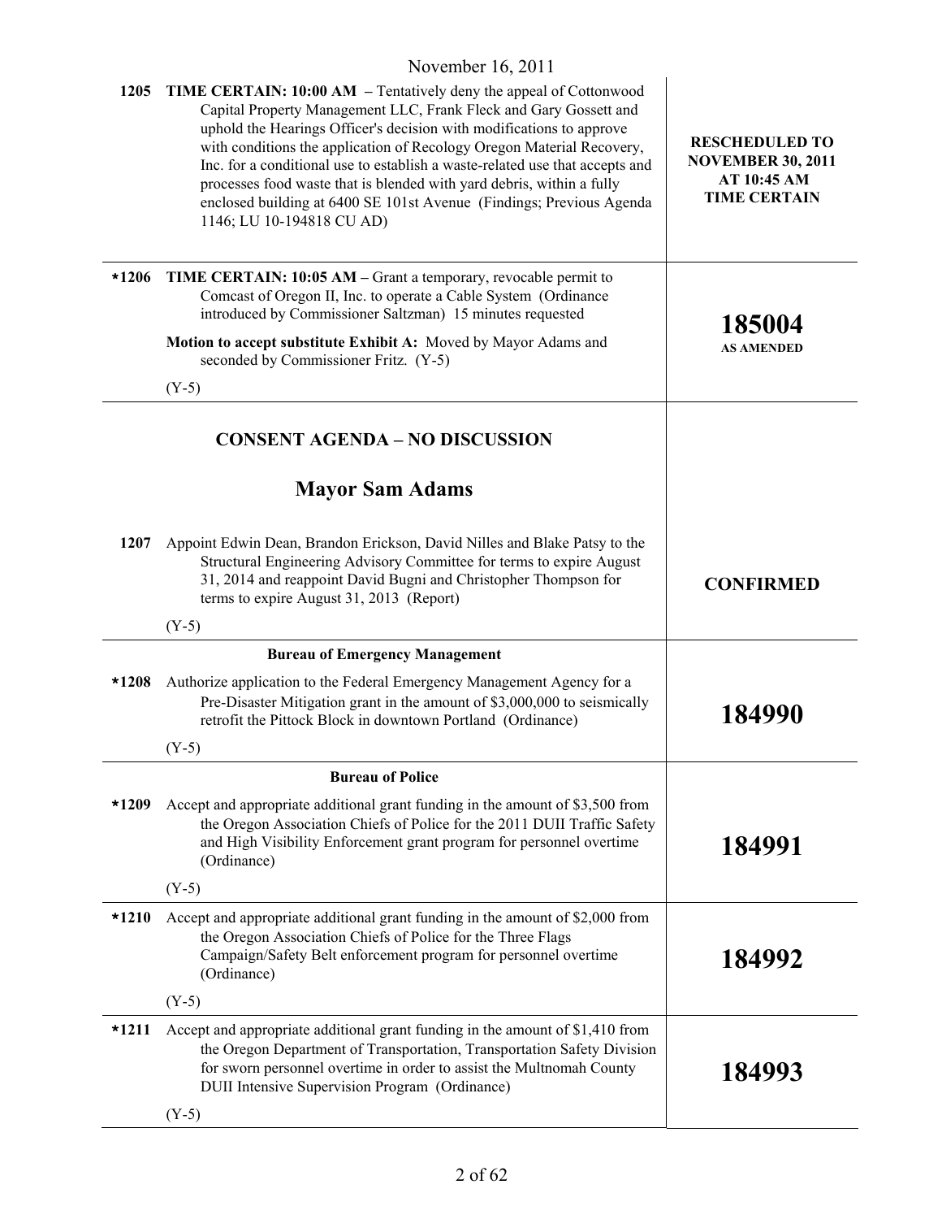November 16, 2011

| | | |
|---|---|---|
| 1205 | **TIME CERTAIN: 10:00 AM** – Tentatively deny the appeal of Cottonwood Capital Property Management LLC, Frank Fleck and Gary Gossett and uphold the Hearings Officer's decision with modifications to approve with conditions the application of Recology Oregon Material Recovery, Inc. for a conditional use to establish a waste-related use that accepts and processes food waste that is blended with yard debris, within a fully enclosed building at 6400 SE 101st Avenue (Findings; Previous Agenda 1146; LU 10-194818 CU AD) | **RESCHEDULED TO NOVEMBER 30, 2011 AT 10:45 AM TIME CERTAIN** |
| *1206 | **TIME CERTAIN: 10:05 AM** – Grant a temporary, revocable permit to Comcast of Oregon II, Inc. to operate a Cable System (Ordinance introduced by Commissioner Saltzman) 15 minutes requested<br><br>**Motion to accept substitute Exhibit A:** Moved by Mayor Adams and seconded by Commissioner Fritz. (Y-5)<br><br>(Y-5) | **185004 AS AMENDED** |

## CONSENT AGENDA – NO DISCUSSION

### Mayor Sam Adams

| | | |
|---|---|---|
| 1207 | Appoint Edwin Dean, Brandon Erickson, David Nilles and Blake Patsy to the Structural Engineering Advisory Committee for terms to expire August 31, 2014 and reappoint David Bugni and Christopher Thompson for terms to expire August 31, 2013 (Report)<br><br>(Y-5) | **CONFIRMED** |
| | **Bureau of Emergency Management** | |
| *1208 | Authorize application to the Federal Emergency Management Agency for a Pre-Disaster Mitigation grant in the amount of $3,000,000 to seismically retrofit the Pittock Block in downtown Portland (Ordinance)<br><br>(Y-5) | **184990** |
| | **Bureau of Police** | |
| *1209 | Accept and appropriate additional grant funding in the amount of $3,500 from the Oregon Association Chiefs of Police for the 2011 DUII Traffic Safety and High Visibility Enforcement grant program for personnel overtime (Ordinance)<br><br>(Y-5) | **184991** |
| *1210 | Accept and appropriate additional grant funding in the amount of $2,000 from the Oregon Association Chiefs of Police for the Three Flags Campaign/Safety Belt enforcement program for personnel overtime (Ordinance)<br><br>(Y-5) | **184992** |
| *1211 | Accept and appropriate additional grant funding in the amount of $1,410 from the Oregon Department of Transportation, Transportation Safety Division for sworn personnel overtime in order to assist the Multnomah County DUII Intensive Supervision Program (Ordinance)<br><br>(Y-5) | **184993** |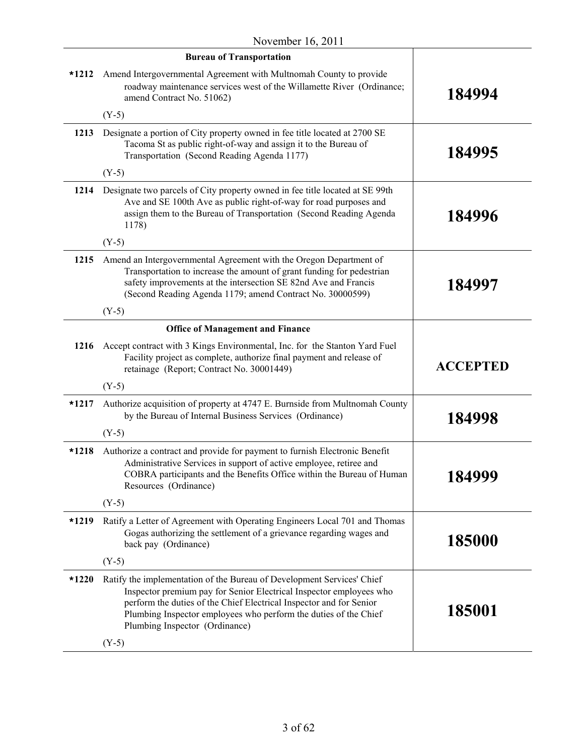November 16, 2011

| | | |
|---|---|---|
| | **Bureau of Transportation** | |
| ***1212** | Amend Intergovernmental Agreement with Multnomah County to provide roadway maintenance services west of the Willamette River (Ordinance; amend Contract No. 51062)<br><br>(Y-5) | **184994** |
| **1213** | Designate a portion of City property owned in fee title located at 2700 SE Tacoma St as public right-of-way and assign it to the Bureau of Transportation (Second Reading Agenda 1177)<br><br>(Y-5) | **184995** |
| **1214** | Designate two parcels of City property owned in fee title located at SE 99th Ave and SE 100th Ave as public right-of-way for road purposes and assign them to the Bureau of Transportation (Second Reading Agenda 1178)<br><br>(Y-5) | **184996** |
| **1215** | Amend an Intergovernmental Agreement with the Oregon Department of Transportation to increase the amount of grant funding for pedestrian safety improvements at the intersection SE 82nd Ave and Francis (Second Reading Agenda 1179; amend Contract No. 30000599)<br><br>(Y-5) | **184997** |
| | **Office of Management and Finance** | |
| **1216** | Accept contract with 3 Kings Environmental, Inc. for the Stanton Yard Fuel Facility project as complete, authorize final payment and release of retainage (Report; Contract No. 30001449)<br><br>(Y-5) | **ACCEPTED** |
| ***1217** | Authorize acquisition of property at 4747 E. Burnside from Multnomah County by the Bureau of Internal Business Services (Ordinance)<br><br>(Y-5) | **184998** |
| ***1218** | Authorize a contract and provide for payment to furnish Electronic Benefit Administrative Services in support of active employee, retiree and COBRA participants and the Benefits Office within the Bureau of Human Resources (Ordinance)<br><br>(Y-5) | **184999** |
| ***1219** | Ratify a Letter of Agreement with Operating Engineers Local 701 and Thomas Gogas authorizing the settlement of a grievance regarding wages and back pay (Ordinance)<br><br>(Y-5) | **185000** |
| ***1220** | Ratify the implementation of the Bureau of Development Services' Chief Inspector premium pay for Senior Electrical Inspector employees who perform the duties of the Chief Electrical Inspector and for Senior Plumbing Inspector employees who perform the duties of the Chief Plumbing Inspector (Ordinance)<br><br>(Y-5) | **185001** |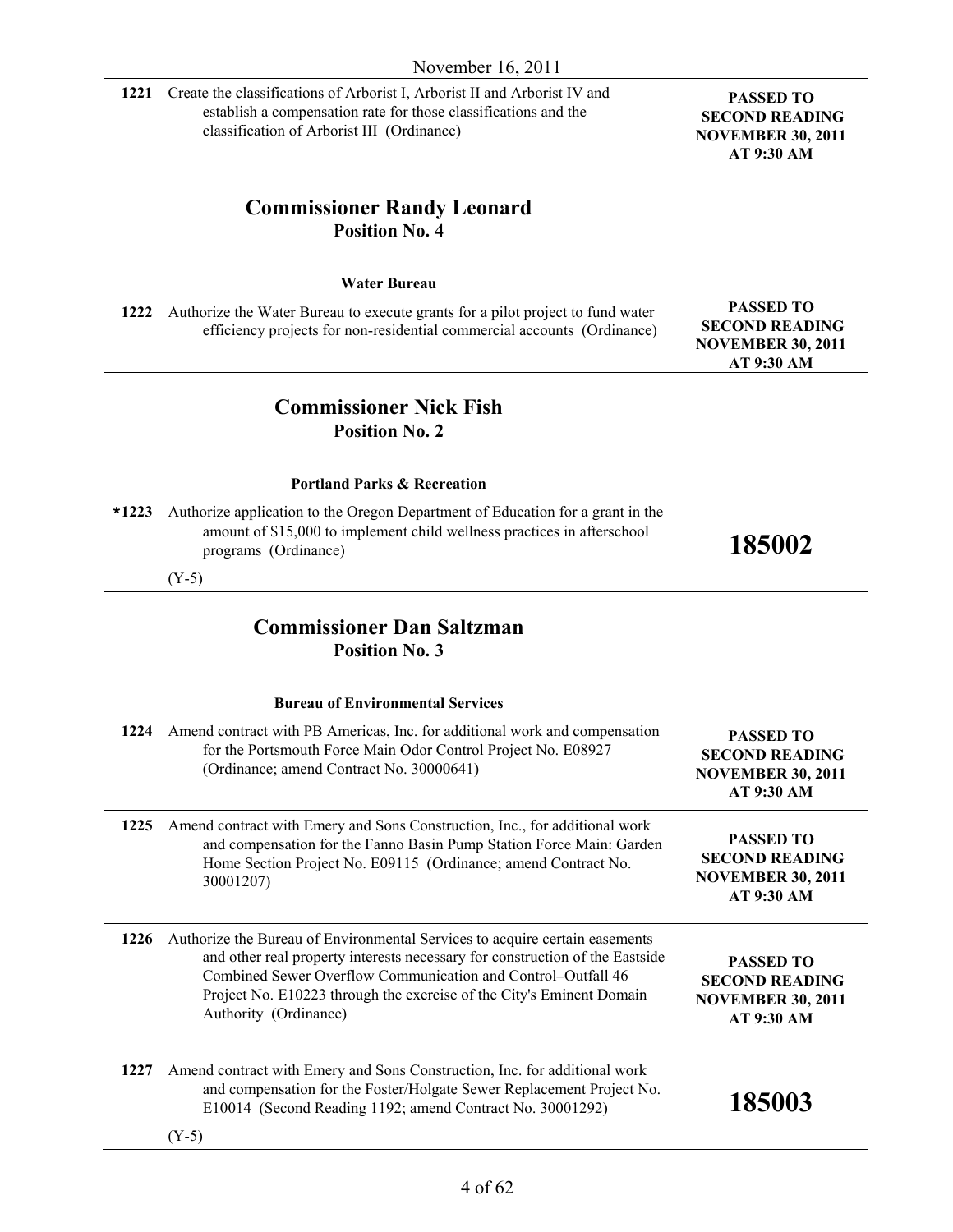November 16, 2011

| | | |
|---|---|---|
| 1221 | Create the classifications of Arborist I, Arborist II and Arborist IV and establish a compensation rate for those classifications and the classification of Arborist III (Ordinance) | **PASSED TO SECOND READING NOVEMBER 30, 2011 AT 9:30 AM** |

## Commissioner Randy Leonard
### Position No. 4

**Water Bureau**

| | | |
|---|---|---|
| 1222 | Authorize the Water Bureau to execute grants for a pilot project to fund water efficiency projects for non-residential commercial accounts (Ordinance) | **PASSED TO SECOND READING NOVEMBER 30, 2011 AT 9:30 AM** |

## Commissioner Nick Fish
### Position No. 2

**Portland Parks & Recreation**

| | | |
|---|---|---|
| *1223 | Authorize application to the Oregon Department of Education for a grant in the amount of $15,000 to implement child wellness practices in afterschool programs (Ordinance)<br><br>(Y-5) | **185002** |

## Commissioner Dan Saltzman
### Position No. 3

**Bureau of Environmental Services**

| | | |
|---|---|---|
| 1224 | Amend contract with PB Americas, Inc. for additional work and compensation for the Portsmouth Force Main Odor Control Project No. E08927 (Ordinance; amend Contract No. 30000641) | **PASSED TO SECOND READING NOVEMBER 30, 2011 AT 9:30 AM** |
| 1225 | Amend contract with Emery and Sons Construction, Inc., for additional work and compensation for the Fanno Basin Pump Station Force Main: Garden Home Section Project No. E09115 (Ordinance; amend Contract No. 30001207) | **PASSED TO SECOND READING NOVEMBER 30, 2011 AT 9:30 AM** |
| 1226 | Authorize the Bureau of Environmental Services to acquire certain easements and other real property interests necessary for construction of the Eastside Combined Sewer Overflow Communication and Control–Outfall 46 Project No. E10223 through the exercise of the City's Eminent Domain Authority (Ordinance) | **PASSED TO SECOND READING NOVEMBER 30, 2011 AT 9:30 AM** |
| 1227 | Amend contract with Emery and Sons Construction, Inc. for additional work and compensation for the Foster/Holgate Sewer Replacement Project No. E10014 (Second Reading 1192; amend Contract No. 30001292)<br><br>(Y-5) | **185003** |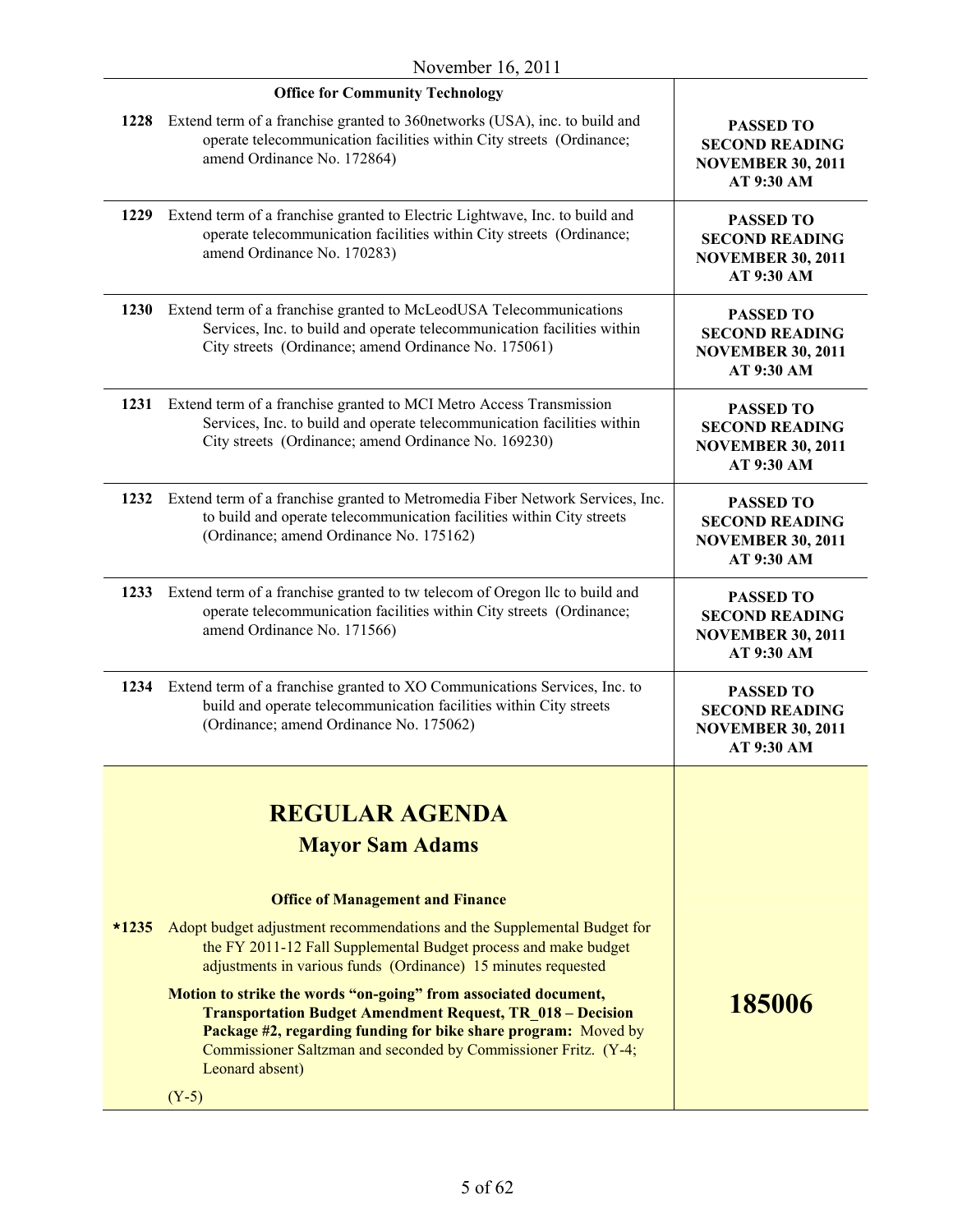November 16, 2011

| | Office for Community Technology | |
|---|---|---|
| 1228 | Extend term of a franchise granted to 360networks (USA), inc. to build and operate telecommunication facilities within City streets (Ordinance; amend Ordinance No. 172864) | **PASSED TO SECOND READING NOVEMBER 30, 2011 AT 9:30 AM** |
| 1229 | Extend term of a franchise granted to Electric Lightwave, Inc. to build and operate telecommunication facilities within City streets (Ordinance; amend Ordinance No. 170283) | **PASSED TO SECOND READING NOVEMBER 30, 2011 AT 9:30 AM** |
| 1230 | Extend term of a franchise granted to McLeodUSA Telecommunications Services, Inc. to build and operate telecommunication facilities within City streets (Ordinance; amend Ordinance No. 175061) | **PASSED TO SECOND READING NOVEMBER 30, 2011 AT 9:30 AM** |
| 1231 | Extend term of a franchise granted to MCI Metro Access Transmission Services, Inc. to build and operate telecommunication facilities within City streets (Ordinance; amend Ordinance No. 169230) | **PASSED TO SECOND READING NOVEMBER 30, 2011 AT 9:30 AM** |
| 1232 | Extend term of a franchise granted to Metromedia Fiber Network Services, Inc. to build and operate telecommunication facilities within City streets (Ordinance; amend Ordinance No. 175162) | **PASSED TO SECOND READING NOVEMBER 30, 2011 AT 9:30 AM** |
| 1233 | Extend term of a franchise granted to tw telecom of Oregon llc to build and operate telecommunication facilities within City streets (Ordinance; amend Ordinance No. 171566) | **PASSED TO SECOND READING NOVEMBER 30, 2011 AT 9:30 AM** |
| 1234 | Extend term of a franchise granted to XO Communications Services, Inc. to build and operate telecommunication facilities within City streets (Ordinance; amend Ordinance No. 175062) | **PASSED TO SECOND READING NOVEMBER 30, 2011 AT 9:30 AM** |

## REGULAR AGENDA

### Mayor Sam Adams

| | Office of Management and Finance | |
|---|---|---|
| *1235 | Adopt budget adjustment recommendations and the Supplemental Budget for the FY 2011-12 Fall Supplemental Budget process and make budget adjustments in various funds (Ordinance) 15 minutes requested<br><br>**Motion to strike the words "on-going" from associated document, Transportation Budget Amendment Request, TR_018 – Decision Package #2, regarding funding for bike share program:** Moved by Commissioner Saltzman and seconded by Commissioner Fritz. (Y-4; Leonard absent)<br><br>(Y-5) | **185006** |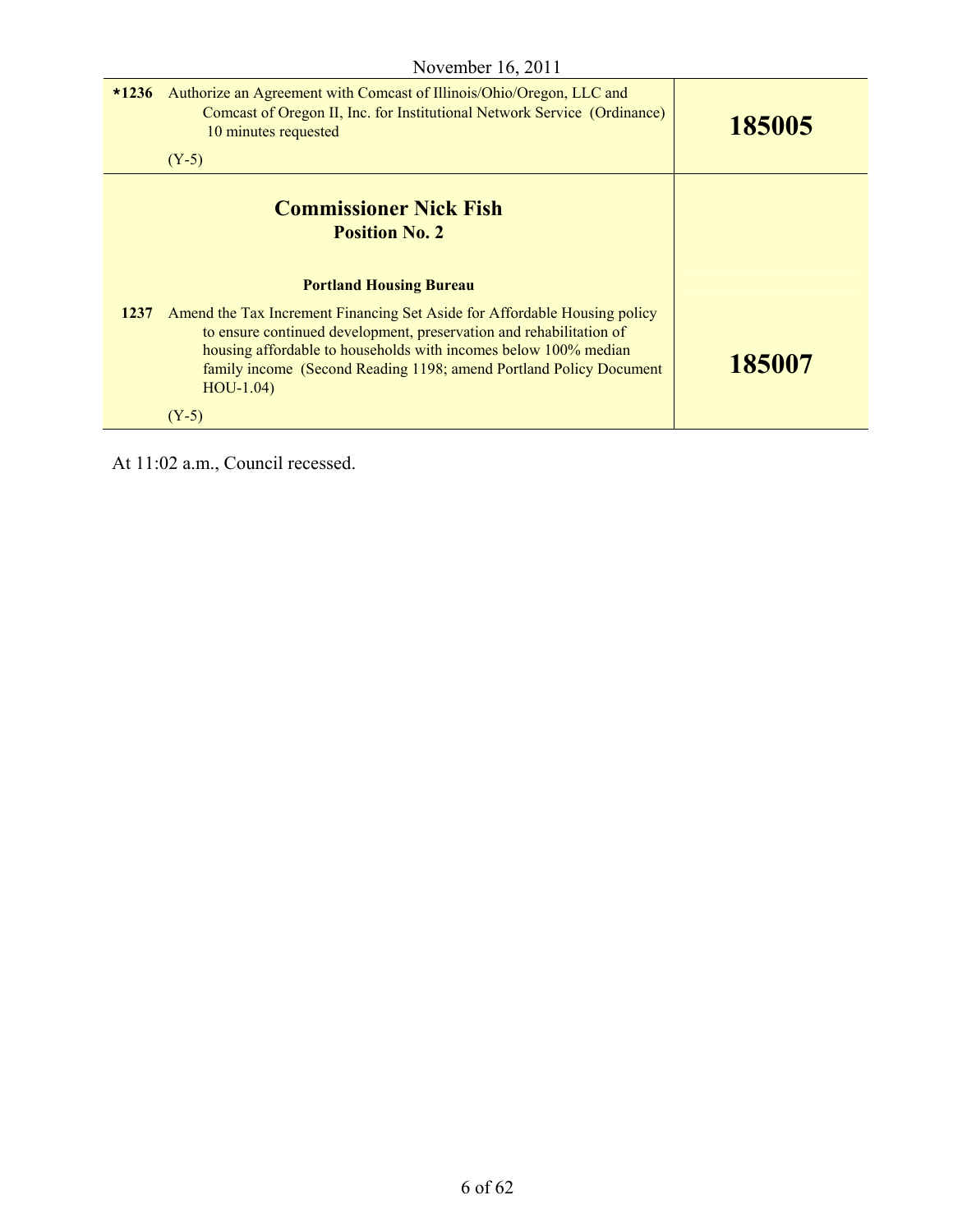November 16, 2011

| | | |
|---|---|---|
| *1236 | Authorize an Agreement with Comcast of Illinois/Ohio/Oregon, LLC and Comcast of Oregon II, Inc. for Institutional Network Service (Ordinance) 10 minutes requested<br><br>(Y-5) | **185005** |
| | **Commissioner Nick Fish**<br>**Position No. 2**<br><br>**Portland Housing Bureau** | |
| 1237 | Amend the Tax Increment Financing Set Aside for Affordable Housing policy to ensure continued development, preservation and rehabilitation of housing affordable to households with incomes below 100% median family income (Second Reading 1198; amend Portland Policy Document HOU-1.04)<br><br>(Y-5) | **185007** |

At 11:02 a.m., Council recessed.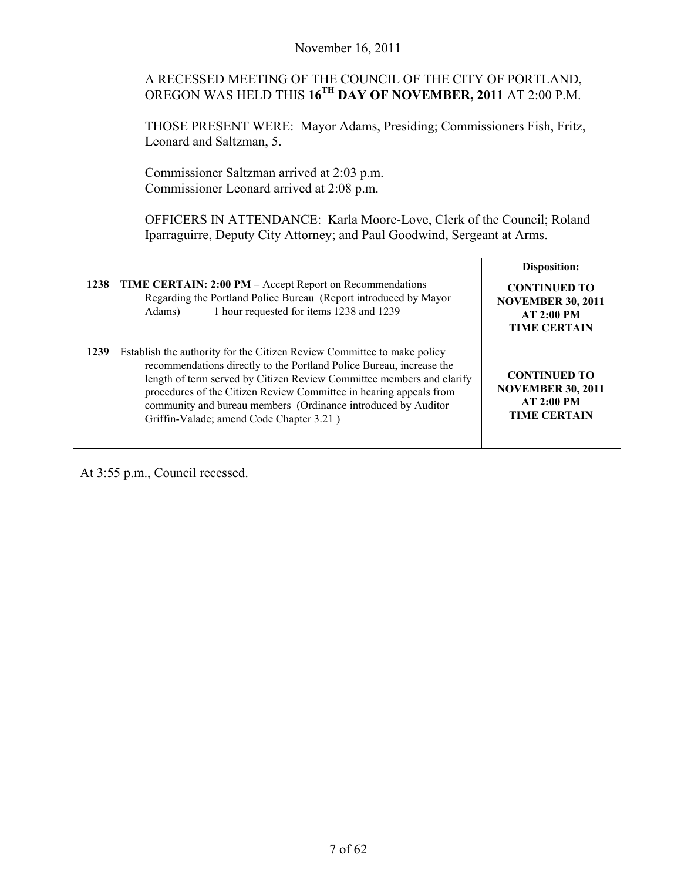November 16, 2011

A RECESSED MEETING OF THE COUNCIL OF THE CITY OF PORTLAND, OREGON WAS HELD THIS **16TH DAY OF NOVEMBER, 2011** AT 2:00 P.M.

THOSE PRESENT WERE: Mayor Adams, Presiding; Commissioners Fish, Fritz, Leonard and Saltzman, 5.

Commissioner Saltzman arrived at 2:03 p.m.
Commissioner Leonard arrived at 2:08 p.m.

OFFICERS IN ATTENDANCE: Karla Moore-Love, Clerk of the Council; Roland Iparraguirre, Deputy City Attorney; and Paul Goodwind, Sergeant at Arms.

| | | Disposition: |
|---|---|---|
| **1238** | **TIME CERTAIN: 2:00 PM –** Accept Report on Recommendations Regarding the Portland Police Bureau (Report introduced by Mayor Adams) 1 hour requested for items 1238 and 1239 | **CONTINUED TO NOVEMBER 30, 2011 AT 2:00 PM TIME CERTAIN** |
| **1239** | Establish the authority for the Citizen Review Committee to make policy recommendations directly to the Portland Police Bureau, increase the length of term served by Citizen Review Committee members and clarify procedures of the Citizen Review Committee in hearing appeals from community and bureau members (Ordinance introduced by Auditor Griffin-Valade; amend Code Chapter 3.21 ) | **CONTINUED TO NOVEMBER 30, 2011 AT 2:00 PM TIME CERTAIN** |

At 3:55 p.m., Council recessed.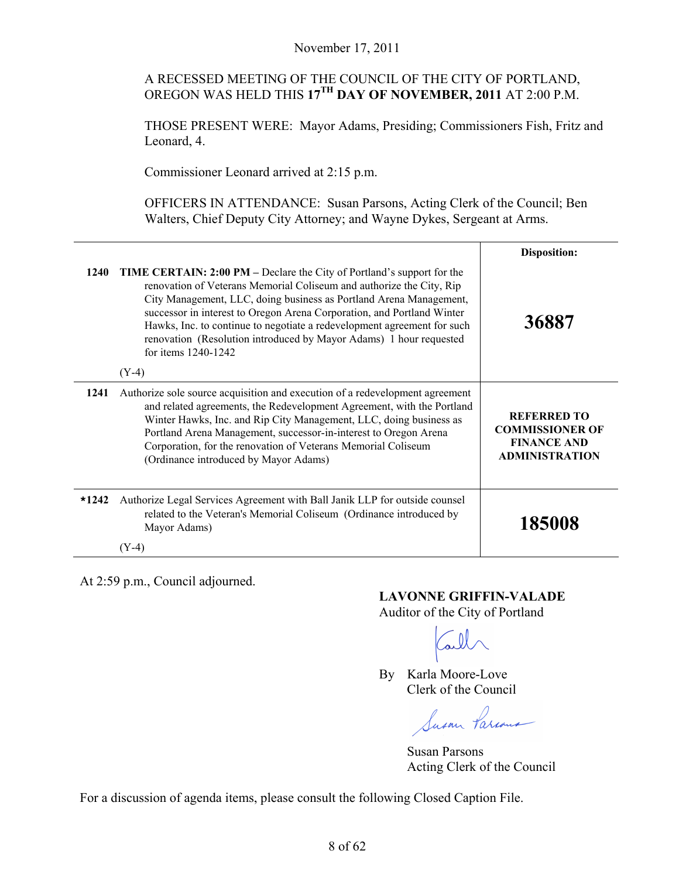November 17, 2011

A RECESSED MEETING OF THE COUNCIL OF THE CITY OF PORTLAND, OREGON WAS HELD THIS **17TH DAY OF NOVEMBER, 2011** AT 2:00 P.M.

THOSE PRESENT WERE: Mayor Adams, Presiding; Commissioners Fish, Fritz and Leonard, 4.

Commissioner Leonard arrived at 2:15 p.m.

OFFICERS IN ATTENDANCE: Susan Parsons, Acting Clerk of the Council; Ben Walters, Chief Deputy City Attorney; and Wayne Dykes, Sergeant at Arms.

| | | **Disposition:** |
|---|---|---|
| **1240** | **TIME CERTAIN: 2:00 PM –** Declare the City of Portland's support for the renovation of Veterans Memorial Coliseum and authorize the City, Rip City Management, LLC, doing business as Portland Arena Management, successor in interest to Oregon Arena Corporation, and Portland Winter Hawks, Inc. to continue to negotiate a redevelopment agreement for such renovation (Resolution introduced by Mayor Adams) 1 hour requested for items 1240-1242<br><br>(Y-4) | **36887** |
| **1241** | Authorize sole source acquisition and execution of a redevelopment agreement and related agreements, the Redevelopment Agreement, with the Portland Winter Hawks, Inc. and Rip City Management, LLC, doing business as Portland Arena Management, successor-in-interest to Oregon Arena Corporation, for the renovation of Veterans Memorial Coliseum (Ordinance introduced by Mayor Adams) | **REFERRED TO COMMISSIONER OF FINANCE AND ADMINISTRATION** |
| ***1242** | Authorize Legal Services Agreement with Ball Janik LLP for outside counsel related to the Veteran's Memorial Coliseum (Ordinance introduced by Mayor Adams)<br><br>(Y-4) | **185008** |

At 2:59 p.m., Council adjourned.

**LAVONNE GRIFFIN-VALADE**
Auditor of the City of Portland

By Karla Moore-Love
Clerk of the Council

Susan Parsons
Acting Clerk of the Council

For a discussion of agenda items, please consult the following Closed Caption File.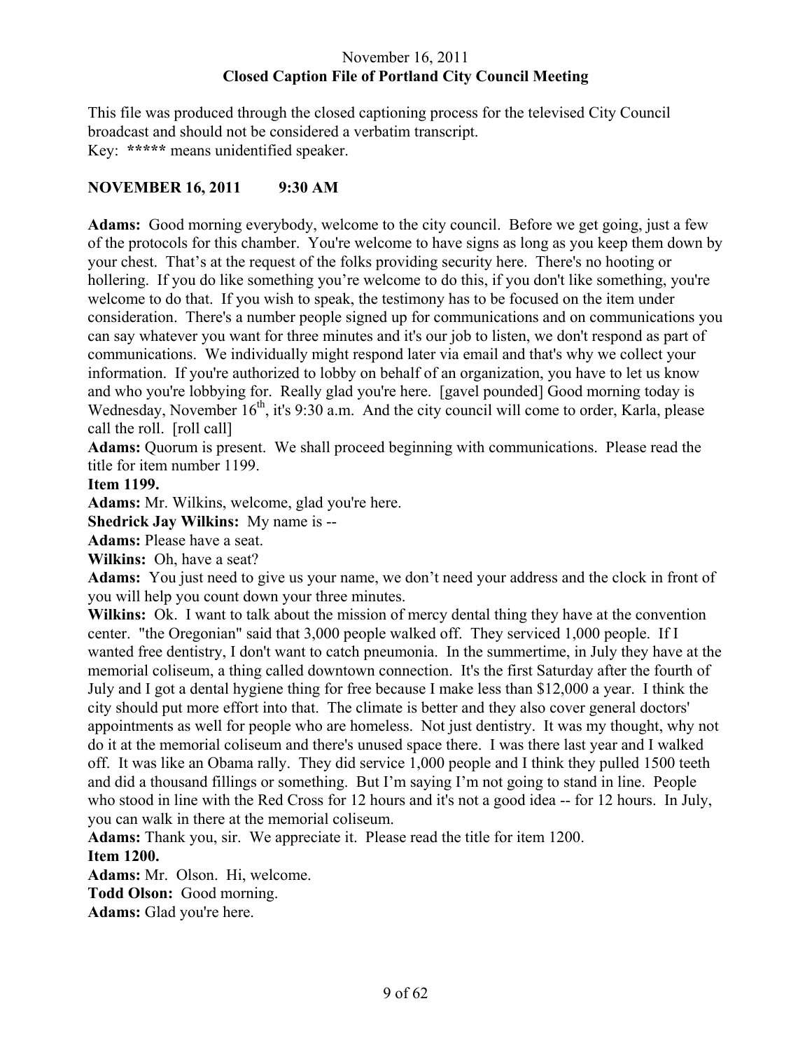November 16, 2011
**Closed Caption File of Portland City Council Meeting**

This file was produced through the closed captioning process for the televised City Council broadcast and should not be considered a verbatim transcript.
Key: **\*\*\*\*\*** means unidentified speaker.

**NOVEMBER 16, 2011 9:30 AM**

**Adams:** Good morning everybody, welcome to the city council. Before we get going, just a few of the protocols for this chamber. You're welcome to have signs as long as you keep them down by your chest. That's at the request of the folks providing security here. There's no hooting or hollering. If you do like something you're welcome to do this, if you don't like something, you're welcome to do that. If you wish to speak, the testimony has to be focused on the item under consideration. There's a number people signed up for communications and on communications you can say whatever you want for three minutes and it's our job to listen, we don't respond as part of communications. We individually might respond later via email and that's why we collect your information. If you're authorized to lobby on behalf of an organization, you have to let us know and who you're lobbying for. Really glad you're here. [gavel pounded] Good morning today is Wednesday, November 16th, it's 9:30 a.m. And the city council will come to order, Karla, please call the roll. [roll call]

**Adams:** Quorum is present. We shall proceed beginning with communications. Please read the title for item number 1199.

**Item 1199.**

**Adams:** Mr. Wilkins, welcome, glad you're here.

**Shedrick Jay Wilkins:** My name is --

**Adams:** Please have a seat.

**Wilkins:** Oh, have a seat?

**Adams:** You just need to give us your name, we don't need your address and the clock in front of you will help you count down your three minutes.

**Wilkins:** Ok. I want to talk about the mission of mercy dental thing they have at the convention center. "the Oregonian" said that 3,000 people walked off. They serviced 1,000 people. If I wanted free dentistry, I don't want to catch pneumonia. In the summertime, in July they have at the memorial coliseum, a thing called downtown connection. It's the first Saturday after the fourth of July and I got a dental hygiene thing for free because I make less than $12,000 a year. I think the city should put more effort into that. The climate is better and they also cover general doctors' appointments as well for people who are homeless. Not just dentistry. It was my thought, why not do it at the memorial coliseum and there's unused space there. I was there last year and I walked off. It was like an Obama rally. They did service 1,000 people and I think they pulled 1500 teeth and did a thousand fillings or something. But I'm saying I'm not going to stand in line. People who stood in line with the Red Cross for 12 hours and it's not a good idea -- for 12 hours. In July, you can walk in there at the memorial coliseum.

**Adams:** Thank you, sir. We appreciate it. Please read the title for item 1200.

**Item 1200.**

**Adams:** Mr. Olson. Hi, welcome.

**Todd Olson:** Good morning.

**Adams:** Glad you're here.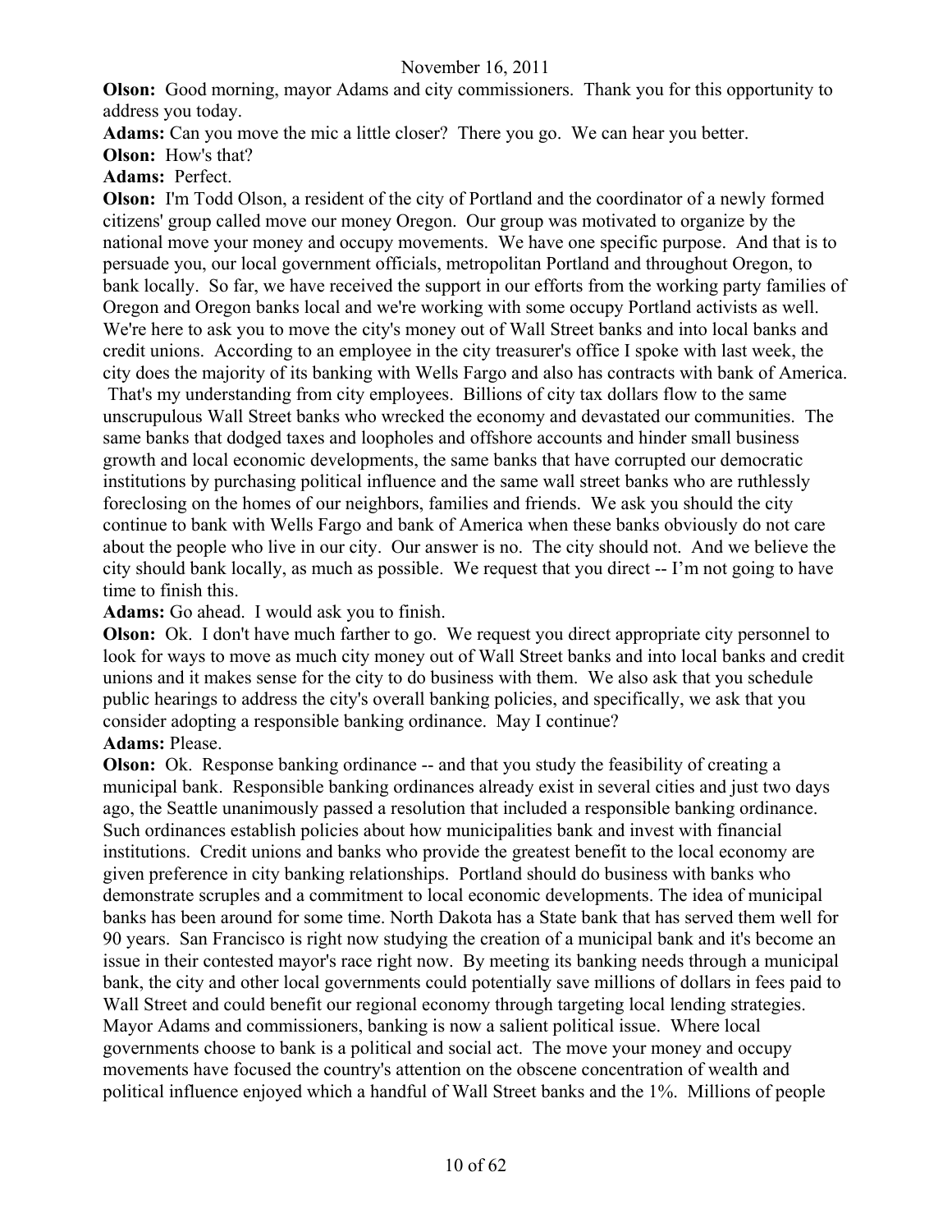**Olson:** Good morning, mayor Adams and city commissioners. Thank you for this opportunity to address you today.

**Adams:** Can you move the mic a little closer? There you go. We can hear you better.

**Olson:** How's that?

**Adams:** Perfect.

**Olson:** I'm Todd Olson, a resident of the city of Portland and the coordinator of a newly formed citizens' group called move our money Oregon. Our group was motivated to organize by the national move your money and occupy movements. We have one specific purpose. And that is to persuade you, our local government officials, metropolitan Portland and throughout Oregon, to bank locally. So far, we have received the support in our efforts from the working party families of Oregon and Oregon banks local and we're working with some occupy Portland activists as well. We're here to ask you to move the city's money out of Wall Street banks and into local banks and credit unions. According to an employee in the city treasurer's office I spoke with last week, the city does the majority of its banking with Wells Fargo and also has contracts with bank of America. That's my understanding from city employees. Billions of city tax dollars flow to the same unscrupulous Wall Street banks who wrecked the economy and devastated our communities. The same banks that dodged taxes and loopholes and offshore accounts and hinder small business growth and local economic developments, the same banks that have corrupted our democratic institutions by purchasing political influence and the same wall street banks who are ruthlessly foreclosing on the homes of our neighbors, families and friends. We ask you should the city continue to bank with Wells Fargo and bank of America when these banks obviously do not care about the people who live in our city. Our answer is no. The city should not. And we believe the city should bank locally, as much as possible. We request that you direct -- I'm not going to have time to finish this.

**Adams:** Go ahead. I would ask you to finish.

**Olson:** Ok. I don't have much farther to go. We request you direct appropriate city personnel to look for ways to move as much city money out of Wall Street banks and into local banks and credit unions and it makes sense for the city to do business with them. We also ask that you schedule public hearings to address the city's overall banking policies, and specifically, we ask that you consider adopting a responsible banking ordinance. May I continue?

**Adams:** Please.

**Olson:** Ok. Response banking ordinance -- and that you study the feasibility of creating a municipal bank. Responsible banking ordinances already exist in several cities and just two days ago, the Seattle unanimously passed a resolution that included a responsible banking ordinance. Such ordinances establish policies about how municipalities bank and invest with financial institutions. Credit unions and banks who provide the greatest benefit to the local economy are given preference in city banking relationships. Portland should do business with banks who demonstrate scruples and a commitment to local economic developments. The idea of municipal banks has been around for some time. North Dakota has a State bank that has served them well for 90 years. San Francisco is right now studying the creation of a municipal bank and it's become an issue in their contested mayor's race right now. By meeting its banking needs through a municipal bank, the city and other local governments could potentially save millions of dollars in fees paid to Wall Street and could benefit our regional economy through targeting local lending strategies. Mayor Adams and commissioners, banking is now a salient political issue. Where local governments choose to bank is a political and social act. The move your money and occupy movements have focused the country's attention on the obscene concentration of wealth and political influence enjoyed which a handful of Wall Street banks and the 1%. Millions of people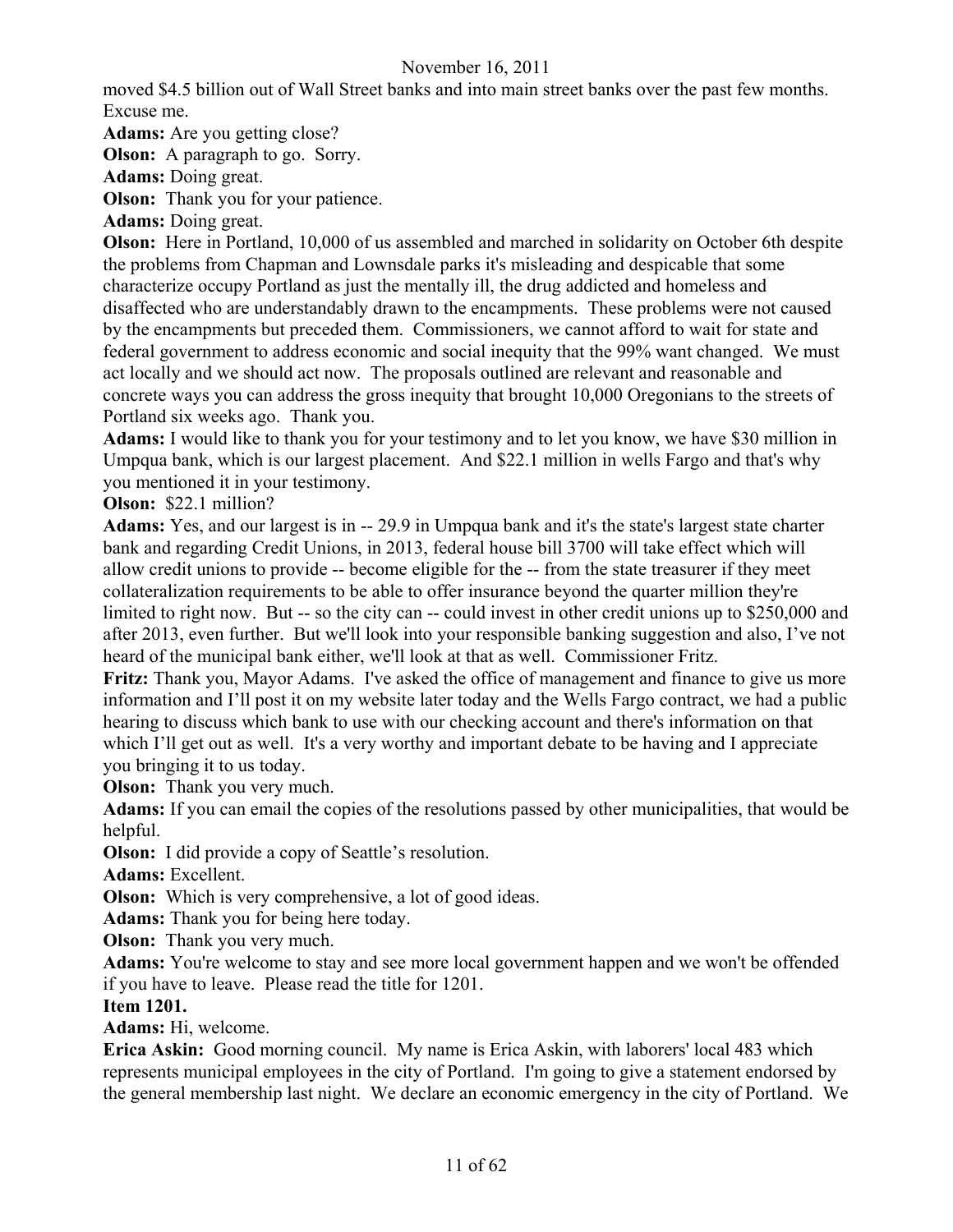moved $4.5 billion out of Wall Street banks and into main street banks over the past few months. Excuse me.

**Adams:** Are you getting close?

**Olson:** A paragraph to go. Sorry.

**Adams:** Doing great.

**Olson:** Thank you for your patience.

**Adams:** Doing great.

**Olson:** Here in Portland, 10,000 of us assembled and marched in solidarity on October 6th despite the problems from Chapman and Lownsdale parks it's misleading and despicable that some characterize occupy Portland as just the mentally ill, the drug addicted and homeless and disaffected who are understandably drawn to the encampments. These problems were not caused by the encampments but preceded them. Commissioners, we cannot afford to wait for state and federal government to address economic and social inequity that the 99% want changed. We must act locally and we should act now. The proposals outlined are relevant and reasonable and concrete ways you can address the gross inequity that brought 10,000 Oregonians to the streets of Portland six weeks ago. Thank you.

**Adams:** I would like to thank you for your testimony and to let you know, we have $30 million in Umpqua bank, which is our largest placement. And $22.1 million in wells Fargo and that's why you mentioned it in your testimony.

**Olson:** $22.1 million?

**Adams:** Yes, and our largest is in -- 29.9 in Umpqua bank and it's the state's largest state charter bank and regarding Credit Unions, in 2013, federal house bill 3700 will take effect which will allow credit unions to provide -- become eligible for the -- from the state treasurer if they meet collateralization requirements to be able to offer insurance beyond the quarter million they're limited to right now. But -- so the city can -- could invest in other credit unions up to $250,000 and after 2013, even further. But we'll look into your responsible banking suggestion and also, I've not heard of the municipal bank either, we'll look at that as well. Commissioner Fritz.

**Fritz:** Thank you, Mayor Adams. I've asked the office of management and finance to give us more information and I'll post it on my website later today and the Wells Fargo contract, we had a public hearing to discuss which bank to use with our checking account and there's information on that which I'll get out as well. It's a very worthy and important debate to be having and I appreciate you bringing it to us today.

**Olson:** Thank you very much.

**Adams:** If you can email the copies of the resolutions passed by other municipalities, that would be helpful.

**Olson:** I did provide a copy of Seattle's resolution.

**Adams:** Excellent.

**Olson:** Which is very comprehensive, a lot of good ideas.

**Adams:** Thank you for being here today.

**Olson:** Thank you very much.

**Adams:** You're welcome to stay and see more local government happen and we won't be offended if you have to leave. Please read the title for 1201.

**Item 1201.**

**Adams:** Hi, welcome.

**Erica Askin:** Good morning council. My name is Erica Askin, with laborers' local 483 which represents municipal employees in the city of Portland. I'm going to give a statement endorsed by the general membership last night. We declare an economic emergency in the city of Portland. We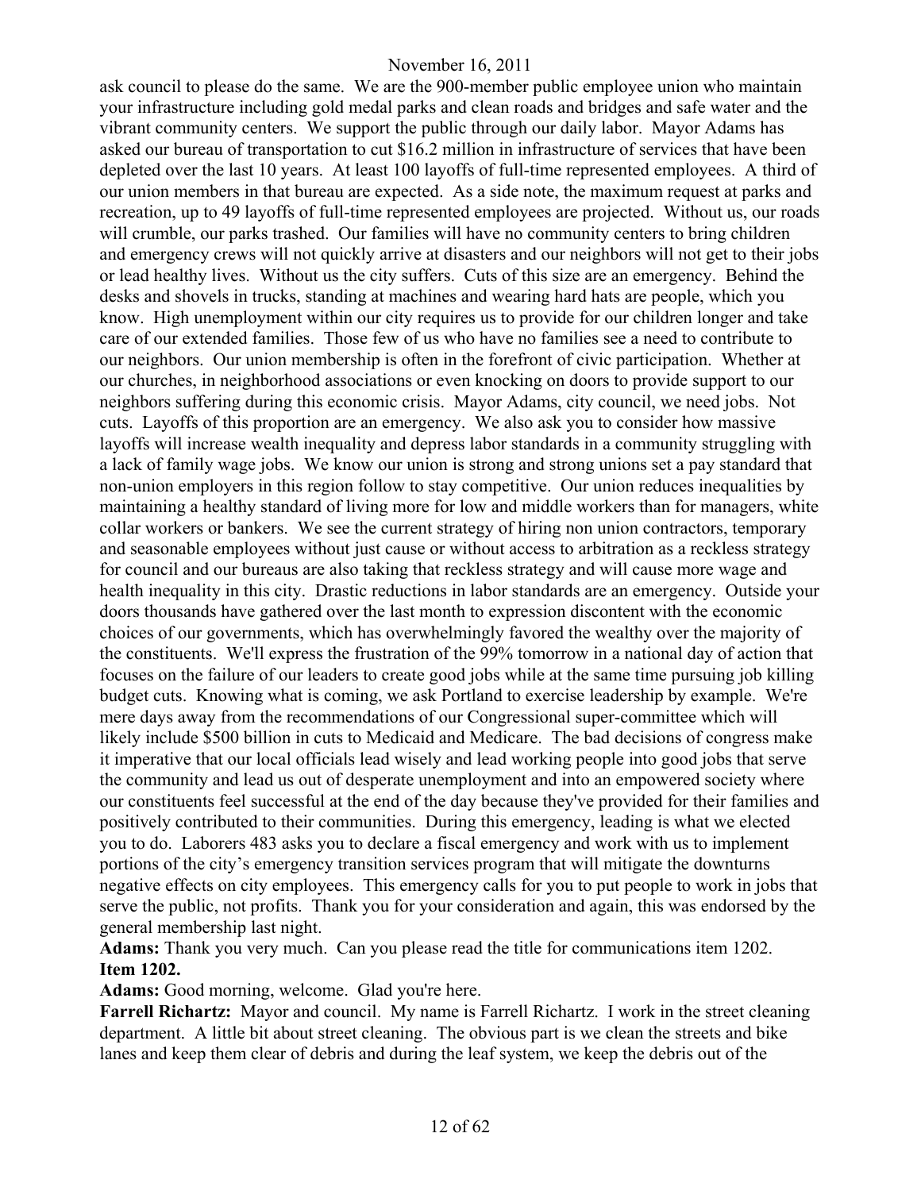ask council to please do the same. We are the 900-member public employee union who maintain your infrastructure including gold medal parks and clean roads and bridges and safe water and the vibrant community centers. We support the public through our daily labor. Mayor Adams has asked our bureau of transportation to cut $16.2 million in infrastructure of services that have been depleted over the last 10 years. At least 100 layoffs of full-time represented employees. A third of our union members in that bureau are expected. As a side note, the maximum request at parks and recreation, up to 49 layoffs of full-time represented employees are projected. Without us, our roads will crumble, our parks trashed. Our families will have no community centers to bring children and emergency crews will not quickly arrive at disasters and our neighbors will not get to their jobs or lead healthy lives. Without us the city suffers. Cuts of this size are an emergency. Behind the desks and shovels in trucks, standing at machines and wearing hard hats are people, which you know. High unemployment within our city requires us to provide for our children longer and take care of our extended families. Those few of us who have no families see a need to contribute to our neighbors. Our union membership is often in the forefront of civic participation. Whether at our churches, in neighborhood associations or even knocking on doors to provide support to our neighbors suffering during this economic crisis. Mayor Adams, city council, we need jobs. Not cuts. Layoffs of this proportion are an emergency. We also ask you to consider how massive layoffs will increase wealth inequality and depress labor standards in a community struggling with a lack of family wage jobs. We know our union is strong and strong unions set a pay standard that non-union employers in this region follow to stay competitive. Our union reduces inequalities by maintaining a healthy standard of living more for low and middle workers than for managers, white collar workers or bankers. We see the current strategy of hiring non union contractors, temporary and seasonable employees without just cause or without access to arbitration as a reckless strategy for council and our bureaus are also taking that reckless strategy and will cause more wage and health inequality in this city. Drastic reductions in labor standards are an emergency. Outside your doors thousands have gathered over the last month to expression discontent with the economic choices of our governments, which has overwhelmingly favored the wealthy over the majority of the constituents. We'll express the frustration of the 99% tomorrow in a national day of action that focuses on the failure of our leaders to create good jobs while at the same time pursuing job killing budget cuts. Knowing what is coming, we ask Portland to exercise leadership by example. We're mere days away from the recommendations of our Congressional super-committee which will likely include $500 billion in cuts to Medicaid and Medicare. The bad decisions of congress make it imperative that our local officials lead wisely and lead working people into good jobs that serve the community and lead us out of desperate unemployment and into an empowered society where our constituents feel successful at the end of the day because they've provided for their families and positively contributed to their communities. During this emergency, leading is what we elected you to do. Laborers 483 asks you to declare a fiscal emergency and work with us to implement portions of the city's emergency transition services program that will mitigate the downturns negative effects on city employees. This emergency calls for you to put people to work in jobs that serve the public, not profits. Thank you for your consideration and again, this was endorsed by the general membership last night.

**Adams:** Thank you very much. Can you please read the title for communications item 1202.

**Item 1202.**

**Adams:** Good morning, welcome. Glad you're here.

**Farrell Richartz:** Mayor and council. My name is Farrell Richartz. I work in the street cleaning department. A little bit about street cleaning. The obvious part is we clean the streets and bike lanes and keep them clear of debris and during the leaf system, we keep the debris out of the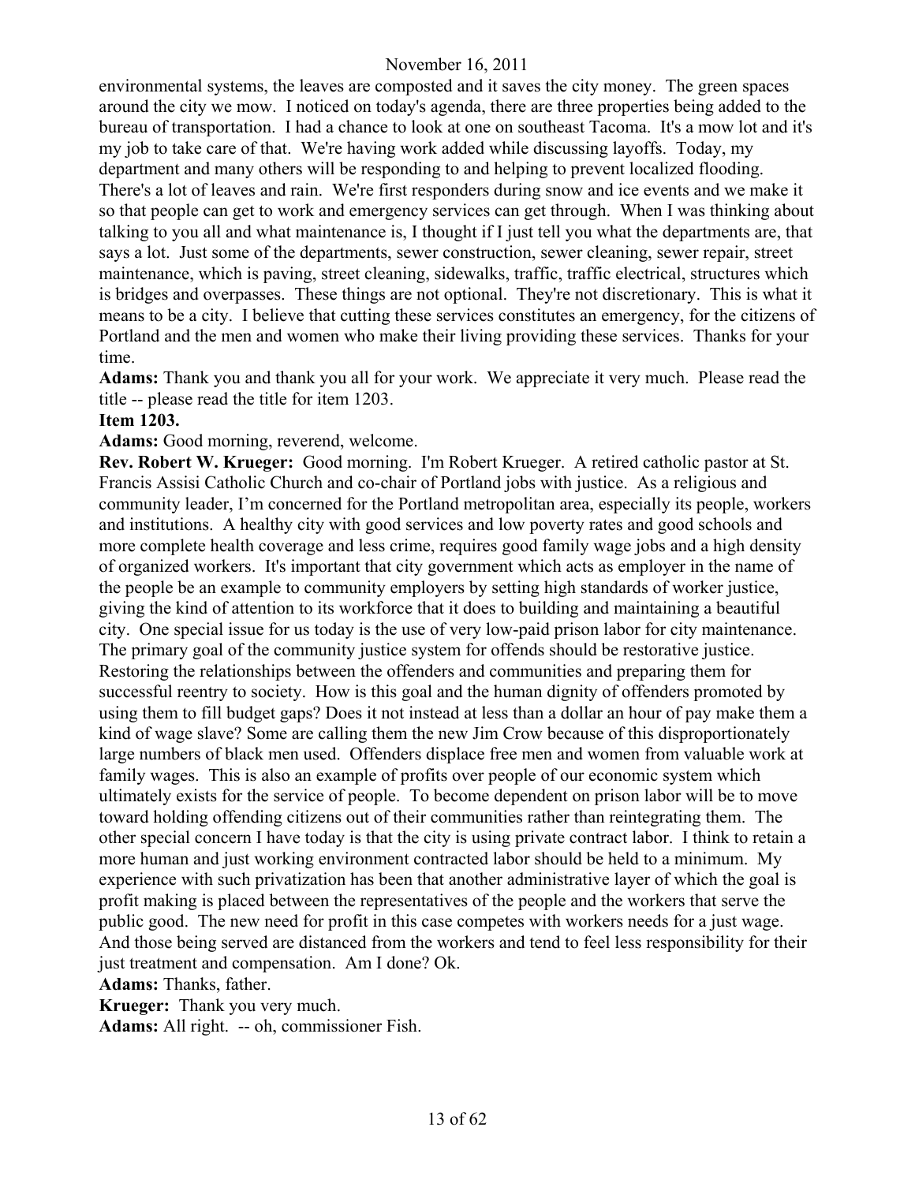environmental systems, the leaves are composted and it saves the city money. The green spaces around the city we mow. I noticed on today's agenda, there are three properties being added to the bureau of transportation. I had a chance to look at one on southeast Tacoma. It's a mow lot and it's my job to take care of that. We're having work added while discussing layoffs. Today, my department and many others will be responding to and helping to prevent localized flooding. There's a lot of leaves and rain. We're first responders during snow and ice events and we make it so that people can get to work and emergency services can get through. When I was thinking about talking to you all and what maintenance is, I thought if I just tell you what the departments are, that says a lot. Just some of the departments, sewer construction, sewer cleaning, sewer repair, street maintenance, which is paving, street cleaning, sidewalks, traffic, traffic electrical, structures which is bridges and overpasses. These things are not optional. They're not discretionary. This is what it means to be a city. I believe that cutting these services constitutes an emergency, for the citizens of Portland and the men and women who make their living providing these services. Thanks for your time.

**Adams:** Thank you and thank you all for your work. We appreciate it very much. Please read the title -- please read the title for item 1203.

**Item 1203.**

**Adams:** Good morning, reverend, welcome.

**Rev. Robert W. Krueger:** Good morning. I'm Robert Krueger. A retired catholic pastor at St. Francis Assisi Catholic Church and co-chair of Portland jobs with justice. As a religious and community leader, I'm concerned for the Portland metropolitan area, especially its people, workers and institutions. A healthy city with good services and low poverty rates and good schools and more complete health coverage and less crime, requires good family wage jobs and a high density of organized workers. It's important that city government which acts as employer in the name of the people be an example to community employers by setting high standards of worker justice, giving the kind of attention to its workforce that it does to building and maintaining a beautiful city. One special issue for us today is the use of very low-paid prison labor for city maintenance. The primary goal of the community justice system for offends should be restorative justice. Restoring the relationships between the offenders and communities and preparing them for successful reentry to society. How is this goal and the human dignity of offenders promoted by using them to fill budget gaps? Does it not instead at less than a dollar an hour of pay make them a kind of wage slave? Some are calling them the new Jim Crow because of this disproportionately large numbers of black men used. Offenders displace free men and women from valuable work at family wages. This is also an example of profits over people of our economic system which ultimately exists for the service of people. To become dependent on prison labor will be to move toward holding offending citizens out of their communities rather than reintegrating them. The other special concern I have today is that the city is using private contract labor. I think to retain a more human and just working environment contracted labor should be held to a minimum. My experience with such privatization has been that another administrative layer of which the goal is profit making is placed between the representatives of the people and the workers that serve the public good. The new need for profit in this case competes with workers needs for a just wage. And those being served are distanced from the workers and tend to feel less responsibility for their just treatment and compensation. Am I done? Ok.

**Adams:** Thanks, father.

**Krueger:** Thank you very much.

**Adams:** All right. -- oh, commissioner Fish.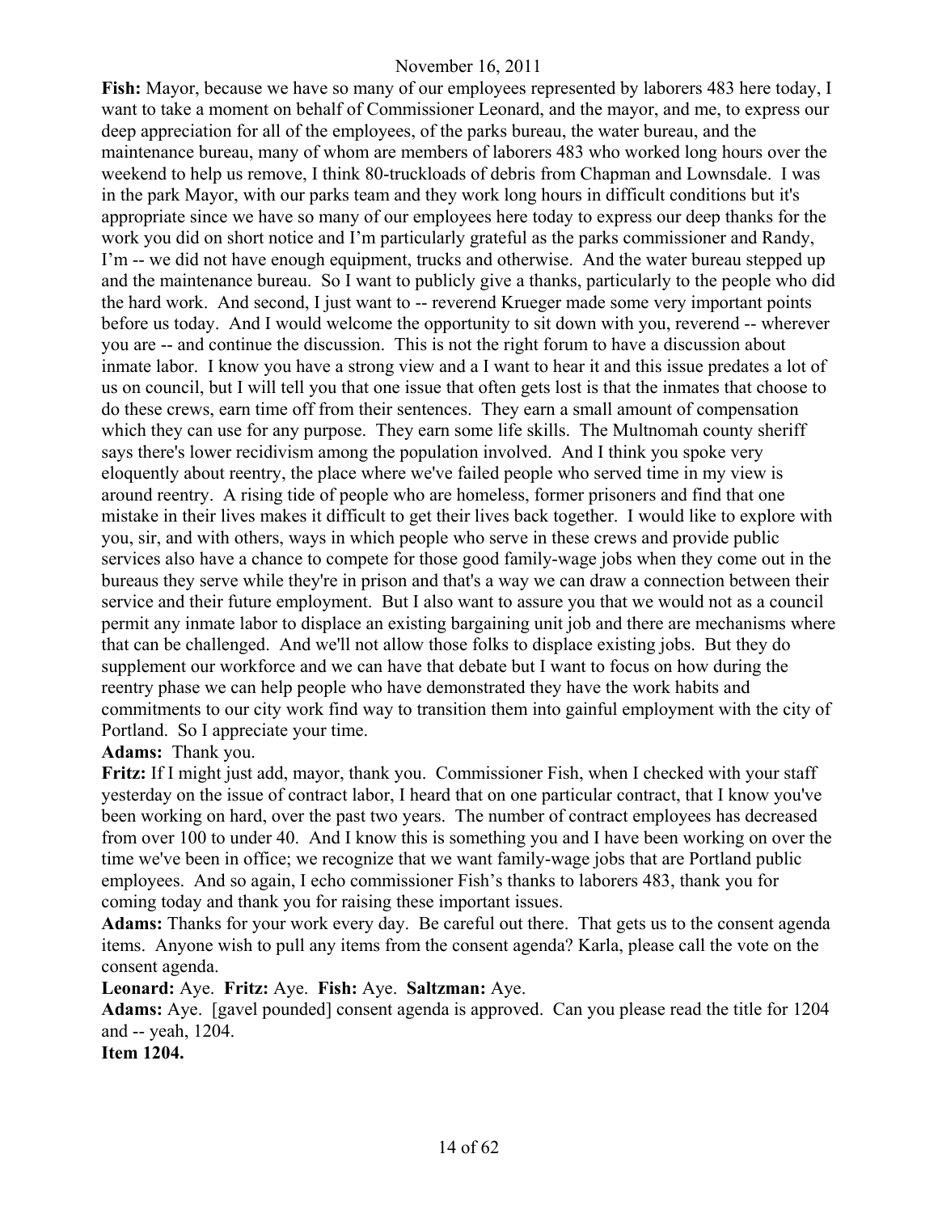**Fish:** Mayor, because we have so many of our employees represented by laborers 483 here today, I want to take a moment on behalf of Commissioner Leonard, and the mayor, and me, to express our deep appreciation for all of the employees, of the parks bureau, the water bureau, and the maintenance bureau, many of whom are members of laborers 483 who worked long hours over the weekend to help us remove, I think 80-truckloads of debris from Chapman and Lownsdale. I was in the park Mayor, with our parks team and they work long hours in difficult conditions but it's appropriate since we have so many of our employees here today to express our deep thanks for the work you did on short notice and I'm particularly grateful as the parks commissioner and Randy, I'm -- we did not have enough equipment, trucks and otherwise. And the water bureau stepped up and the maintenance bureau. So I want to publicly give a thanks, particularly to the people who did the hard work. And second, I just want to -- reverend Krueger made some very important points before us today. And I would welcome the opportunity to sit down with you, reverend -- wherever you are -- and continue the discussion. This is not the right forum to have a discussion about inmate labor. I know you have a strong view and a I want to hear it and this issue predates a lot of us on council, but I will tell you that one issue that often gets lost is that the inmates that choose to do these crews, earn time off from their sentences. They earn a small amount of compensation which they can use for any purpose. They earn some life skills. The Multnomah county sheriff says there's lower recidivism among the population involved. And I think you spoke very eloquently about reentry, the place where we've failed people who served time in my view is around reentry. A rising tide of people who are homeless, former prisoners and find that one mistake in their lives makes it difficult to get their lives back together. I would like to explore with you, sir, and with others, ways in which people who serve in these crews and provide public services also have a chance to compete for those good family-wage jobs when they come out in the bureaus they serve while they're in prison and that's a way we can draw a connection between their service and their future employment. But I also want to assure you that we would not as a council permit any inmate labor to displace an existing bargaining unit job and there are mechanisms where that can be challenged. And we'll not allow those folks to displace existing jobs. But they do supplement our workforce and we can have that debate but I want to focus on how during the reentry phase we can help people who have demonstrated they have the work habits and commitments to our city work find way to transition them into gainful employment with the city of Portland. So I appreciate your time.

**Adams:** Thank you.

**Fritz:** If I might just add, mayor, thank you. Commissioner Fish, when I checked with your staff yesterday on the issue of contract labor, I heard that on one particular contract, that I know you've been working on hard, over the past two years. The number of contract employees has decreased from over 100 to under 40. And I know this is something you and I have been working on over the time we've been in office; we recognize that we want family-wage jobs that are Portland public employees. And so again, I echo commissioner Fish's thanks to laborers 483, thank you for coming today and thank you for raising these important issues.

**Adams:** Thanks for your work every day. Be careful out there. That gets us to the consent agenda items. Anyone wish to pull any items from the consent agenda? Karla, please call the vote on the consent agenda.

**Leonard:** Aye. **Fritz:** Aye. **Fish:** Aye. **Saltzman:** Aye.

**Adams:** Aye. [gavel pounded] consent agenda is approved. Can you please read the title for 1204 and -- yeah, 1204.

**Item 1204.**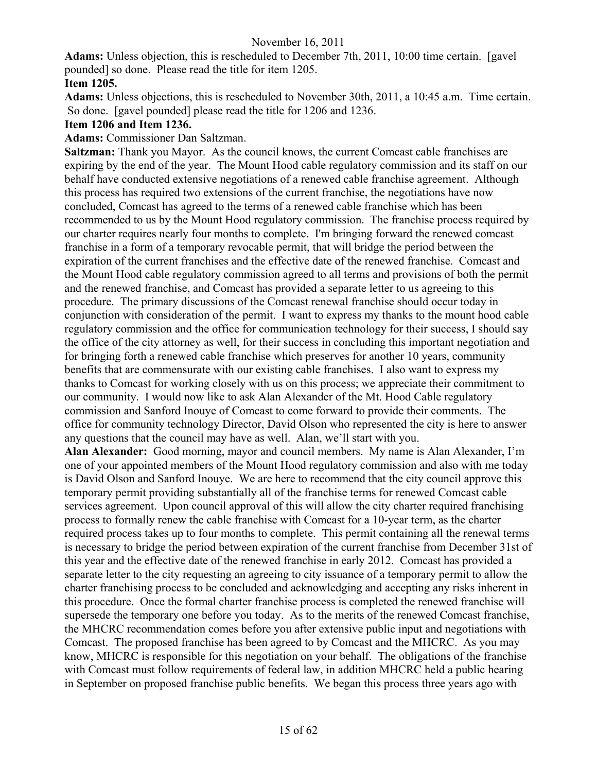**Adams:** Unless objection, this is rescheduled to December 7th, 2011, 10:00 time certain. [gavel pounded] so done. Please read the title for item 1205.

**Item 1205.**

**Adams:** Unless objections, this is rescheduled to November 30th, 2011, a 10:45 a.m. Time certain. So done. [gavel pounded] please read the title for 1206 and 1236.

**Item 1206 and Item 1236.**

**Adams:** Commissioner Dan Saltzman.

**Saltzman:** Thank you Mayor. As the council knows, the current Comcast cable franchises are expiring by the end of the year. The Mount Hood cable regulatory commission and its staff on our behalf have conducted extensive negotiations of a renewed cable franchise agreement. Although this process has required two extensions of the current franchise, the negotiations have now concluded, Comcast has agreed to the terms of a renewed cable franchise which has been recommended to us by the Mount Hood regulatory commission. The franchise process required by our charter requires nearly four months to complete. I'm bringing forward the renewed comcast franchise in a form of a temporary revocable permit, that will bridge the period between the expiration of the current franchises and the effective date of the renewed franchise. Comcast and the Mount Hood cable regulatory commission agreed to all terms and provisions of both the permit and the renewed franchise, and Comcast has provided a separate letter to us agreeing to this procedure. The primary discussions of the Comcast renewal franchise should occur today in conjunction with consideration of the permit. I want to express my thanks to the mount hood cable regulatory commission and the office for communication technology for their success, I should say the office of the city attorney as well, for their success in concluding this important negotiation and for bringing forth a renewed cable franchise which preserves for another 10 years, community benefits that are commensurate with our existing cable franchises. I also want to express my thanks to Comcast for working closely with us on this process; we appreciate their commitment to our community. I would now like to ask Alan Alexander of the Mt. Hood Cable regulatory commission and Sanford Inouye of Comcast to come forward to provide their comments. The office for community technology Director, David Olson who represented the city is here to answer any questions that the council may have as well. Alan, we'll start with you.

**Alan Alexander:** Good morning, mayor and council members. My name is Alan Alexander, I'm one of your appointed members of the Mount Hood regulatory commission and also with me today is David Olson and Sanford Inouye. We are here to recommend that the city council approve this temporary permit providing substantially all of the franchise terms for renewed Comcast cable services agreement. Upon council approval of this will allow the city charter required franchising process to formally renew the cable franchise with Comcast for a 10-year term, as the charter required process takes up to four months to complete. This permit containing all the renewal terms is necessary to bridge the period between expiration of the current franchise from December 31st of this year and the effective date of the renewed franchise in early 2012. Comcast has provided a separate letter to the city requesting an agreeing to city issuance of a temporary permit to allow the charter franchising process to be concluded and acknowledging and accepting any risks inherent in this procedure. Once the formal charter franchise process is completed the renewed franchise will supersede the temporary one before you today. As to the merits of the renewed Comcast franchise, the MHCRC recommendation comes before you after extensive public input and negotiations with Comcast. The proposed franchise has been agreed to by Comcast and the MHCRC. As you may know, MHCRC is responsible for this negotiation on your behalf. The obligations of the franchise with Comcast must follow requirements of federal law, in addition MHCRC held a public hearing in September on proposed franchise public benefits. We began this process three years ago with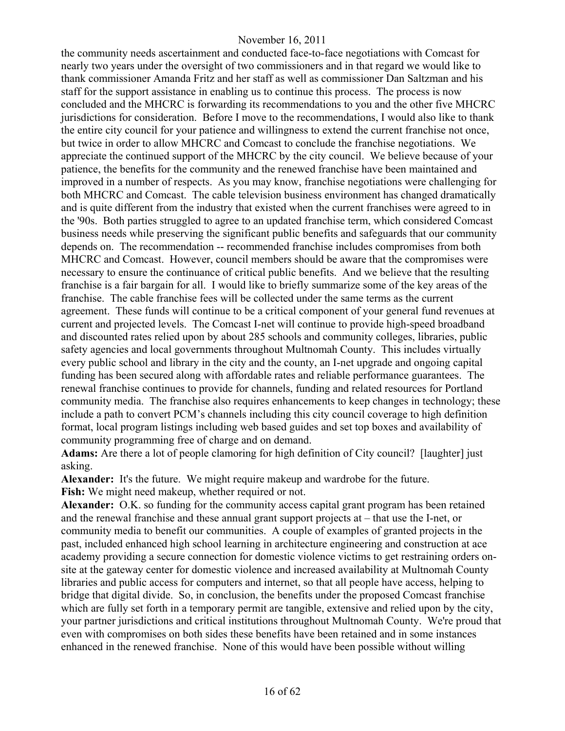the community needs ascertainment and conducted face-to-face negotiations with Comcast for nearly two years under the oversight of two commissioners and in that regard we would like to thank commissioner Amanda Fritz and her staff as well as commissioner Dan Saltzman and his staff for the support assistance in enabling us to continue this process. The process is now concluded and the MHCRC is forwarding its recommendations to you and the other five MHCRC jurisdictions for consideration. Before I move to the recommendations, I would also like to thank the entire city council for your patience and willingness to extend the current franchise not once, but twice in order to allow MHCRC and Comcast to conclude the franchise negotiations. We appreciate the continued support of the MHCRC by the city council. We believe because of your patience, the benefits for the community and the renewed franchise have been maintained and improved in a number of respects. As you may know, franchise negotiations were challenging for both MHCRC and Comcast. The cable television business environment has changed dramatically and is quite different from the industry that existed when the current franchises were agreed to in the '90s. Both parties struggled to agree to an updated franchise term, which considered Comcast business needs while preserving the significant public benefits and safeguards that our community depends on. The recommendation -- recommended franchise includes compromises from both MHCRC and Comcast. However, council members should be aware that the compromises were necessary to ensure the continuance of critical public benefits. And we believe that the resulting franchise is a fair bargain for all. I would like to briefly summarize some of the key areas of the franchise. The cable franchise fees will be collected under the same terms as the current agreement. These funds will continue to be a critical component of your general fund revenues at current and projected levels. The Comcast I-net will continue to provide high-speed broadband and discounted rates relied upon by about 285 schools and community colleges, libraries, public safety agencies and local governments throughout Multnomah County. This includes virtually every public school and library in the city and the county, an I-net upgrade and ongoing capital funding has been secured along with affordable rates and reliable performance guarantees. The renewal franchise continues to provide for channels, funding and related resources for Portland community media. The franchise also requires enhancements to keep changes in technology; these include a path to convert PCM's channels including this city council coverage to high definition format, local program listings including web based guides and set top boxes and availability of community programming free of charge and on demand.

**Adams:** Are there a lot of people clamoring for high definition of City council? [laughter] just asking.

**Alexander:** It's the future. We might require makeup and wardrobe for the future.

**Fish:** We might need makeup, whether required or not.

**Alexander:** O.K. so funding for the community access capital grant program has been retained and the renewal franchise and these annual grant support projects at – that use the I-net, or community media to benefit our communities. A couple of examples of granted projects in the past, included enhanced high school learning in architecture engineering and construction at ace academy providing a secure connection for domestic violence victims to get restraining orders on-site at the gateway center for domestic violence and increased availability at Multnomah County libraries and public access for computers and internet, so that all people have access, helping to bridge that digital divide. So, in conclusion, the benefits under the proposed Comcast franchise which are fully set forth in a temporary permit are tangible, extensive and relied upon by the city, your partner jurisdictions and critical institutions throughout Multnomah County. We're proud that even with compromises on both sides these benefits have been retained and in some instances enhanced in the renewed franchise. None of this would have been possible without willing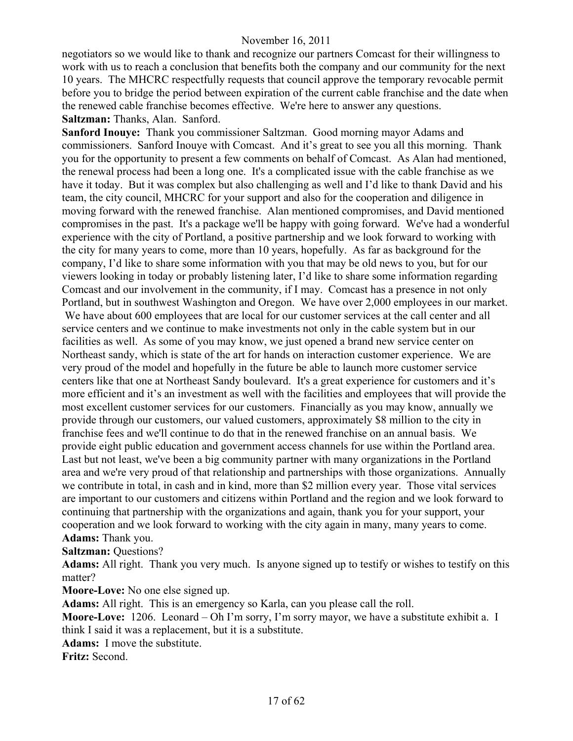negotiators so we would like to thank and recognize our partners Comcast for their willingness to work with us to reach a conclusion that benefits both the company and our community for the next 10 years. The MHCRC respectfully requests that council approve the temporary revocable permit before you to bridge the period between expiration of the current cable franchise and the date when the renewed cable franchise becomes effective. We're here to answer any questions.

**Saltzman:** Thanks, Alan. Sanford.

**Sanford Inouye:** Thank you commissioner Saltzman. Good morning mayor Adams and commissioners. Sanford Inouye with Comcast. And it's great to see you all this morning. Thank you for the opportunity to present a few comments on behalf of Comcast. As Alan had mentioned, the renewal process had been a long one. It's a complicated issue with the cable franchise as we have it today. But it was complex but also challenging as well and I'd like to thank David and his team, the city council, MHCRC for your support and also for the cooperation and diligence in moving forward with the renewed franchise. Alan mentioned compromises, and David mentioned compromises in the past. It's a package we'll be happy with going forward. We've had a wonderful experience with the city of Portland, a positive partnership and we look forward to working with the city for many years to come, more than 10 years, hopefully. As far as background for the company, I'd like to share some information with you that may be old news to you, but for our viewers looking in today or probably listening later, I'd like to share some information regarding Comcast and our involvement in the community, if I may. Comcast has a presence in not only Portland, but in southwest Washington and Oregon. We have over 2,000 employees in our market. We have about 600 employees that are local for our customer services at the call center and all service centers and we continue to make investments not only in the cable system but in our facilities as well. As some of you may know, we just opened a brand new service center on Northeast sandy, which is state of the art for hands on interaction customer experience. We are very proud of the model and hopefully in the future be able to launch more customer service centers like that one at Northeast Sandy boulevard. It's a great experience for customers and it's more efficient and it's an investment as well with the facilities and employees that will provide the most excellent customer services for our customers. Financially as you may know, annually we provide through our customers, our valued customers, approximately $8 million to the city in franchise fees and we'll continue to do that in the renewed franchise on an annual basis. We provide eight public education and government access channels for use within the Portland area. Last but not least, we've been a big community partner with many organizations in the Portland area and we're very proud of that relationship and partnerships with those organizations. Annually we contribute in total, in cash and in kind, more than $2 million every year. Those vital services are important to our customers and citizens within Portland and the region and we look forward to continuing that partnership with the organizations and again, thank you for your support, your cooperation and we look forward to working with the city again in many, many years to come.

**Adams:** Thank you.

**Saltzman:** Questions?

**Adams:** All right. Thank you very much. Is anyone signed up to testify or wishes to testify on this matter?

**Moore-Love:** No one else signed up.

**Adams:** All right. This is an emergency so Karla, can you please call the roll.

**Moore-Love:** 1206. Leonard – Oh I'm sorry, I'm sorry mayor, we have a substitute exhibit a. I think I said it was a replacement, but it is a substitute.

**Adams:** I move the substitute.

**Fritz:** Second.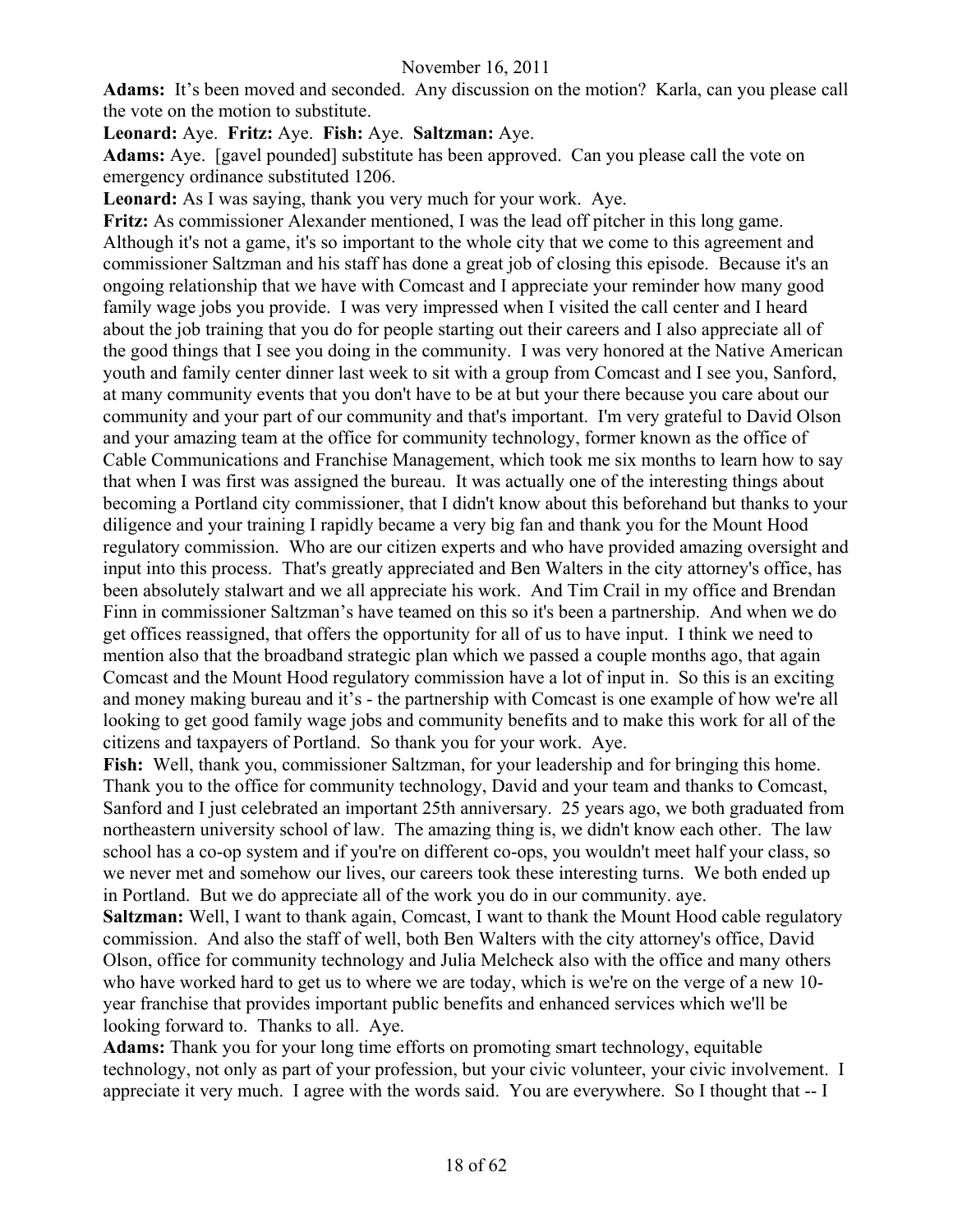**Adams:** It's been moved and seconded. Any discussion on the motion? Karla, can you please call the vote on the motion to substitute.

**Leonard:** Aye. **Fritz:** Aye. **Fish:** Aye. **Saltzman:** Aye.

**Adams:** Aye. [gavel pounded] substitute has been approved. Can you please call the vote on emergency ordinance substituted 1206.

**Leonard:** As I was saying, thank you very much for your work. Aye.

**Fritz:** As commissioner Alexander mentioned, I was the lead off pitcher in this long game. Although it's not a game, it's so important to the whole city that we come to this agreement and commissioner Saltzman and his staff has done a great job of closing this episode. Because it's an ongoing relationship that we have with Comcast and I appreciate your reminder how many good family wage jobs you provide. I was very impressed when I visited the call center and I heard about the job training that you do for people starting out their careers and I also appreciate all of the good things that I see you doing in the community. I was very honored at the Native American youth and family center dinner last week to sit with a group from Comcast and I see you, Sanford, at many community events that you don't have to be at but your there because you care about our community and your part of our community and that's important. I'm very grateful to David Olson and your amazing team at the office for community technology, former known as the office of Cable Communications and Franchise Management, which took me six months to learn how to say that when I was first was assigned the bureau. It was actually one of the interesting things about becoming a Portland city commissioner, that I didn't know about this beforehand but thanks to your diligence and your training I rapidly became a very big fan and thank you for the Mount Hood regulatory commission. Who are our citizen experts and who have provided amazing oversight and input into this process. That's greatly appreciated and Ben Walters in the city attorney's office, has been absolutely stalwart and we all appreciate his work. And Tim Crail in my office and Brendan Finn in commissioner Saltzman's have teamed on this so it's been a partnership. And when we do get offices reassigned, that offers the opportunity for all of us to have input. I think we need to mention also that the broadband strategic plan which we passed a couple months ago, that again Comcast and the Mount Hood regulatory commission have a lot of input in. So this is an exciting and money making bureau and it's - the partnership with Comcast is one example of how we're all looking to get good family wage jobs and community benefits and to make this work for all of the citizens and taxpayers of Portland. So thank you for your work. Aye.

**Fish:** Well, thank you, commissioner Saltzman, for your leadership and for bringing this home. Thank you to the office for community technology, David and your team and thanks to Comcast, Sanford and I just celebrated an important 25th anniversary. 25 years ago, we both graduated from northeastern university school of law. The amazing thing is, we didn't know each other. The law school has a co-op system and if you're on different co-ops, you wouldn't meet half your class, so we never met and somehow our lives, our careers took these interesting turns. We both ended up in Portland. But we do appreciate all of the work you do in our community. aye.

**Saltzman:** Well, I want to thank again, Comcast, I want to thank the Mount Hood cable regulatory commission. And also the staff of well, both Ben Walters with the city attorney's office, David Olson, office for community technology and Julia Melcheck also with the office and many others who have worked hard to get us to where we are today, which is we're on the verge of a new 10-year franchise that provides important public benefits and enhanced services which we'll be looking forward to. Thanks to all. Aye.

**Adams:** Thank you for your long time efforts on promoting smart technology, equitable technology, not only as part of your profession, but your civic volunteer, your civic involvement. I appreciate it very much. I agree with the words said. You are everywhere. So I thought that -- I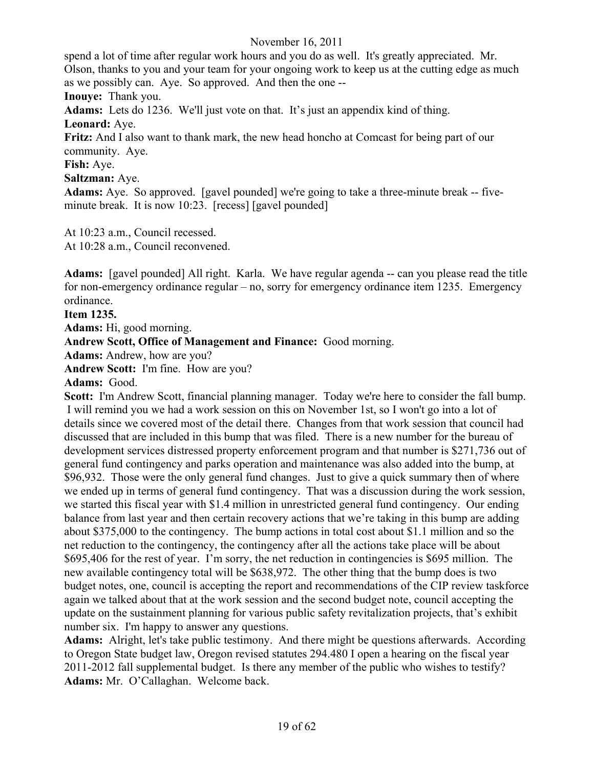spend a lot of time after regular work hours and you do as well. It's greatly appreciated. Mr. Olson, thanks to you and your team for your ongoing work to keep us at the cutting edge as much as we possibly can. Aye. So approved. And then the one --

**Inouye:** Thank you.

**Adams:** Lets do 1236. We'll just vote on that. It's just an appendix kind of thing.

**Leonard:** Aye.

**Fritz:** And I also want to thank mark, the new head honcho at Comcast for being part of our community. Aye.

**Fish:** Aye.

**Saltzman:** Aye.

**Adams:** Aye. So approved. [gavel pounded] we're going to take a three-minute break -- five-minute break. It is now 10:23. [recess] [gavel pounded]

At 10:23 a.m., Council recessed.
At 10:28 a.m., Council reconvened.

**Adams:** [gavel pounded] All right. Karla. We have regular agenda -- can you please read the title for non-emergency ordinance regular – no, sorry for emergency ordinance item 1235. Emergency ordinance.

**Item 1235.**

**Adams:** Hi, good morning.

**Andrew Scott, Office of Management and Finance:** Good morning.

**Adams:** Andrew, how are you?

**Andrew Scott:** I'm fine. How are you?

**Adams:** Good.

**Scott:** I'm Andrew Scott, financial planning manager. Today we're here to consider the fall bump. I will remind you we had a work session on this on November 1st, so I won't go into a lot of details since we covered most of the detail there. Changes from that work session that council had discussed that are included in this bump that was filed. There is a new number for the bureau of development services distressed property enforcement program and that number is $271,736 out of general fund contingency and parks operation and maintenance was also added into the bump, at $96,932. Those were the only general fund changes. Just to give a quick summary then of where we ended up in terms of general fund contingency. That was a discussion during the work session, we started this fiscal year with $1.4 million in unrestricted general fund contingency. Our ending balance from last year and then certain recovery actions that we're taking in this bump are adding about $375,000 to the contingency. The bump actions in total cost about $1.1 million and so the net reduction to the contingency, the contingency after all the actions take place will be about $695,406 for the rest of year. I'm sorry, the net reduction in contingencies is $695 million. The new available contingency total will be $638,972. The other thing that the bump does is two budget notes, one, council is accepting the report and recommendations of the CIP review taskforce again we talked about that at the work session and the second budget note, council accepting the update on the sustainment planning for various public safety revitalization projects, that's exhibit number six. I'm happy to answer any questions.

**Adams:** Alright, let's take public testimony. And there might be questions afterwards. According to Oregon State budget law, Oregon revised statutes 294.480 I open a hearing on the fiscal year 2011-2012 fall supplemental budget. Is there any member of the public who wishes to testify?

**Adams:** Mr. O'Callaghan. Welcome back.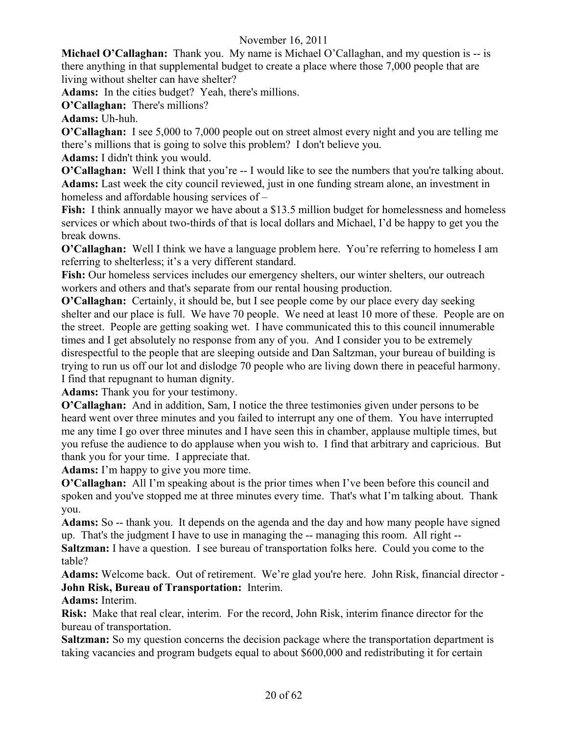**Michael O'Callaghan:** Thank you. My name is Michael O'Callaghan, and my question is -- is there anything in that supplemental budget to create a place where those 7,000 people that are living without shelter can have shelter?

**Adams:** In the cities budget? Yeah, there's millions.

**O'Callaghan:** There's millions?

**Adams:** Uh-huh.

**O'Callaghan:** I see 5,000 to 7,000 people out on street almost every night and you are telling me there's millions that is going to solve this problem? I don't believe you.

**Adams:** I didn't think you would.

**O'Callaghan:** Well I think that you're -- I would like to see the numbers that you're talking about.

**Adams:** Last week the city council reviewed, just in one funding stream alone, an investment in homeless and affordable housing services of –

**Fish:** I think annually mayor we have about a $13.5 million budget for homelessness and homeless services or which about two-thirds of that is local dollars and Michael, I'd be happy to get you the break downs.

**O'Callaghan:** Well I think we have a language problem here. You're referring to homeless I am referring to shelterless; it's a very different standard.

**Fish:** Our homeless services includes our emergency shelters, our winter shelters, our outreach workers and others and that's separate from our rental housing production.

**O'Callaghan:** Certainly, it should be, but I see people come by our place every day seeking shelter and our place is full. We have 70 people. We need at least 10 more of these. People are on the street. People are getting soaking wet. I have communicated this to this council innumerable times and I get absolutely no response from any of you. And I consider you to be extremely disrespectful to the people that are sleeping outside and Dan Saltzman, your bureau of building is trying to run us off our lot and dislodge 70 people who are living down there in peaceful harmony. I find that repugnant to human dignity.

**Adams:** Thank you for your testimony.

**O'Callaghan:** And in addition, Sam, I notice the three testimonies given under persons to be heard went over three minutes and you failed to interrupt any one of them. You have interrupted me any time I go over three minutes and I have seen this in chamber, applause multiple times, but you refuse the audience to do applause when you wish to. I find that arbitrary and capricious. But thank you for your time. I appreciate that.

**Adams:** I'm happy to give you more time.

**O'Callaghan:** All I'm speaking about is the prior times when I've been before this council and spoken and you've stopped me at three minutes every time. That's what I'm talking about. Thank you.

**Adams:** So -- thank you. It depends on the agenda and the day and how many people have signed up. That's the judgment I have to use in managing the -- managing this room. All right --

**Saltzman:** I have a question. I see bureau of transportation folks here. Could you come to the table?

**Adams:** Welcome back. Out of retirement. We're glad you're here. John Risk, financial director -

**John Risk, Bureau of Transportation:** Interim.

**Adams:** Interim.

**Risk:** Make that real clear, interim. For the record, John Risk, interim finance director for the bureau of transportation.

**Saltzman:** So my question concerns the decision package where the transportation department is taking vacancies and program budgets equal to about $600,000 and redistributing it for certain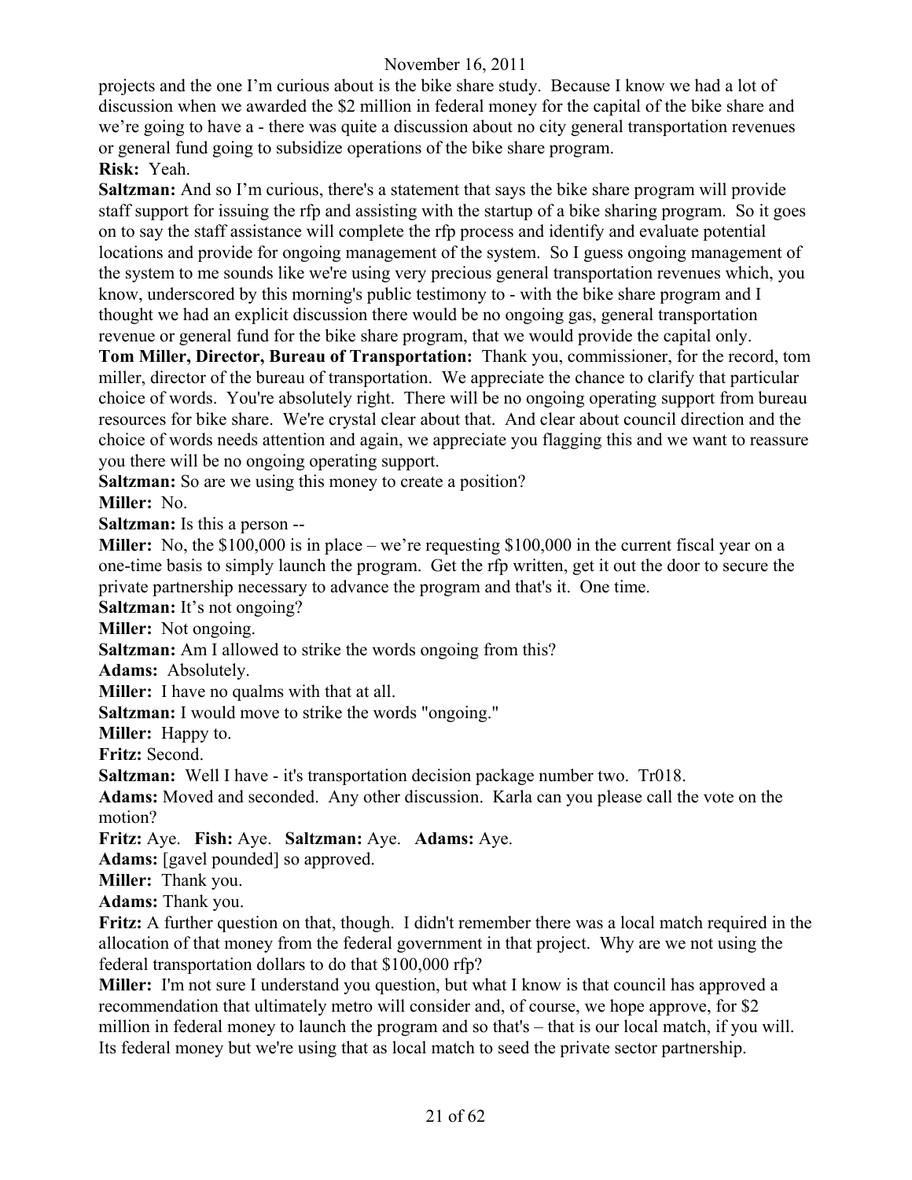projects and the one I'm curious about is the bike share study. Because I know we had a lot of discussion when we awarded the $2 million in federal money for the capital of the bike share and we're going to have a - there was quite a discussion about no city general transportation revenues or general fund going to subsidize operations of the bike share program.

**Risk:** Yeah.

**Saltzman:** And so I'm curious, there's a statement that says the bike share program will provide staff support for issuing the rfp and assisting with the startup of a bike sharing program. So it goes on to say the staff assistance will complete the rfp process and identify and evaluate potential locations and provide for ongoing management of the system. So I guess ongoing management of the system to me sounds like we're using very precious general transportation revenues which, you know, underscored by this morning's public testimony to - with the bike share program and I thought we had an explicit discussion there would be no ongoing gas, general transportation revenue or general fund for the bike share program, that we would provide the capital only.

**Tom Miller, Director, Bureau of Transportation:** Thank you, commissioner, for the record, tom miller, director of the bureau of transportation. We appreciate the chance to clarify that particular choice of words. You're absolutely right. There will be no ongoing operating support from bureau resources for bike share. We're crystal clear about that. And clear about council direction and the choice of words needs attention and again, we appreciate you flagging this and we want to reassure you there will be no ongoing operating support.

**Saltzman:** So are we using this money to create a position?

**Miller:** No.

**Saltzman:** Is this a person --

**Miller:** No, the $100,000 is in place – we're requesting $100,000 in the current fiscal year on a one-time basis to simply launch the program. Get the rfp written, get it out the door to secure the private partnership necessary to advance the program and that's it. One time.

**Saltzman:** It's not ongoing?

**Miller:** Not ongoing.

**Saltzman:** Am I allowed to strike the words ongoing from this?

**Adams:** Absolutely.

**Miller:** I have no qualms with that at all.

**Saltzman:** I would move to strike the words "ongoing."

**Miller:** Happy to.

**Fritz:** Second.

**Saltzman:** Well I have - it's transportation decision package number two. Tr018.

**Adams:** Moved and seconded. Any other discussion. Karla can you please call the vote on the motion?

**Fritz:** Aye. **Fish:** Aye. **Saltzman:** Aye. **Adams:** Aye.

**Adams:** [gavel pounded] so approved.

**Miller:** Thank you.

**Adams:** Thank you.

**Fritz:** A further question on that, though. I didn't remember there was a local match required in the allocation of that money from the federal government in that project. Why are we not using the federal transportation dollars to do that $100,000 rfp?

**Miller:** I'm not sure I understand you question, but what I know is that council has approved a recommendation that ultimately metro will consider and, of course, we hope approve, for $2 million in federal money to launch the program and so that's – that is our local match, if you will. Its federal money but we're using that as local match to seed the private sector partnership.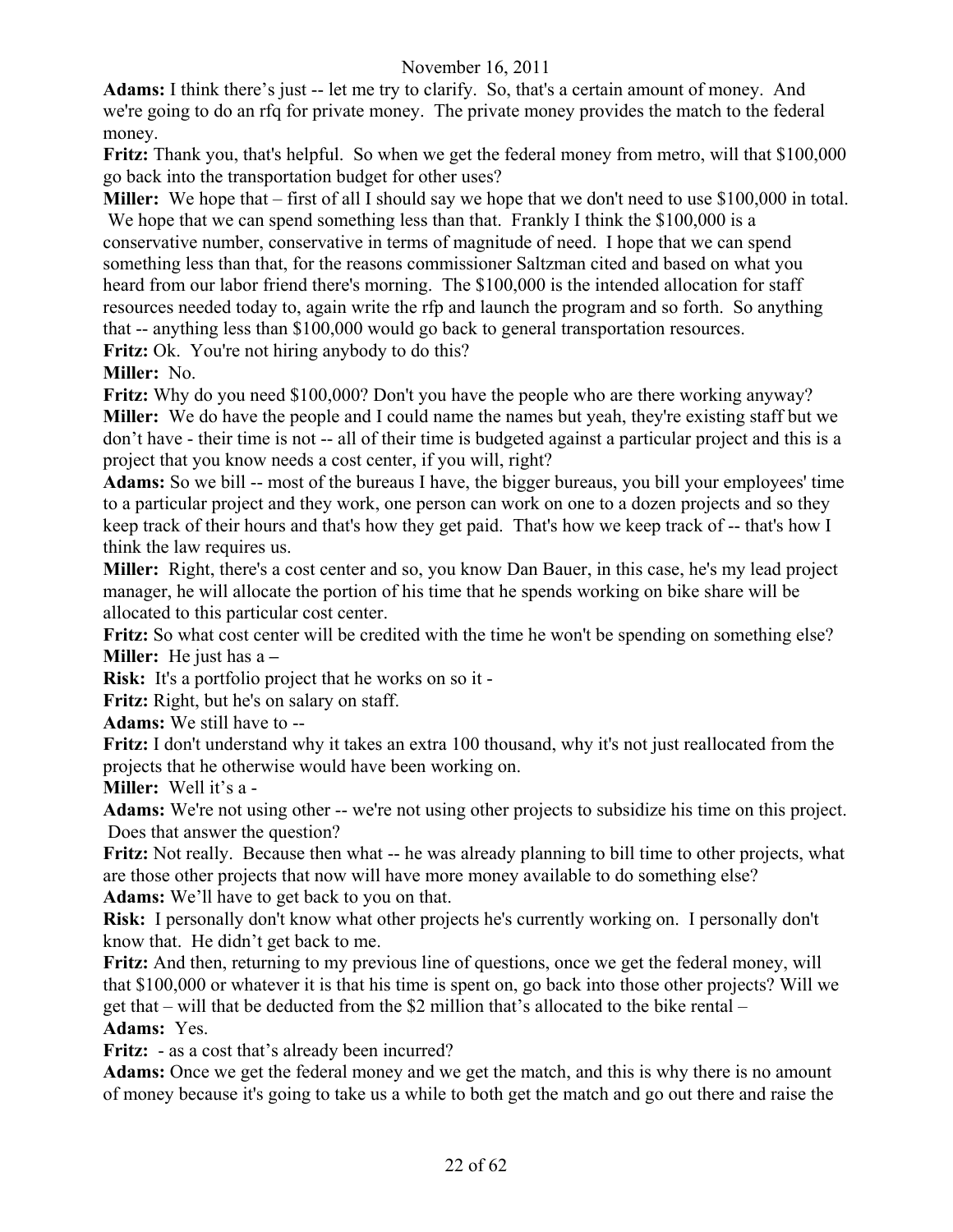**Adams:** I think there's just -- let me try to clarify. So, that's a certain amount of money. And we're going to do an rfq for private money. The private money provides the match to the federal money.

**Fritz:** Thank you, that's helpful. So when we get the federal money from metro, will that $100,000 go back into the transportation budget for other uses?

**Miller:** We hope that – first of all I should say we hope that we don't need to use $100,000 in total. We hope that we can spend something less than that. Frankly I think the $100,000 is a conservative number, conservative in terms of magnitude of need. I hope that we can spend something less than that, for the reasons commissioner Saltzman cited and based on what you heard from our labor friend there's morning. The $100,000 is the intended allocation for staff resources needed today to, again write the rfp and launch the program and so forth. So anything that -- anything less than $100,000 would go back to general transportation resources.

**Fritz:** Ok. You're not hiring anybody to do this?

**Miller:** No.

**Fritz:** Why do you need $100,000? Don't you have the people who are there working anyway?

**Miller:** We do have the people and I could name the names but yeah, they're existing staff but we don't have - their time is not -- all of their time is budgeted against a particular project and this is a project that you know needs a cost center, if you will, right?

**Adams:** So we bill -- most of the bureaus I have, the bigger bureaus, you bill your employees' time to a particular project and they work, one person can work on one to a dozen projects and so they keep track of their hours and that's how they get paid. That's how we keep track of -- that's how I think the law requires us.

**Miller:** Right, there's a cost center and so, you know Dan Bauer, in this case, he's my lead project manager, he will allocate the portion of his time that he spends working on bike share will be allocated to this particular cost center.

**Fritz:** So what cost center will be credited with the time he won't be spending on something else?

**Miller:** He just has a –

**Risk:** It's a portfolio project that he works on so it -

**Fritz:** Right, but he's on salary on staff.

**Adams:** We still have to --

**Fritz:** I don't understand why it takes an extra 100 thousand, why it's not just reallocated from the projects that he otherwise would have been working on.

**Miller:** Well it's a -

**Adams:** We're not using other -- we're not using other projects to subsidize his time on this project. Does that answer the question?

**Fritz:** Not really. Because then what -- he was already planning to bill time to other projects, what are those other projects that now will have more money available to do something else?

**Adams:** We'll have to get back to you on that.

**Risk:** I personally don't know what other projects he's currently working on. I personally don't know that. He didn't get back to me.

**Fritz:** And then, returning to my previous line of questions, once we get the federal money, will that $100,000 or whatever it is that his time is spent on, go back into those other projects? Will we get that – will that be deducted from the $2 million that's allocated to the bike rental –

**Adams:** Yes.

**Fritz:** - as a cost that's already been incurred?

**Adams:** Once we get the federal money and we get the match, and this is why there is no amount of money because it's going to take us a while to both get the match and go out there and raise the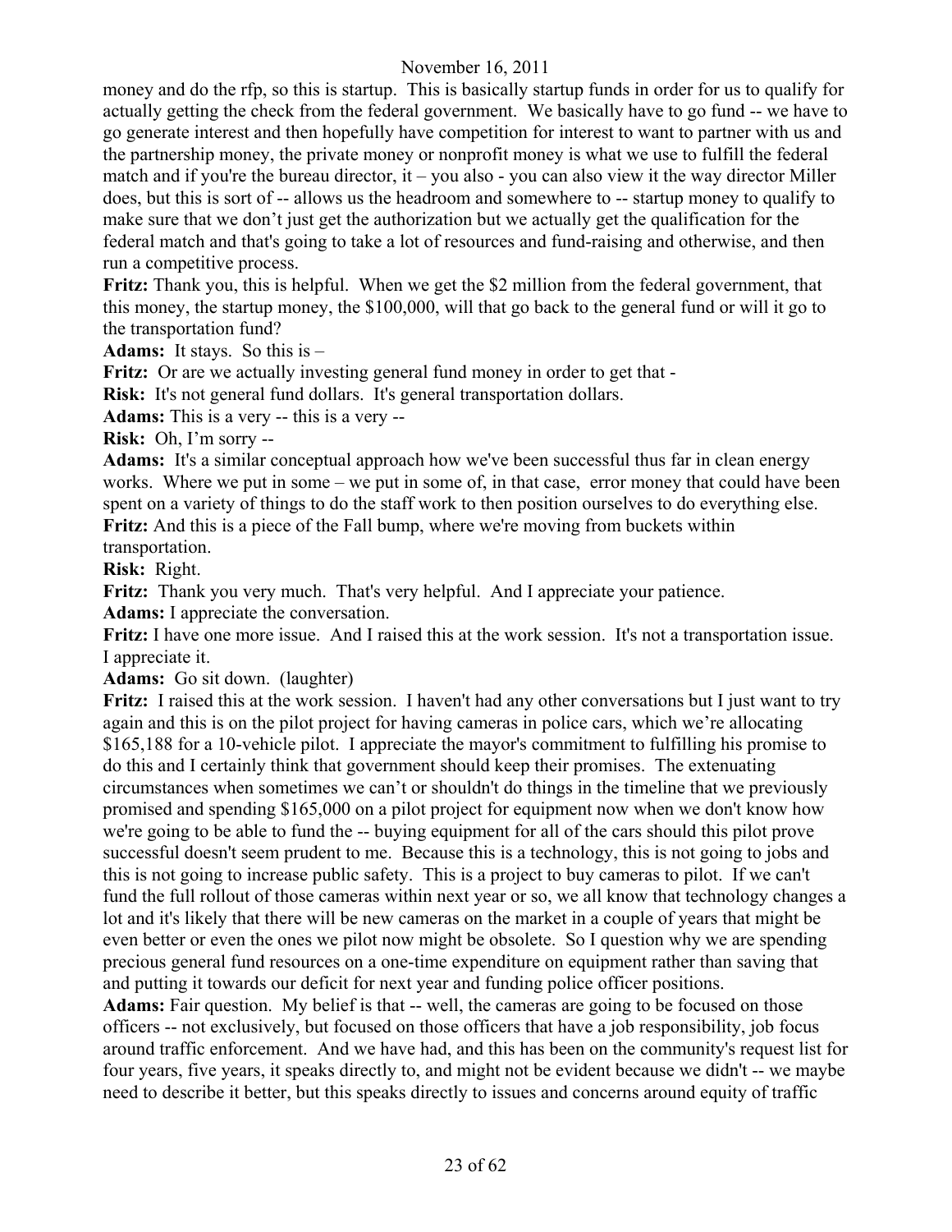money and do the rfp, so this is startup. This is basically startup funds in order for us to qualify for actually getting the check from the federal government. We basically have to go fund -- we have to go generate interest and then hopefully have competition for interest to want to partner with us and the partnership money, the private money or nonprofit money is what we use to fulfill the federal match and if you're the bureau director, it – you also - you can also view it the way director Miller does, but this is sort of -- allows us the headroom and somewhere to -- startup money to qualify to make sure that we don't just get the authorization but we actually get the qualification for the federal match and that's going to take a lot of resources and fund-raising and otherwise, and then run a competitive process.

**Fritz:** Thank you, this is helpful. When we get the $2 million from the federal government, that this money, the startup money, the $100,000, will that go back to the general fund or will it go to the transportation fund?

**Adams:** It stays. So this is –

**Fritz:** Or are we actually investing general fund money in order to get that -

**Risk:** It's not general fund dollars. It's general transportation dollars.

**Adams:** This is a very -- this is a very --

**Risk:** Oh, I'm sorry --

**Adams:** It's a similar conceptual approach how we've been successful thus far in clean energy works. Where we put in some – we put in some of, in that case, error money that could have been spent on a variety of things to do the staff work to then position ourselves to do everything else.

**Fritz:** And this is a piece of the Fall bump, where we're moving from buckets within transportation.

**Risk:** Right.

**Fritz:** Thank you very much. That's very helpful. And I appreciate your patience.

**Adams:** I appreciate the conversation.

**Fritz:** I have one more issue. And I raised this at the work session. It's not a transportation issue. I appreciate it.

**Adams:** Go sit down. (laughter)

**Fritz:** I raised this at the work session. I haven't had any other conversations but I just want to try again and this is on the pilot project for having cameras in police cars, which we're allocating $165,188 for a 10-vehicle pilot. I appreciate the mayor's commitment to fulfilling his promise to do this and I certainly think that government should keep their promises. The extenuating circumstances when sometimes we can't or shouldn't do things in the timeline that we previously promised and spending $165,000 on a pilot project for equipment now when we don't know how we're going to be able to fund the -- buying equipment for all of the cars should this pilot prove successful doesn't seem prudent to me. Because this is a technology, this is not going to jobs and this is not going to increase public safety. This is a project to buy cameras to pilot. If we can't fund the full rollout of those cameras within next year or so, we all know that technology changes a lot and it's likely that there will be new cameras on the market in a couple of years that might be even better or even the ones we pilot now might be obsolete. So I question why we are spending precious general fund resources on a one-time expenditure on equipment rather than saving that and putting it towards our deficit for next year and funding police officer positions.

**Adams:** Fair question. My belief is that -- well, the cameras are going to be focused on those officers -- not exclusively, but focused on those officers that have a job responsibility, job focus around traffic enforcement. And we have had, and this has been on the community's request list for four years, five years, it speaks directly to, and might not be evident because we didn't -- we maybe need to describe it better, but this speaks directly to issues and concerns around equity of traffic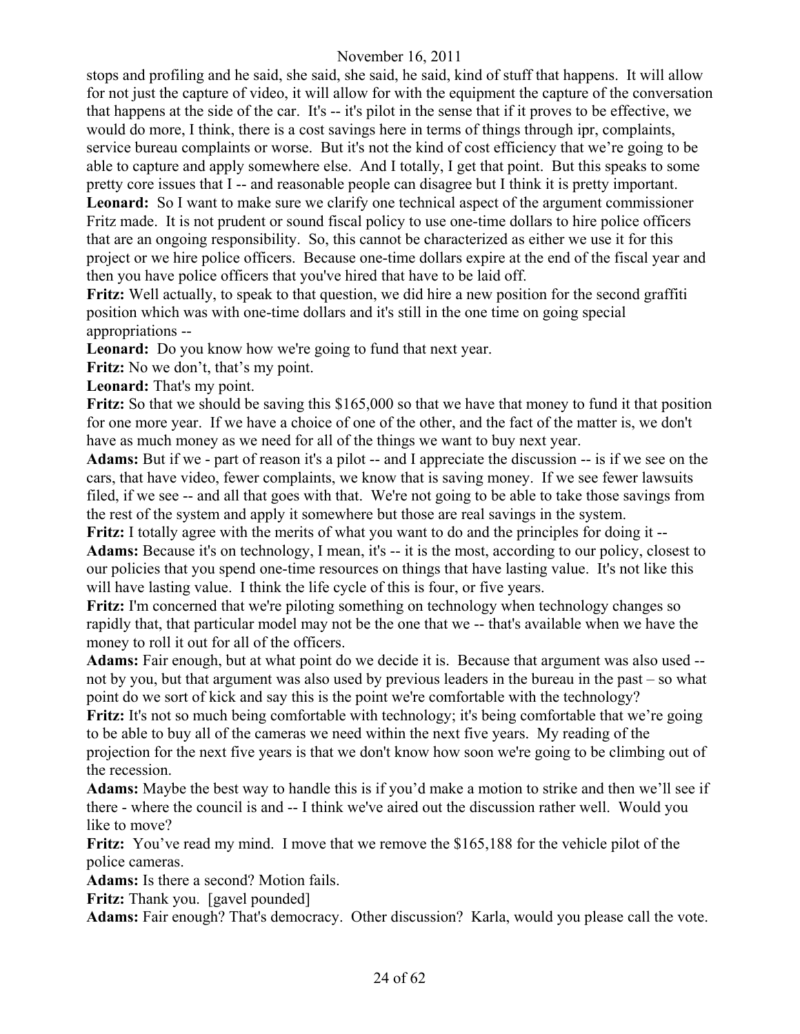stops and profiling and he said, she said, she said, he said, kind of stuff that happens. It will allow for not just the capture of video, it will allow for with the equipment the capture of the conversation that happens at the side of the car. It's -- it's pilot in the sense that if it proves to be effective, we would do more, I think, there is a cost savings here in terms of things through ipr, complaints, service bureau complaints or worse. But it's not the kind of cost efficiency that we're going to be able to capture and apply somewhere else. And I totally, I get that point. But this speaks to some pretty core issues that I -- and reasonable people can disagree but I think it is pretty important.

**Leonard:** So I want to make sure we clarify one technical aspect of the argument commissioner Fritz made. It is not prudent or sound fiscal policy to use one-time dollars to hire police officers that are an ongoing responsibility. So, this cannot be characterized as either we use it for this project or we hire police officers. Because one-time dollars expire at the end of the fiscal year and then you have police officers that you've hired that have to be laid off.

**Fritz:** Well actually, to speak to that question, we did hire a new position for the second graffiti position which was with one-time dollars and it's still in the one time on going special appropriations --

**Leonard:** Do you know how we're going to fund that next year.

**Fritz:** No we don't, that's my point.

**Leonard:** That's my point.

**Fritz:** So that we should be saving this $165,000 so that we have that money to fund it that position for one more year. If we have a choice of one of the other, and the fact of the matter is, we don't have as much money as we need for all of the things we want to buy next year.

**Adams:** But if we - part of reason it's a pilot -- and I appreciate the discussion -- is if we see on the cars, that have video, fewer complaints, we know that is saving money. If we see fewer lawsuits filed, if we see -- and all that goes with that. We're not going to be able to take those savings from the rest of the system and apply it somewhere but those are real savings in the system.

**Fritz:** I totally agree with the merits of what you want to do and the principles for doing it --

**Adams:** Because it's on technology, I mean, it's -- it is the most, according to our policy, closest to our policies that you spend one-time resources on things that have lasting value. It's not like this will have lasting value. I think the life cycle of this is four, or five years.

**Fritz:** I'm concerned that we're piloting something on technology when technology changes so rapidly that, that particular model may not be the one that we -- that's available when we have the money to roll it out for all of the officers.

**Adams:** Fair enough, but at what point do we decide it is. Because that argument was also used -- not by you, but that argument was also used by previous leaders in the bureau in the past – so what point do we sort of kick and say this is the point we're comfortable with the technology?

**Fritz:** It's not so much being comfortable with technology; it's being comfortable that we're going to be able to buy all of the cameras we need within the next five years. My reading of the projection for the next five years is that we don't know how soon we're going to be climbing out of the recession.

**Adams:** Maybe the best way to handle this is if you'd make a motion to strike and then we'll see if there - where the council is and -- I think we've aired out the discussion rather well. Would you like to move?

**Fritz:** You've read my mind. I move that we remove the $165,188 for the vehicle pilot of the police cameras.

**Adams:** Is there a second? Motion fails.

**Fritz:** Thank you. [gavel pounded]

**Adams:** Fair enough? That's democracy. Other discussion? Karla, would you please call the vote.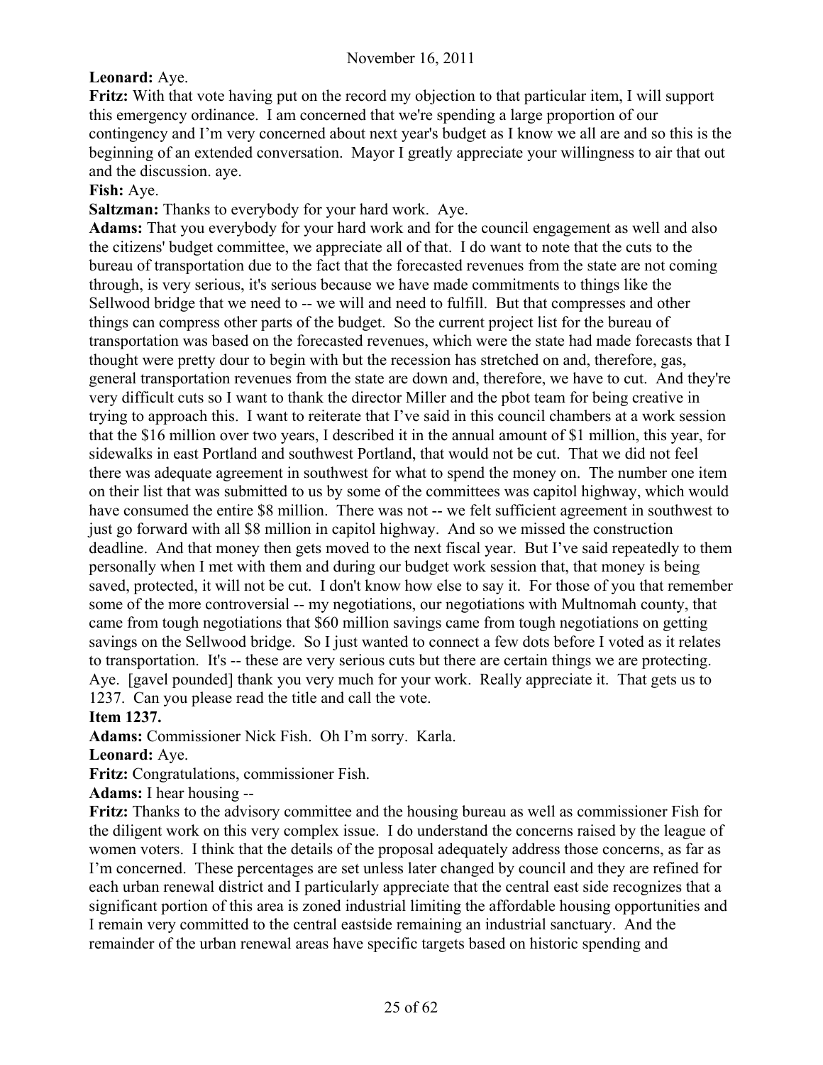**Leonard:** Aye.

**Fritz:** With that vote having put on the record my objection to that particular item, I will support this emergency ordinance. I am concerned that we're spending a large proportion of our contingency and I'm very concerned about next year's budget as I know we all are and so this is the beginning of an extended conversation. Mayor I greatly appreciate your willingness to air that out and the discussion. aye.

**Fish:** Aye.

**Saltzman:** Thanks to everybody for your hard work. Aye.

**Adams:** That you everybody for your hard work and for the council engagement as well and also the citizens' budget committee, we appreciate all of that. I do want to note that the cuts to the bureau of transportation due to the fact that the forecasted revenues from the state are not coming through, is very serious, it's serious because we have made commitments to things like the Sellwood bridge that we need to -- we will and need to fulfill. But that compresses and other things can compress other parts of the budget. So the current project list for the bureau of transportation was based on the forecasted revenues, which were the state had made forecasts that I thought were pretty dour to begin with but the recession has stretched on and, therefore, gas, general transportation revenues from the state are down and, therefore, we have to cut. And they're very difficult cuts so I want to thank the director Miller and the pbot team for being creative in trying to approach this. I want to reiterate that I've said in this council chambers at a work session that the $16 million over two years, I described it in the annual amount of $1 million, this year, for sidewalks in east Portland and southwest Portland, that would not be cut. That we did not feel there was adequate agreement in southwest for what to spend the money on. The number one item on their list that was submitted to us by some of the committees was capitol highway, which would have consumed the entire $8 million. There was not -- we felt sufficient agreement in southwest to just go forward with all $8 million in capitol highway. And so we missed the construction deadline. And that money then gets moved to the next fiscal year. But I've said repeatedly to them personally when I met with them and during our budget work session that, that money is being saved, protected, it will not be cut. I don't know how else to say it. For those of you that remember some of the more controversial -- my negotiations, our negotiations with Multnomah county, that came from tough negotiations that $60 million savings came from tough negotiations on getting savings on the Sellwood bridge. So I just wanted to connect a few dots before I voted as it relates to transportation. It's -- these are very serious cuts but there are certain things we are protecting. Aye. [gavel pounded] thank you very much for your work. Really appreciate it. That gets us to 1237. Can you please read the title and call the vote.

**Item 1237.**

**Adams:** Commissioner Nick Fish. Oh I'm sorry. Karla.

**Leonard:** Aye.

**Fritz:** Congratulations, commissioner Fish.

**Adams:** I hear housing --

**Fritz:** Thanks to the advisory committee and the housing bureau as well as commissioner Fish for the diligent work on this very complex issue. I do understand the concerns raised by the league of women voters. I think that the details of the proposal adequately address those concerns, as far as I'm concerned. These percentages are set unless later changed by council and they are refined for each urban renewal district and I particularly appreciate that the central east side recognizes that a significant portion of this area is zoned industrial limiting the affordable housing opportunities and I remain very committed to the central eastside remaining an industrial sanctuary. And the remainder of the urban renewal areas have specific targets based on historic spending and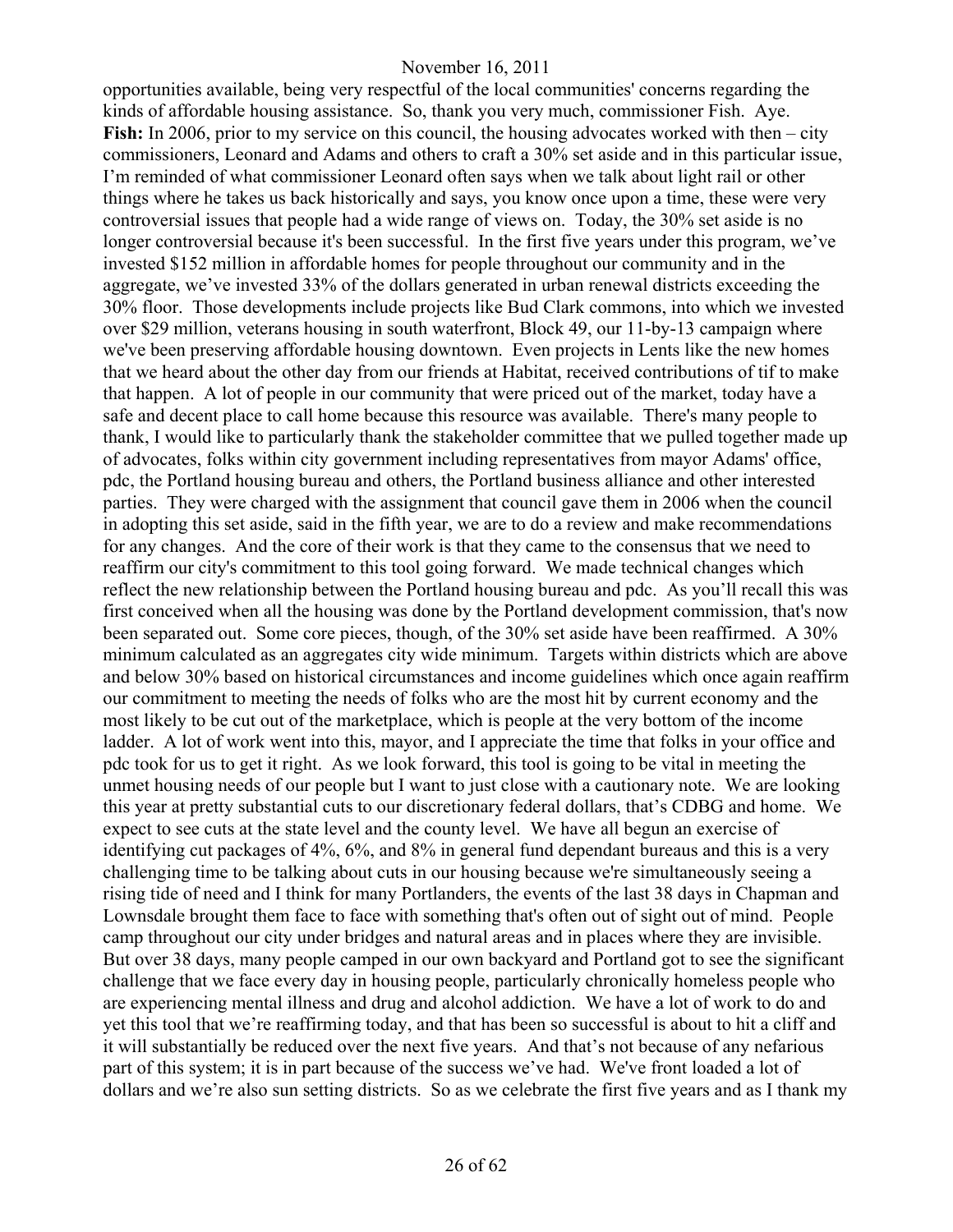opportunities available, being very respectful of the local communities' concerns regarding the kinds of affordable housing assistance. So, thank you very much, commissioner Fish. Aye.

**Fish:** In 2006, prior to my service on this council, the housing advocates worked with then – city commissioners, Leonard and Adams and others to craft a 30% set aside and in this particular issue, I'm reminded of what commissioner Leonard often says when we talk about light rail or other things where he takes us back historically and says, you know once upon a time, these were very controversial issues that people had a wide range of views on. Today, the 30% set aside is no longer controversial because it's been successful. In the first five years under this program, we've invested $152 million in affordable homes for people throughout our community and in the aggregate, we've invested 33% of the dollars generated in urban renewal districts exceeding the 30% floor. Those developments include projects like Bud Clark commons, into which we invested over $29 million, veterans housing in south waterfront, Block 49, our 11-by-13 campaign where we've been preserving affordable housing downtown. Even projects in Lents like the new homes that we heard about the other day from our friends at Habitat, received contributions of tif to make that happen. A lot of people in our community that were priced out of the market, today have a safe and decent place to call home because this resource was available. There's many people to thank, I would like to particularly thank the stakeholder committee that we pulled together made up of advocates, folks within city government including representatives from mayor Adams' office, pdc, the Portland housing bureau and others, the Portland business alliance and other interested parties. They were charged with the assignment that council gave them in 2006 when the council in adopting this set aside, said in the fifth year, we are to do a review and make recommendations for any changes. And the core of their work is that they came to the consensus that we need to reaffirm our city's commitment to this tool going forward. We made technical changes which reflect the new relationship between the Portland housing bureau and pdc. As you'll recall this was first conceived when all the housing was done by the Portland development commission, that's now been separated out. Some core pieces, though, of the 30% set aside have been reaffirmed. A 30% minimum calculated as an aggregates city wide minimum. Targets within districts which are above and below 30% based on historical circumstances and income guidelines which once again reaffirm our commitment to meeting the needs of folks who are the most hit by current economy and the most likely to be cut out of the marketplace, which is people at the very bottom of the income ladder. A lot of work went into this, mayor, and I appreciate the time that folks in your office and pdc took for us to get it right. As we look forward, this tool is going to be vital in meeting the unmet housing needs of our people but I want to just close with a cautionary note. We are looking this year at pretty substantial cuts to our discretionary federal dollars, that's CDBG and home. We expect to see cuts at the state level and the county level. We have all begun an exercise of identifying cut packages of 4%, 6%, and 8% in general fund dependant bureaus and this is a very challenging time to be talking about cuts in our housing because we're simultaneously seeing a rising tide of need and I think for many Portlanders, the events of the last 38 days in Chapman and Lownsdale brought them face to face with something that's often out of sight out of mind. People camp throughout our city under bridges and natural areas and in places where they are invisible. But over 38 days, many people camped in our own backyard and Portland got to see the significant challenge that we face every day in housing people, particularly chronically homeless people who are experiencing mental illness and drug and alcohol addiction. We have a lot of work to do and yet this tool that we're reaffirming today, and that has been so successful is about to hit a cliff and it will substantially be reduced over the next five years. And that's not because of any nefarious part of this system; it is in part because of the success we've had. We've front loaded a lot of dollars and we're also sun setting districts. So as we celebrate the first five years and as I thank my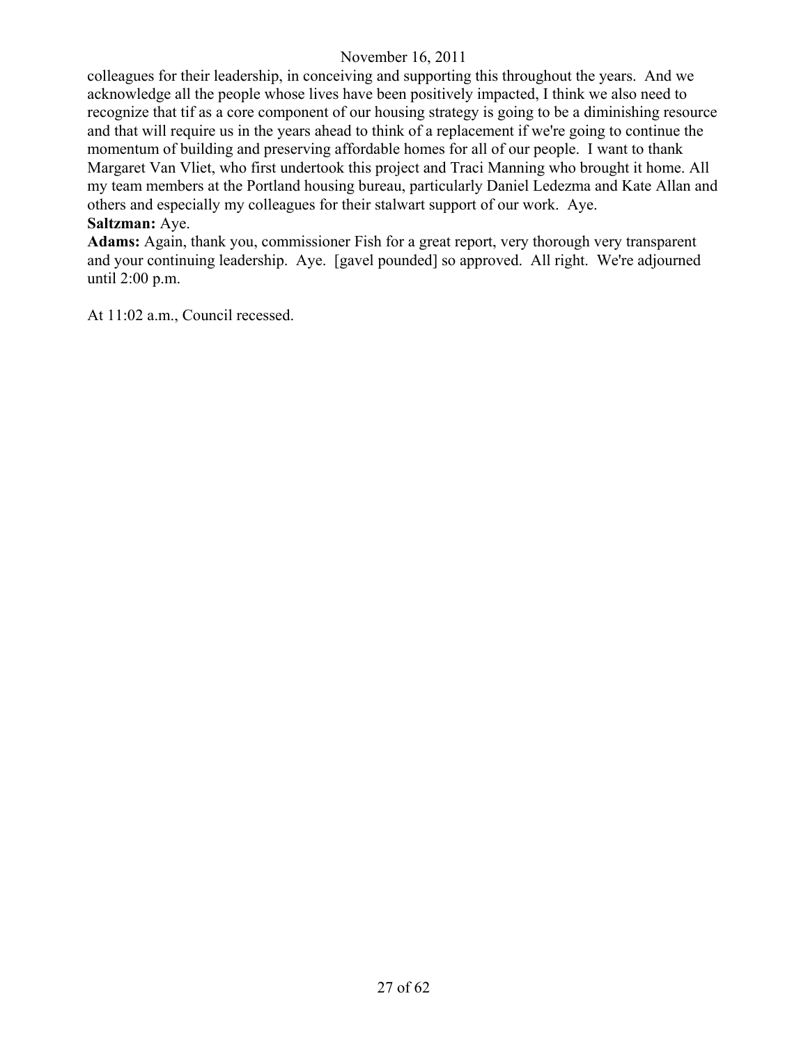colleagues for their leadership, in conceiving and supporting this throughout the years. And we acknowledge all the people whose lives have been positively impacted, I think we also need to recognize that tif as a core component of our housing strategy is going to be a diminishing resource and that will require us in the years ahead to think of a replacement if we're going to continue the momentum of building and preserving affordable homes for all of our people. I want to thank Margaret Van Vliet, who first undertook this project and Traci Manning who brought it home. All my team members at the Portland housing bureau, particularly Daniel Ledezma and Kate Allan and others and especially my colleagues for their stalwart support of our work. Aye.

**Saltzman:** Aye.

**Adams:** Again, thank you, commissioner Fish for a great report, very thorough very transparent and your continuing leadership. Aye. [gavel pounded] so approved. All right. We're adjourned until 2:00 p.m.

At 11:02 a.m., Council recessed.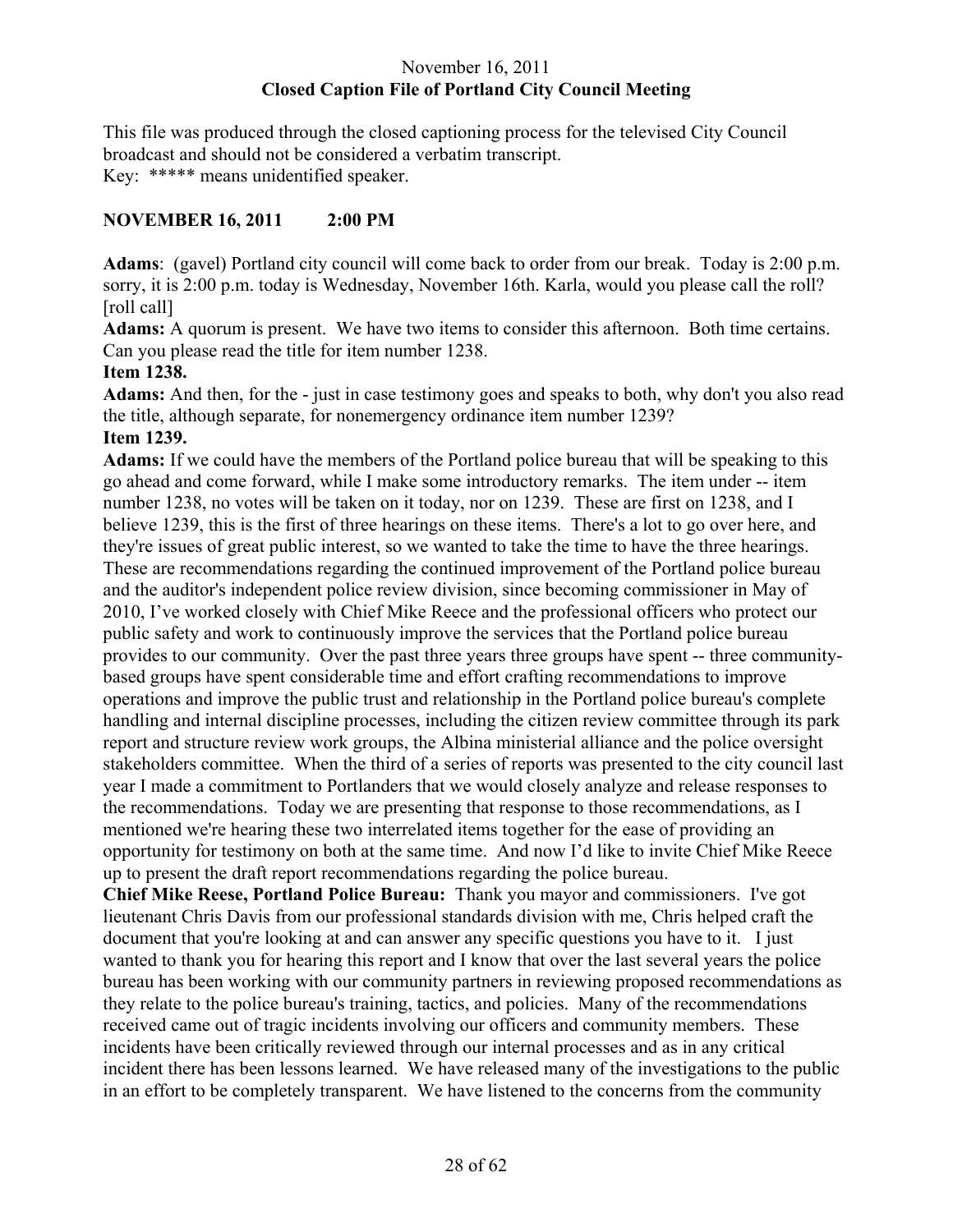November 16, 2011
**Closed Caption File of Portland City Council Meeting**

This file was produced through the closed captioning process for the televised City Council broadcast and should not be considered a verbatim transcript.
Key: ***** means unidentified speaker.

**NOVEMBER 16, 2011 2:00 PM**

**Adams**: (gavel) Portland city council will come back to order from our break. Today is 2:00 p.m. sorry, it is 2:00 p.m. today is Wednesday, November 16th. Karla, would you please call the roll? [roll call]

**Adams:** A quorum is present. We have two items to consider this afternoon. Both time certains. Can you please read the title for item number 1238.

**Item 1238.**

**Adams:** And then, for the - just in case testimony goes and speaks to both, why don't you also read the title, although separate, for nonemergency ordinance item number 1239?

**Item 1239.**

**Adams:** If we could have the members of the Portland police bureau that will be speaking to this go ahead and come forward, while I make some introductory remarks. The item under -- item number 1238, no votes will be taken on it today, nor on 1239. These are first on 1238, and I believe 1239, this is the first of three hearings on these items. There's a lot to go over here, and they're issues of great public interest, so we wanted to take the time to have the three hearings. These are recommendations regarding the continued improvement of the Portland police bureau and the auditor's independent police review division, since becoming commissioner in May of 2010, I've worked closely with Chief Mike Reece and the professional officers who protect our public safety and work to continuously improve the services that the Portland police bureau provides to our community. Over the past three years three groups have spent -- three community-based groups have spent considerable time and effort crafting recommendations to improve operations and improve the public trust and relationship in the Portland police bureau's complete handling and internal discipline processes, including the citizen review committee through its park report and structure review work groups, the Albina ministerial alliance and the police oversight stakeholders committee. When the third of a series of reports was presented to the city council last year I made a commitment to Portlanders that we would closely analyze and release responses to the recommendations. Today we are presenting that response to those recommendations, as I mentioned we're hearing these two interrelated items together for the ease of providing an opportunity for testimony on both at the same time. And now I'd like to invite Chief Mike Reece up to present the draft report recommendations regarding the police bureau.

**Chief Mike Reese, Portland Police Bureau:** Thank you mayor and commissioners. I've got lieutenant Chris Davis from our professional standards division with me, Chris helped craft the document that you're looking at and can answer any specific questions you have to it. I just wanted to thank you for hearing this report and I know that over the last several years the police bureau has been working with our community partners in reviewing proposed recommendations as they relate to the police bureau's training, tactics, and policies. Many of the recommendations received came out of tragic incidents involving our officers and community members. These incidents have been critically reviewed through our internal processes and as in any critical incident there has been lessons learned. We have released many of the investigations to the public in an effort to be completely transparent. We have listened to the concerns from the community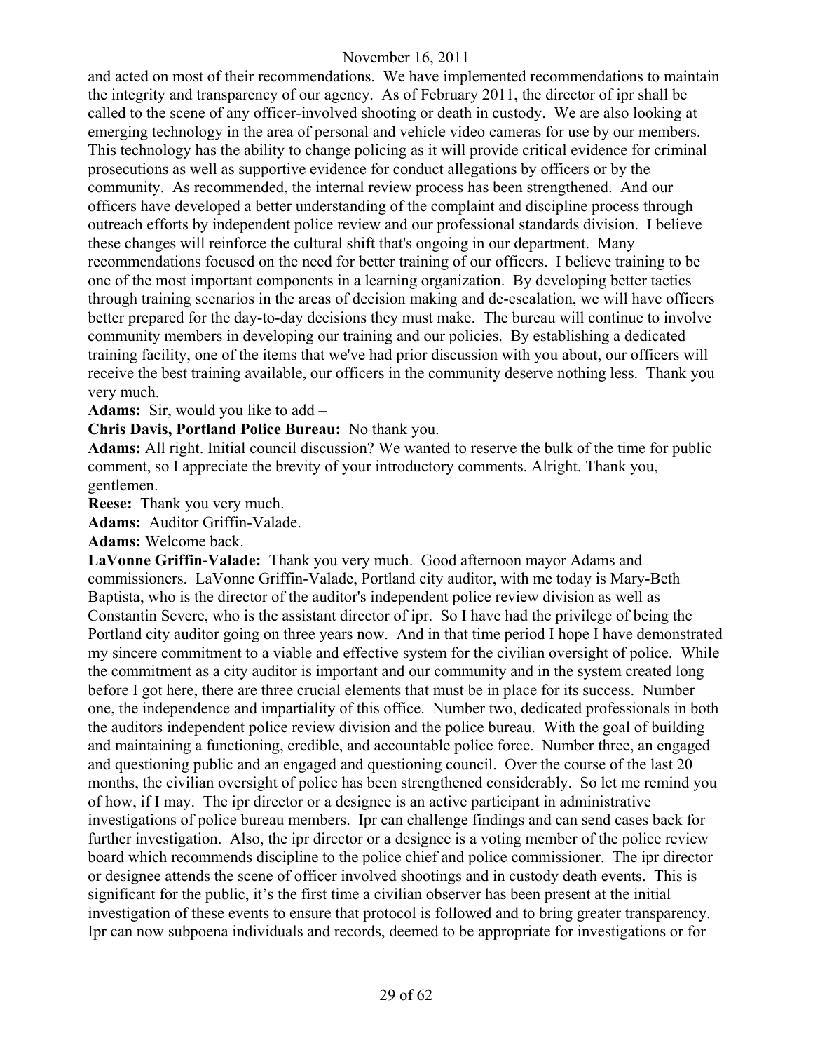and acted on most of their recommendations. We have implemented recommendations to maintain the integrity and transparency of our agency. As of February 2011, the director of ipr shall be called to the scene of any officer-involved shooting or death in custody. We are also looking at emerging technology in the area of personal and vehicle video cameras for use by our members. This technology has the ability to change policing as it will provide critical evidence for criminal prosecutions as well as supportive evidence for conduct allegations by officers or by the community. As recommended, the internal review process has been strengthened. And our officers have developed a better understanding of the complaint and discipline process through outreach efforts by independent police review and our professional standards division. I believe these changes will reinforce the cultural shift that's ongoing in our department. Many recommendations focused on the need for better training of our officers. I believe training to be one of the most important components in a learning organization. By developing better tactics through training scenarios in the areas of decision making and de-escalation, we will have officers better prepared for the day-to-day decisions they must make. The bureau will continue to involve community members in developing our training and our policies. By establishing a dedicated training facility, one of the items that we've had prior discussion with you about, our officers will receive the best training available, our officers in the community deserve nothing less. Thank you very much.

**Adams:** Sir, would you like to add –

**Chris Davis, Portland Police Bureau:** No thank you.

**Adams:** All right. Initial council discussion? We wanted to reserve the bulk of the time for public comment, so I appreciate the brevity of your introductory comments. Alright. Thank you, gentlemen.

**Reese:** Thank you very much.

**Adams:** Auditor Griffin-Valade.

**Adams:** Welcome back.

**LaVonne Griffin-Valade:** Thank you very much. Good afternoon mayor Adams and commissioners. LaVonne Griffin-Valade, Portland city auditor, with me today is Mary-Beth Baptista, who is the director of the auditor's independent police review division as well as Constantin Severe, who is the assistant director of ipr. So I have had the privilege of being the Portland city auditor going on three years now. And in that time period I hope I have demonstrated my sincere commitment to a viable and effective system for the civilian oversight of police. While the commitment as a city auditor is important and our community and in the system created long before I got here, there are three crucial elements that must be in place for its success. Number one, the independence and impartiality of this office. Number two, dedicated professionals in both the auditors independent police review division and the police bureau. With the goal of building and maintaining a functioning, credible, and accountable police force. Number three, an engaged and questioning public and an engaged and questioning council. Over the course of the last 20 months, the civilian oversight of police has been strengthened considerably. So let me remind you of how, if I may. The ipr director or a designee is an active participant in administrative investigations of police bureau members. Ipr can challenge findings and can send cases back for further investigation. Also, the ipr director or a designee is a voting member of the police review board which recommends discipline to the police chief and police commissioner. The ipr director or designee attends the scene of officer involved shootings and in custody death events. This is significant for the public, it's the first time a civilian observer has been present at the initial investigation of these events to ensure that protocol is followed and to bring greater transparency. Ipr can now subpoena individuals and records, deemed to be appropriate for investigations or for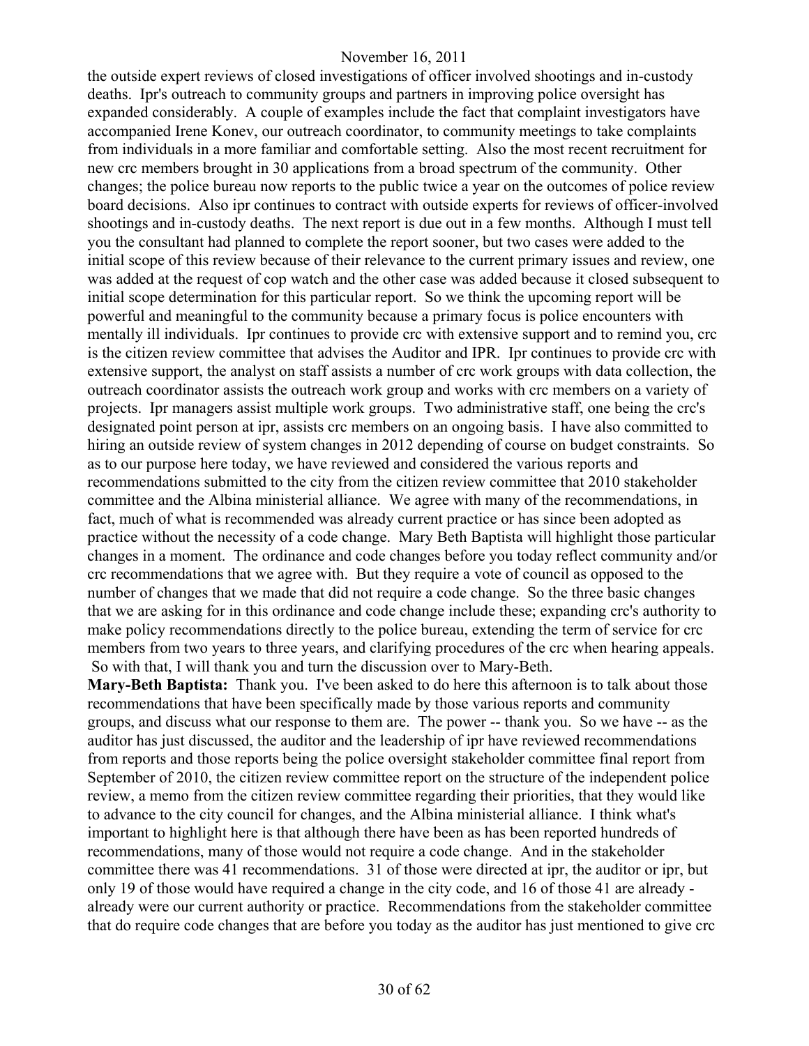the outside expert reviews of closed investigations of officer involved shootings and in-custody deaths. Ipr's outreach to community groups and partners in improving police oversight has expanded considerably. A couple of examples include the fact that complaint investigators have accompanied Irene Konev, our outreach coordinator, to community meetings to take complaints from individuals in a more familiar and comfortable setting. Also the most recent recruitment for new crc members brought in 30 applications from a broad spectrum of the community. Other changes; the police bureau now reports to the public twice a year on the outcomes of police review board decisions. Also ipr continues to contract with outside experts for reviews of officer-involved shootings and in-custody deaths. The next report is due out in a few months. Although I must tell you the consultant had planned to complete the report sooner, but two cases were added to the initial scope of this review because of their relevance to the current primary issues and review, one was added at the request of cop watch and the other case was added because it closed subsequent to initial scope determination for this particular report. So we think the upcoming report will be powerful and meaningful to the community because a primary focus is police encounters with mentally ill individuals. Ipr continues to provide crc with extensive support and to remind you, crc is the citizen review committee that advises the Auditor and IPR. Ipr continues to provide crc with extensive support, the analyst on staff assists a number of crc work groups with data collection, the outreach coordinator assists the outreach work group and works with crc members on a variety of projects. Ipr managers assist multiple work groups. Two administrative staff, one being the crc's designated point person at ipr, assists crc members on an ongoing basis. I have also committed to hiring an outside review of system changes in 2012 depending of course on budget constraints. So as to our purpose here today, we have reviewed and considered the various reports and recommendations submitted to the city from the citizen review committee that 2010 stakeholder committee and the Albina ministerial alliance. We agree with many of the recommendations, in fact, much of what is recommended was already current practice or has since been adopted as practice without the necessity of a code change. Mary Beth Baptista will highlight those particular changes in a moment. The ordinance and code changes before you today reflect community and/or crc recommendations that we agree with. But they require a vote of council as opposed to the number of changes that we made that did not require a code change. So the three basic changes that we are asking for in this ordinance and code change include these; expanding crc's authority to make policy recommendations directly to the police bureau, extending the term of service for crc members from two years to three years, and clarifying procedures of the crc when hearing appeals. So with that, I will thank you and turn the discussion over to Mary-Beth.

**Mary-Beth Baptista:** Thank you. I've been asked to do here this afternoon is to talk about those recommendations that have been specifically made by those various reports and community groups, and discuss what our response to them are. The power -- thank you. So we have -- as the auditor has just discussed, the auditor and the leadership of ipr have reviewed recommendations from reports and those reports being the police oversight stakeholder committee final report from September of 2010, the citizen review committee report on the structure of the independent police review, a memo from the citizen review committee regarding their priorities, that they would like to advance to the city council for changes, and the Albina ministerial alliance. I think what's important to highlight here is that although there have been as has been reported hundreds of recommendations, many of those would not require a code change. And in the stakeholder committee there was 41 recommendations. 31 of those were directed at ipr, the auditor or ipr, but only 19 of those would have required a change in the city code, and 16 of those 41 are already - already were our current authority or practice. Recommendations from the stakeholder committee that do require code changes that are before you today as the auditor has just mentioned to give crc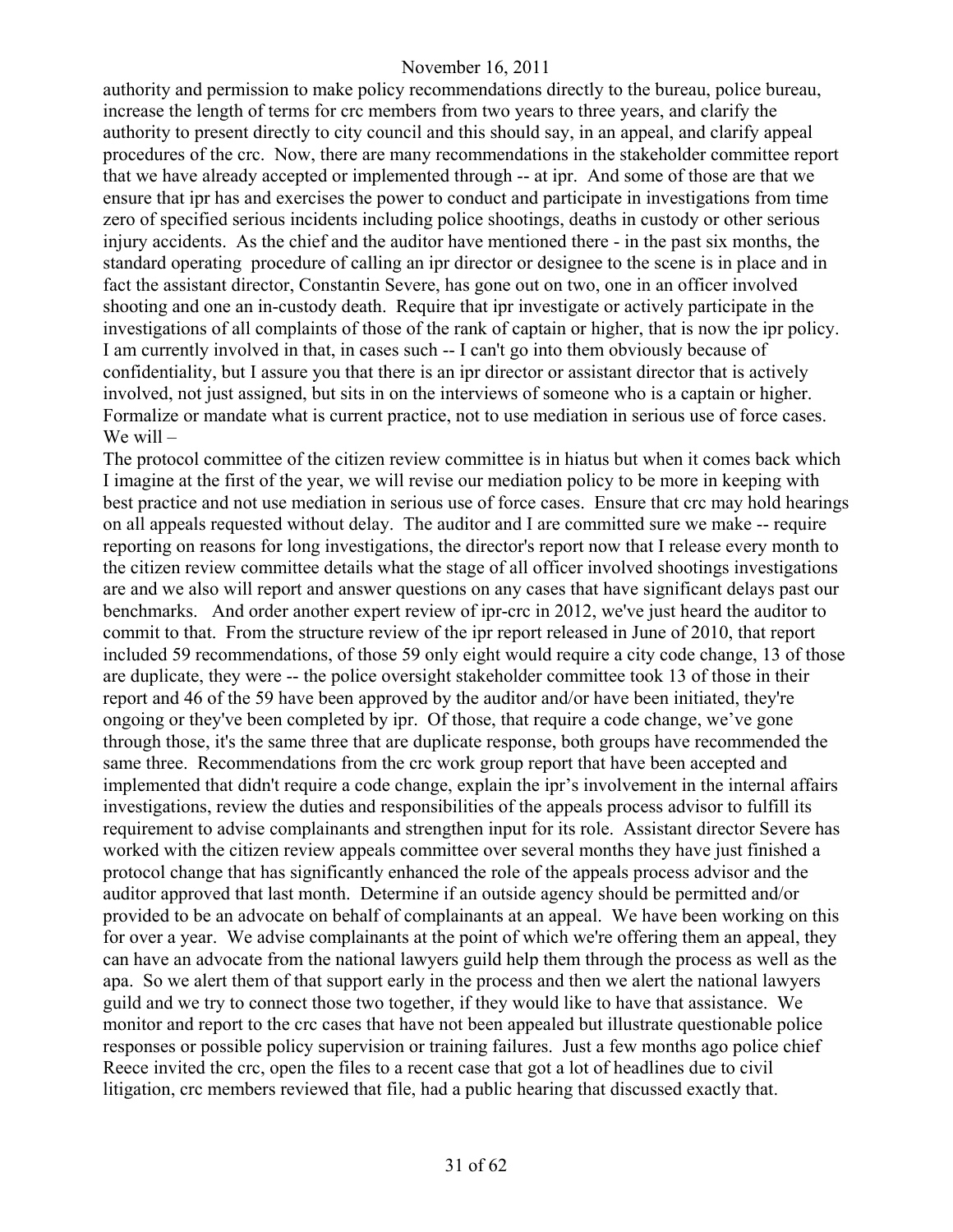authority and permission to make policy recommendations directly to the bureau, police bureau, increase the length of terms for crc members from two years to three years, and clarify the authority to present directly to city council and this should say, in an appeal, and clarify appeal procedures of the crc. Now, there are many recommendations in the stakeholder committee report that we have already accepted or implemented through -- at ipr. And some of those are that we ensure that ipr has and exercises the power to conduct and participate in investigations from time zero of specified serious incidents including police shootings, deaths in custody or other serious injury accidents. As the chief and the auditor have mentioned there - in the past six months, the standard operating procedure of calling an ipr director or designee to the scene is in place and in fact the assistant director, Constantin Severe, has gone out on two, one in an officer involved shooting and one an in-custody death. Require that ipr investigate or actively participate in the investigations of all complaints of those of the rank of captain or higher, that is now the ipr policy. I am currently involved in that, in cases such -- I can't go into them obviously because of confidentiality, but I assure you that there is an ipr director or assistant director that is actively involved, not just assigned, but sits in on the interviews of someone who is a captain or higher. Formalize or mandate what is current practice, not to use mediation in serious use of force cases. We will –

The protocol committee of the citizen review committee is in hiatus but when it comes back which I imagine at the first of the year, we will revise our mediation policy to be more in keeping with best practice and not use mediation in serious use of force cases. Ensure that crc may hold hearings on all appeals requested without delay. The auditor and I are committed sure we make -- require reporting on reasons for long investigations, the director's report now that I release every month to the citizen review committee details what the stage of all officer involved shootings investigations are and we also will report and answer questions on any cases that have significant delays past our benchmarks. And order another expert review of ipr-crc in 2012, we've just heard the auditor to commit to that. From the structure review of the ipr report released in June of 2010, that report included 59 recommendations, of those 59 only eight would require a city code change, 13 of those are duplicate, they were -- the police oversight stakeholder committee took 13 of those in their report and 46 of the 59 have been approved by the auditor and/or have been initiated, they're ongoing or they've been completed by ipr. Of those, that require a code change, we've gone through those, it's the same three that are duplicate response, both groups have recommended the same three. Recommendations from the crc work group report that have been accepted and implemented that didn't require a code change, explain the ipr's involvement in the internal affairs investigations, review the duties and responsibilities of the appeals process advisor to fulfill its requirement to advise complainants and strengthen input for its role. Assistant director Severe has worked with the citizen review appeals committee over several months they have just finished a protocol change that has significantly enhanced the role of the appeals process advisor and the auditor approved that last month. Determine if an outside agency should be permitted and/or provided to be an advocate on behalf of complainants at an appeal. We have been working on this for over a year. We advise complainants at the point of which we're offering them an appeal, they can have an advocate from the national lawyers guild help them through the process as well as the apa. So we alert them of that support early in the process and then we alert the national lawyers guild and we try to connect those two together, if they would like to have that assistance. We monitor and report to the crc cases that have not been appealed but illustrate questionable police responses or possible policy supervision or training failures. Just a few months ago police chief Reece invited the crc, open the files to a recent case that got a lot of headlines due to civil litigation, crc members reviewed that file, had a public hearing that discussed exactly that.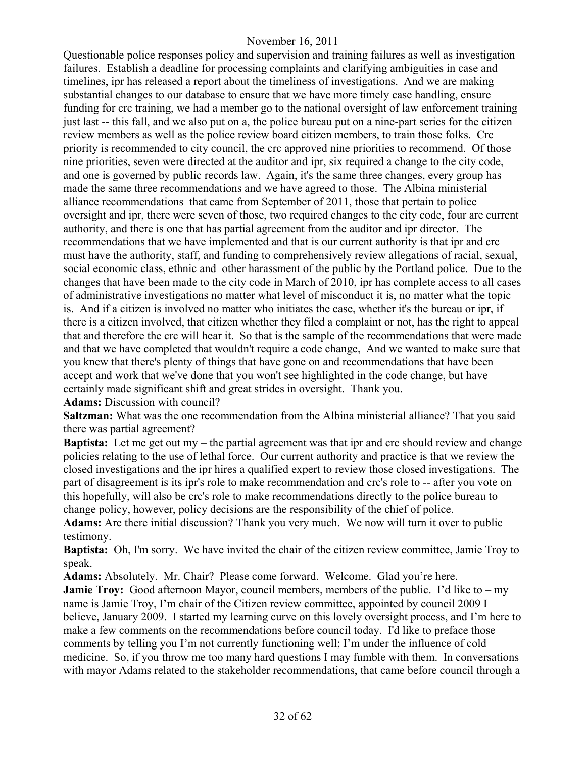Questionable police responses policy and supervision and training failures as well as investigation failures. Establish a deadline for processing complaints and clarifying ambiguities in case and timelines, ipr has released a report about the timeliness of investigations. And we are making substantial changes to our database to ensure that we have more timely case handling, ensure funding for crc training, we had a member go to the national oversight of law enforcement training just last -- this fall, and we also put on a, the police bureau put on a nine-part series for the citizen review members as well as the police review board citizen members, to train those folks. Crc priority is recommended to city council, the crc approved nine priorities to recommend. Of those nine priorities, seven were directed at the auditor and ipr, six required a change to the city code, and one is governed by public records law. Again, it's the same three changes, every group has made the same three recommendations and we have agreed to those. The Albina ministerial alliance recommendations that came from September of 2011, those that pertain to police oversight and ipr, there were seven of those, two required changes to the city code, four are current authority, and there is one that has partial agreement from the auditor and ipr director. The recommendations that we have implemented and that is our current authority is that ipr and crc must have the authority, staff, and funding to comprehensively review allegations of racial, sexual, social economic class, ethnic and other harassment of the public by the Portland police. Due to the changes that have been made to the city code in March of 2010, ipr has complete access to all cases of administrative investigations no matter what level of misconduct it is, no matter what the topic is. And if a citizen is involved no matter who initiates the case, whether it's the bureau or ipr, if there is a citizen involved, that citizen whether they filed a complaint or not, has the right to appeal that and therefore the crc will hear it. So that is the sample of the recommendations that were made and that we have completed that wouldn't require a code change, And we wanted to make sure that you knew that there's plenty of things that have gone on and recommendations that have been accept and work that we've done that you won't see highlighted in the code change, but have certainly made significant shift and great strides in oversight. Thank you.

**Adams:** Discussion with council?

**Saltzman:** What was the one recommendation from the Albina ministerial alliance? That you said there was partial agreement?

**Baptista:** Let me get out my – the partial agreement was that ipr and crc should review and change policies relating to the use of lethal force. Our current authority and practice is that we review the closed investigations and the ipr hires a qualified expert to review those closed investigations. The part of disagreement is its ipr's role to make recommendation and crc's role to -- after you vote on this hopefully, will also be crc's role to make recommendations directly to the police bureau to change policy, however, policy decisions are the responsibility of the chief of police.

**Adams:** Are there initial discussion? Thank you very much. We now will turn it over to public testimony.

**Baptista:** Oh, I'm sorry. We have invited the chair of the citizen review committee, Jamie Troy to speak.

**Adams:** Absolutely. Mr. Chair? Please come forward. Welcome. Glad you're here.

**Jamie Troy:** Good afternoon Mayor, council members, members of the public. I'd like to – my name is Jamie Troy, I'm chair of the Citizen review committee, appointed by council 2009 I believe, January 2009. I started my learning curve on this lovely oversight process, and I'm here to make a few comments on the recommendations before council today. I'd like to preface those comments by telling you I'm not currently functioning well; I'm under the influence of cold medicine. So, if you throw me too many hard questions I may fumble with them. In conversations with mayor Adams related to the stakeholder recommendations, that came before council through a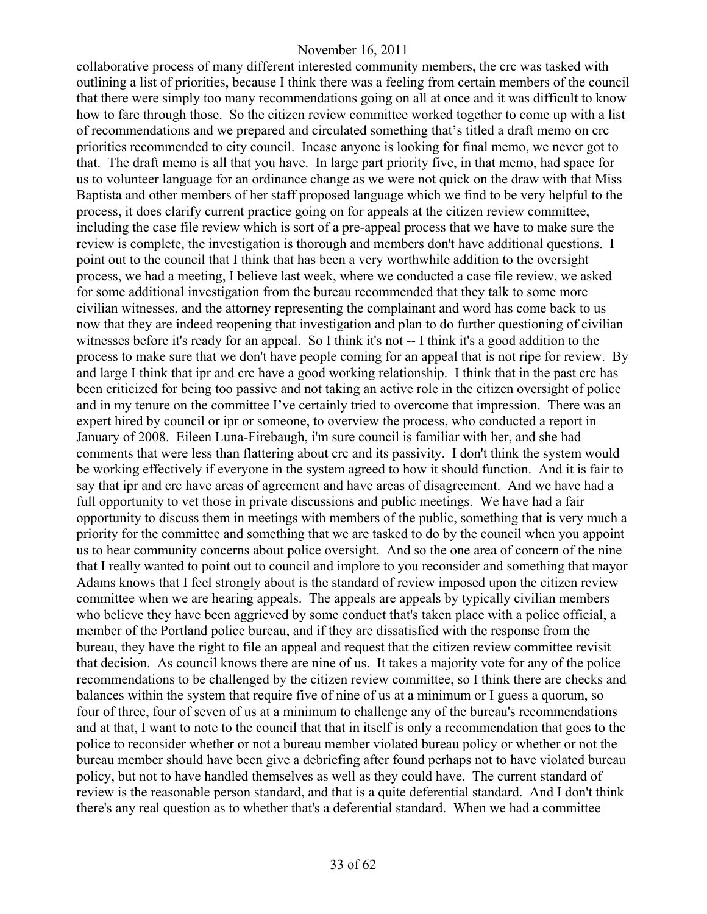collaborative process of many different interested community members, the crc was tasked with outlining a list of priorities, because I think there was a feeling from certain members of the council that there were simply too many recommendations going on all at once and it was difficult to know how to fare through those. So the citizen review committee worked together to come up with a list of recommendations and we prepared and circulated something that's titled a draft memo on crc priorities recommended to city council. Incase anyone is looking for final memo, we never got to that. The draft memo is all that you have. In large part priority five, in that memo, had space for us to volunteer language for an ordinance change as we were not quick on the draw with that Miss Baptista and other members of her staff proposed language which we find to be very helpful to the process, it does clarify current practice going on for appeals at the citizen review committee, including the case file review which is sort of a pre-appeal process that we have to make sure the review is complete, the investigation is thorough and members don't have additional questions. I point out to the council that I think that has been a very worthwhile addition to the oversight process, we had a meeting, I believe last week, where we conducted a case file review, we asked for some additional investigation from the bureau recommended that they talk to some more civilian witnesses, and the attorney representing the complainant and word has come back to us now that they are indeed reopening that investigation and plan to do further questioning of civilian witnesses before it's ready for an appeal. So I think it's not -- I think it's a good addition to the process to make sure that we don't have people coming for an appeal that is not ripe for review. By and large I think that ipr and crc have a good working relationship. I think that in the past crc has been criticized for being too passive and not taking an active role in the citizen oversight of police and in my tenure on the committee I've certainly tried to overcome that impression. There was an expert hired by council or ipr or someone, to overview the process, who conducted a report in January of 2008. Eileen Luna-Firebaugh, i'm sure council is familiar with her, and she had comments that were less than flattering about crc and its passivity. I don't think the system would be working effectively if everyone in the system agreed to how it should function. And it is fair to say that ipr and crc have areas of agreement and have areas of disagreement. And we have had a full opportunity to vet those in private discussions and public meetings. We have had a fair opportunity to discuss them in meetings with members of the public, something that is very much a priority for the committee and something that we are tasked to do by the council when you appoint us to hear community concerns about police oversight. And so the one area of concern of the nine that I really wanted to point out to council and implore to you reconsider and something that mayor Adams knows that I feel strongly about is the standard of review imposed upon the citizen review committee when we are hearing appeals. The appeals are appeals by typically civilian members who believe they have been aggrieved by some conduct that's taken place with a police official, a member of the Portland police bureau, and if they are dissatisfied with the response from the bureau, they have the right to file an appeal and request that the citizen review committee revisit that decision. As council knows there are nine of us. It takes a majority vote for any of the police recommendations to be challenged by the citizen review committee, so I think there are checks and balances within the system that require five of nine of us at a minimum or I guess a quorum, so four of three, four of seven of us at a minimum to challenge any of the bureau's recommendations and at that, I want to note to the council that that in itself is only a recommendation that goes to the police to reconsider whether or not a bureau member violated bureau policy or whether or not the bureau member should have been give a debriefing after found perhaps not to have violated bureau policy, but not to have handled themselves as well as they could have. The current standard of review is the reasonable person standard, and that is a quite deferential standard. And I don't think there's any real question as to whether that's a deferential standard. When we had a committee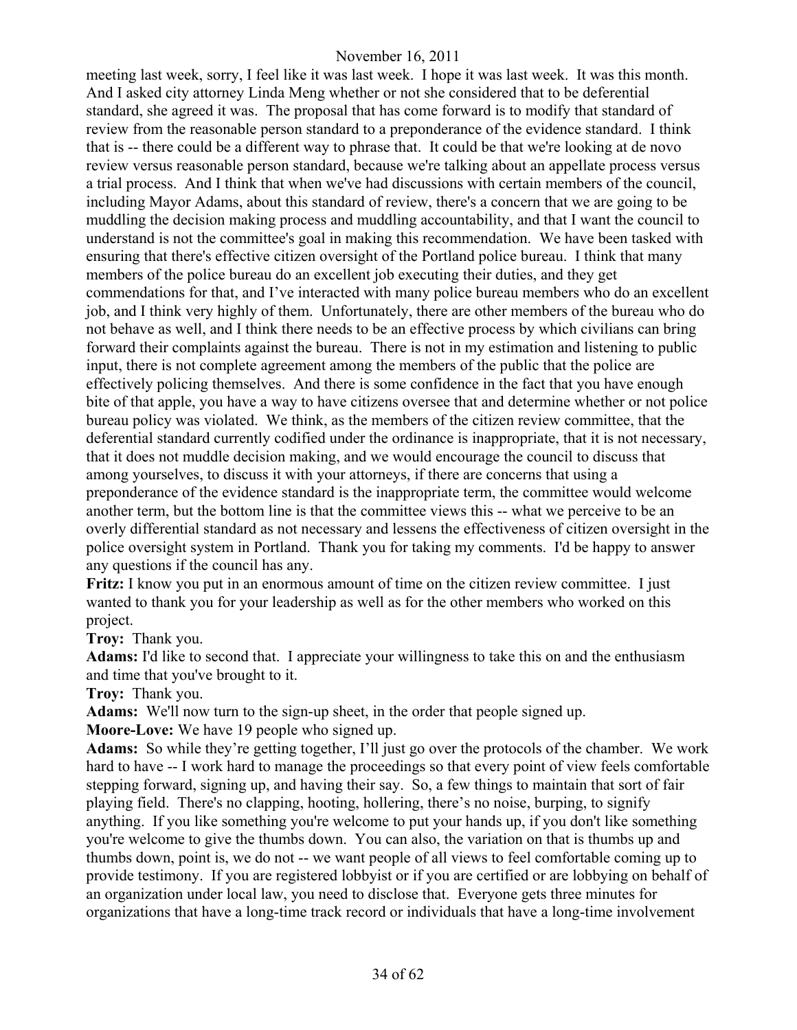meeting last week, sorry, I feel like it was last week. I hope it was last week. It was this month. And I asked city attorney Linda Meng whether or not she considered that to be deferential standard, she agreed it was. The proposal that has come forward is to modify that standard of review from the reasonable person standard to a preponderance of the evidence standard. I think that is -- there could be a different way to phrase that. It could be that we're looking at de novo review versus reasonable person standard, because we're talking about an appellate process versus a trial process. And I think that when we've had discussions with certain members of the council, including Mayor Adams, about this standard of review, there's a concern that we are going to be muddling the decision making process and muddling accountability, and that I want the council to understand is not the committee's goal in making this recommendation. We have been tasked with ensuring that there's effective citizen oversight of the Portland police bureau. I think that many members of the police bureau do an excellent job executing their duties, and they get commendations for that, and I've interacted with many police bureau members who do an excellent job, and I think very highly of them. Unfortunately, there are other members of the bureau who do not behave as well, and I think there needs to be an effective process by which civilians can bring forward their complaints against the bureau. There is not in my estimation and listening to public input, there is not complete agreement among the members of the public that the police are effectively policing themselves. And there is some confidence in the fact that you have enough bite of that apple, you have a way to have citizens oversee that and determine whether or not police bureau policy was violated. We think, as the members of the citizen review committee, that the deferential standard currently codified under the ordinance is inappropriate, that it is not necessary, that it does not muddle decision making, and we would encourage the council to discuss that among yourselves, to discuss it with your attorneys, if there are concerns that using a preponderance of the evidence standard is the inappropriate term, the committee would welcome another term, but the bottom line is that the committee views this -- what we perceive to be an overly differential standard as not necessary and lessens the effectiveness of citizen oversight in the police oversight system in Portland. Thank you for taking my comments. I'd be happy to answer any questions if the council has any.

**Fritz:** I know you put in an enormous amount of time on the citizen review committee. I just wanted to thank you for your leadership as well as for the other members who worked on this project.

**Troy:** Thank you.

**Adams:** I'd like to second that. I appreciate your willingness to take this on and the enthusiasm and time that you've brought to it.

**Troy:** Thank you.

**Adams:** We'll now turn to the sign-up sheet, in the order that people signed up.

**Moore-Love:** We have 19 people who signed up.

**Adams:** So while they're getting together, I'll just go over the protocols of the chamber. We work hard to have -- I work hard to manage the proceedings so that every point of view feels comfortable stepping forward, signing up, and having their say. So, a few things to maintain that sort of fair playing field. There's no clapping, hooting, hollering, there's no noise, burping, to signify anything. If you like something you're welcome to put your hands up, if you don't like something you're welcome to give the thumbs down. You can also, the variation on that is thumbs up and thumbs down, point is, we do not -- we want people of all views to feel comfortable coming up to provide testimony. If you are registered lobbyist or if you are certified or are lobbying on behalf of an organization under local law, you need to disclose that. Everyone gets three minutes for organizations that have a long-time track record or individuals that have a long-time involvement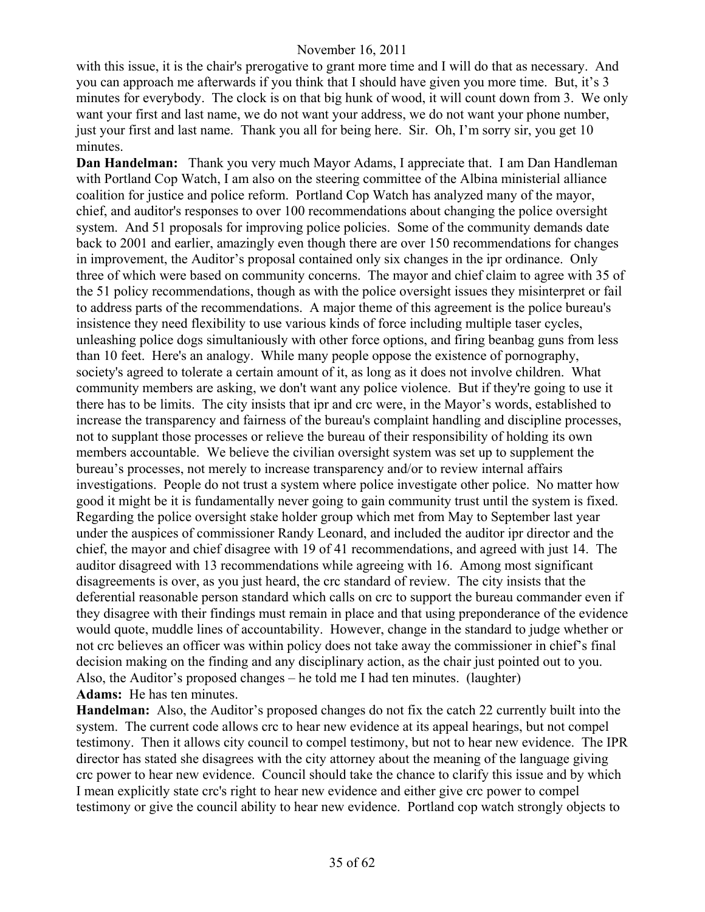with this issue, it is the chair's prerogative to grant more time and I will do that as necessary. And you can approach me afterwards if you think that I should have given you more time. But, it's 3 minutes for everybody. The clock is on that big hunk of wood, it will count down from 3. We only want your first and last name, we do not want your address, we do not want your phone number, just your first and last name. Thank you all for being here. Sir. Oh, I'm sorry sir, you get 10 minutes.

**Dan Handelman:** Thank you very much Mayor Adams, I appreciate that. I am Dan Handleman with Portland Cop Watch, I am also on the steering committee of the Albina ministerial alliance coalition for justice and police reform. Portland Cop Watch has analyzed many of the mayor, chief, and auditor's responses to over 100 recommendations about changing the police oversight system. And 51 proposals for improving police policies. Some of the community demands date back to 2001 and earlier, amazingly even though there are over 150 recommendations for changes in improvement, the Auditor's proposal contained only six changes in the ipr ordinance. Only three of which were based on community concerns. The mayor and chief claim to agree with 35 of the 51 policy recommendations, though as with the police oversight issues they misinterpret or fail to address parts of the recommendations. A major theme of this agreement is the police bureau's insistence they need flexibility to use various kinds of force including multiple taser cycles, unleashing police dogs simultaniously with other force options, and firing beanbag guns from less than 10 feet. Here's an analogy. While many people oppose the existence of pornography, society's agreed to tolerate a certain amount of it, as long as it does not involve children. What community members are asking, we don't want any police violence. But if they're going to use it there has to be limits. The city insists that ipr and crc were, in the Mayor's words, established to increase the transparency and fairness of the bureau's complaint handling and discipline processes, not to supplant those processes or relieve the bureau of their responsibility of holding its own members accountable. We believe the civilian oversight system was set up to supplement the bureau's processes, not merely to increase transparency and/or to review internal affairs investigations. People do not trust a system where police investigate other police. No matter how good it might be it is fundamentally never going to gain community trust until the system is fixed. Regarding the police oversight stake holder group which met from May to September last year under the auspices of commissioner Randy Leonard, and included the auditor ipr director and the chief, the mayor and chief disagree with 19 of 41 recommendations, and agreed with just 14. The auditor disagreed with 13 recommendations while agreeing with 16. Among most significant disagreements is over, as you just heard, the crc standard of review. The city insists that the deferential reasonable person standard which calls on crc to support the bureau commander even if they disagree with their findings must remain in place and that using preponderance of the evidence would quote, muddle lines of accountability. However, change in the standard to judge whether or not crc believes an officer was within policy does not take away the commissioner in chief's final decision making on the finding and any disciplinary action, as the chair just pointed out to you. Also, the Auditor's proposed changes – he told me I had ten minutes. (laughter)

**Adams:** He has ten minutes.

**Handelman:** Also, the Auditor's proposed changes do not fix the catch 22 currently built into the system. The current code allows crc to hear new evidence at its appeal hearings, but not compel testimony. Then it allows city council to compel testimony, but not to hear new evidence. The IPR director has stated she disagrees with the city attorney about the meaning of the language giving crc power to hear new evidence. Council should take the chance to clarify this issue and by which I mean explicitly state crc's right to hear new evidence and either give crc power to compel testimony or give the council ability to hear new evidence. Portland cop watch strongly objects to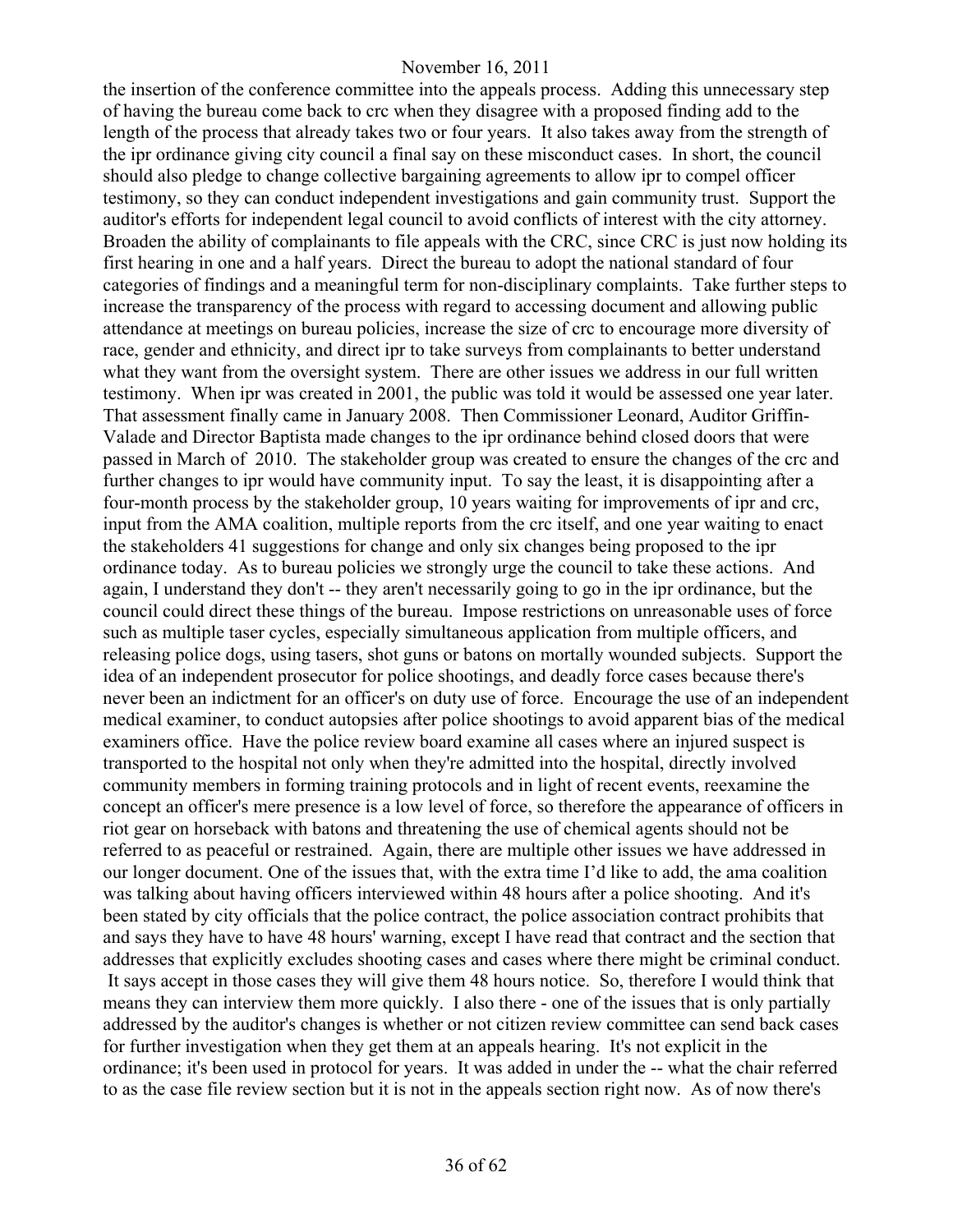the insertion of the conference committee into the appeals process. Adding this unnecessary step of having the bureau come back to crc when they disagree with a proposed finding add to the length of the process that already takes two or four years. It also takes away from the strength of the ipr ordinance giving city council a final say on these misconduct cases. In short, the council should also pledge to change collective bargaining agreements to allow ipr to compel officer testimony, so they can conduct independent investigations and gain community trust. Support the auditor's efforts for independent legal council to avoid conflicts of interest with the city attorney. Broaden the ability of complainants to file appeals with the CRC, since CRC is just now holding its first hearing in one and a half years. Direct the bureau to adopt the national standard of four categories of findings and a meaningful term for non-disciplinary complaints. Take further steps to increase the transparency of the process with regard to accessing document and allowing public attendance at meetings on bureau policies, increase the size of crc to encourage more diversity of race, gender and ethnicity, and direct ipr to take surveys from complainants to better understand what they want from the oversight system. There are other issues we address in our full written testimony. When ipr was created in 2001, the public was told it would be assessed one year later. That assessment finally came in January 2008. Then Commissioner Leonard, Auditor Griffin-Valade and Director Baptista made changes to the ipr ordinance behind closed doors that were passed in March of 2010. The stakeholder group was created to ensure the changes of the crc and further changes to ipr would have community input. To say the least, it is disappointing after a four-month process by the stakeholder group, 10 years waiting for improvements of ipr and crc, input from the AMA coalition, multiple reports from the crc itself, and one year waiting to enact the stakeholders 41 suggestions for change and only six changes being proposed to the ipr ordinance today. As to bureau policies we strongly urge the council to take these actions. And again, I understand they don't -- they aren't necessarily going to go in the ipr ordinance, but the council could direct these things of the bureau. Impose restrictions on unreasonable uses of force such as multiple taser cycles, especially simultaneous application from multiple officers, and releasing police dogs, using tasers, shot guns or batons on mortally wounded subjects. Support the idea of an independent prosecutor for police shootings, and deadly force cases because there's never been an indictment for an officer's on duty use of force. Encourage the use of an independent medical examiner, to conduct autopsies after police shootings to avoid apparent bias of the medical examiners office. Have the police review board examine all cases where an injured suspect is transported to the hospital not only when they're admitted into the hospital, directly involved community members in forming training protocols and in light of recent events, reexamine the concept an officer's mere presence is a low level of force, so therefore the appearance of officers in riot gear on horseback with batons and threatening the use of chemical agents should not be referred to as peaceful or restrained. Again, there are multiple other issues we have addressed in our longer document. One of the issues that, with the extra time I'd like to add, the ama coalition was talking about having officers interviewed within 48 hours after a police shooting. And it's been stated by city officials that the police contract, the police association contract prohibits that and says they have to have 48 hours' warning, except I have read that contract and the section that addresses that explicitly excludes shooting cases and cases where there might be criminal conduct. It says accept in those cases they will give them 48 hours notice. So, therefore I would think that means they can interview them more quickly. I also there - one of the issues that is only partially addressed by the auditor's changes is whether or not citizen review committee can send back cases for further investigation when they get them at an appeals hearing. It's not explicit in the ordinance; it's been used in protocol for years. It was added in under the -- what the chair referred to as the case file review section but it is not in the appeals section right now. As of now there's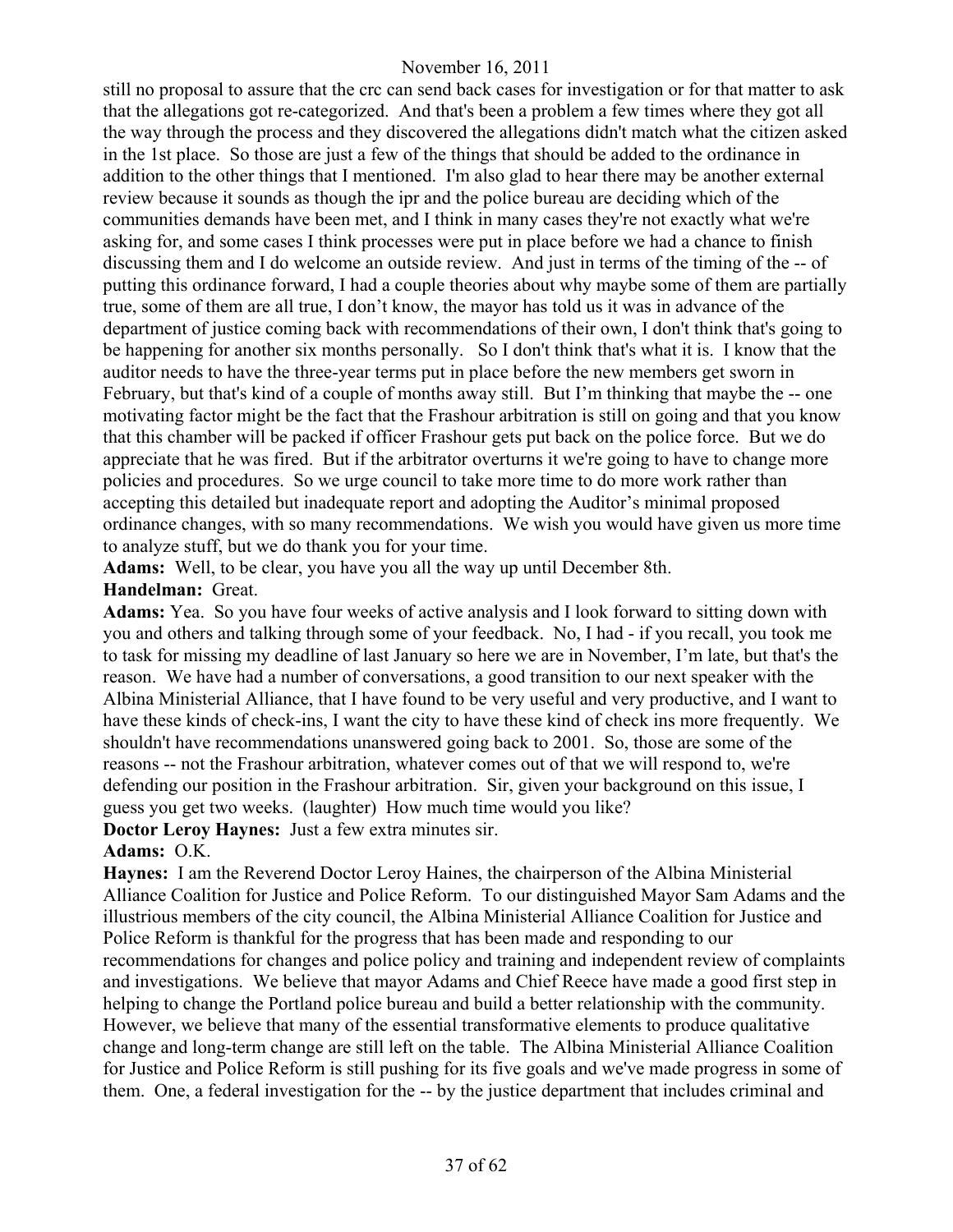still no proposal to assure that the crc can send back cases for investigation or for that matter to ask that the allegations got re-categorized. And that's been a problem a few times where they got all the way through the process and they discovered the allegations didn't match what the citizen asked in the 1st place. So those are just a few of the things that should be added to the ordinance in addition to the other things that I mentioned. I'm also glad to hear there may be another external review because it sounds as though the ipr and the police bureau are deciding which of the communities demands have been met, and I think in many cases they're not exactly what we're asking for, and some cases I think processes were put in place before we had a chance to finish discussing them and I do welcome an outside review. And just in terms of the timing of the -- of putting this ordinance forward, I had a couple theories about why maybe some of them are partially true, some of them are all true, I don't know, the mayor has told us it was in advance of the department of justice coming back with recommendations of their own, I don't think that's going to be happening for another six months personally. So I don't think that's what it is. I know that the auditor needs to have the three-year terms put in place before the new members get sworn in February, but that's kind of a couple of months away still. But I'm thinking that maybe the -- one motivating factor might be the fact that the Frashour arbitration is still on going and that you know that this chamber will be packed if officer Frashour gets put back on the police force. But we do appreciate that he was fired. But if the arbitrator overturns it we're going to have to change more policies and procedures. So we urge council to take more time to do more work rather than accepting this detailed but inadequate report and adopting the Auditor's minimal proposed ordinance changes, with so many recommendations. We wish you would have given us more time to analyze stuff, but we do thank you for your time.

**Adams:** Well, to be clear, you have you all the way up until December 8th.

**Handelman:** Great.

**Adams:** Yea. So you have four weeks of active analysis and I look forward to sitting down with you and others and talking through some of your feedback. No, I had - if you recall, you took me to task for missing my deadline of last January so here we are in November, I'm late, but that's the reason. We have had a number of conversations, a good transition to our next speaker with the Albina Ministerial Alliance, that I have found to be very useful and very productive, and I want to have these kinds of check-ins, I want the city to have these kind of check ins more frequently. We shouldn't have recommendations unanswered going back to 2001. So, those are some of the reasons -- not the Frashour arbitration, whatever comes out of that we will respond to, we're defending our position in the Frashour arbitration. Sir, given your background on this issue, I guess you get two weeks. (laughter) How much time would you like?

**Doctor Leroy Haynes:** Just a few extra minutes sir.

**Adams:** O.K.

**Haynes:** I am the Reverend Doctor Leroy Haines, the chairperson of the Albina Ministerial Alliance Coalition for Justice and Police Reform. To our distinguished Mayor Sam Adams and the illustrious members of the city council, the Albina Ministerial Alliance Coalition for Justice and Police Reform is thankful for the progress that has been made and responding to our recommendations for changes and police policy and training and independent review of complaints and investigations. We believe that mayor Adams and Chief Reece have made a good first step in helping to change the Portland police bureau and build a better relationship with the community. However, we believe that many of the essential transformative elements to produce qualitative change and long-term change are still left on the table. The Albina Ministerial Alliance Coalition for Justice and Police Reform is still pushing for its five goals and we've made progress in some of them. One, a federal investigation for the -- by the justice department that includes criminal and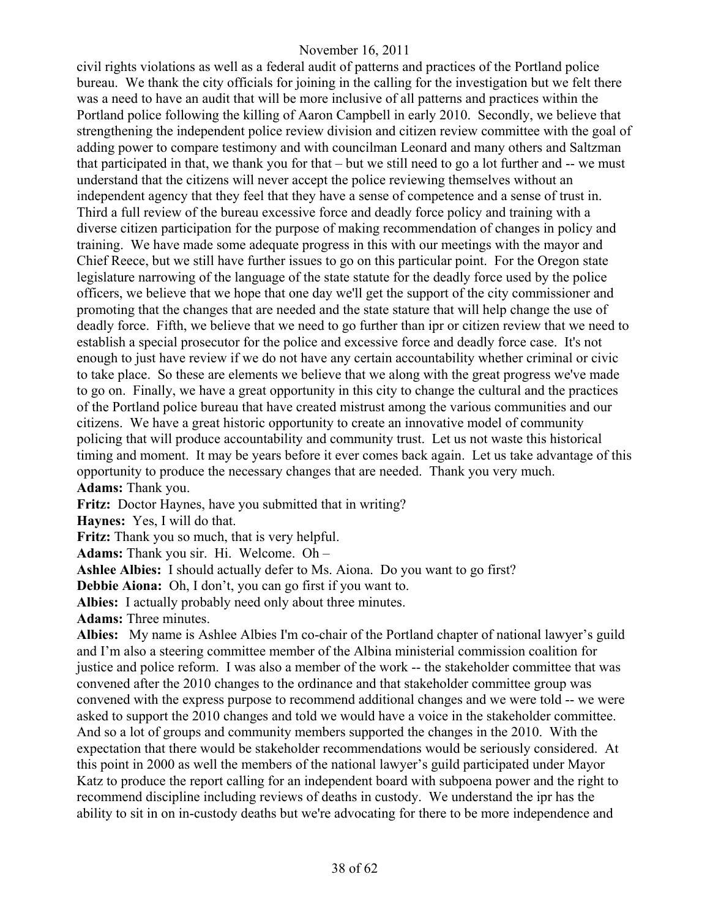civil rights violations as well as a federal audit of patterns and practices of the Portland police bureau. We thank the city officials for joining in the calling for the investigation but we felt there was a need to have an audit that will be more inclusive of all patterns and practices within the Portland police following the killing of Aaron Campbell in early 2010. Secondly, we believe that strengthening the independent police review division and citizen review committee with the goal of adding power to compare testimony and with councilman Leonard and many others and Saltzman that participated in that, we thank you for that – but we still need to go a lot further and -- we must understand that the citizens will never accept the police reviewing themselves without an independent agency that they feel that they have a sense of competence and a sense of trust in. Third a full review of the bureau excessive force and deadly force policy and training with a diverse citizen participation for the purpose of making recommendation of changes in policy and training. We have made some adequate progress in this with our meetings with the mayor and Chief Reece, but we still have further issues to go on this particular point. For the Oregon state legislature narrowing of the language of the state statute for the deadly force used by the police officers, we believe that we hope that one day we'll get the support of the city commissioner and promoting that the changes that are needed and the state stature that will help change the use of deadly force. Fifth, we believe that we need to go further than ipr or citizen review that we need to establish a special prosecutor for the police and excessive force and deadly force case. It's not enough to just have review if we do not have any certain accountability whether criminal or civic to take place. So these are elements we believe that we along with the great progress we've made to go on. Finally, we have a great opportunity in this city to change the cultural and the practices of the Portland police bureau that have created mistrust among the various communities and our citizens. We have a great historic opportunity to create an innovative model of community policing that will produce accountability and community trust. Let us not waste this historical timing and moment. It may be years before it ever comes back again. Let us take advantage of this opportunity to produce the necessary changes that are needed. Thank you very much.

**Adams:** Thank you.

**Fritz:** Doctor Haynes, have you submitted that in writing?

**Haynes:** Yes, I will do that.

**Fritz:** Thank you so much, that is very helpful.

**Adams:** Thank you sir. Hi. Welcome. Oh –

**Ashlee Albies:** I should actually defer to Ms. Aiona. Do you want to go first?

**Debbie Aiona:** Oh, I don't, you can go first if you want to.

**Albies:** I actually probably need only about three minutes.

**Adams:** Three minutes.

**Albies:** My name is Ashlee Albies I'm co-chair of the Portland chapter of national lawyer's guild and I'm also a steering committee member of the Albina ministerial commission coalition for justice and police reform. I was also a member of the work -- the stakeholder committee that was convened after the 2010 changes to the ordinance and that stakeholder committee group was convened with the express purpose to recommend additional changes and we were told -- we were asked to support the 2010 changes and told we would have a voice in the stakeholder committee. And so a lot of groups and community members supported the changes in the 2010. With the expectation that there would be stakeholder recommendations would be seriously considered. At this point in 2000 as well the members of the national lawyer's guild participated under Mayor Katz to produce the report calling for an independent board with subpoena power and the right to recommend discipline including reviews of deaths in custody. We understand the ipr has the ability to sit in on in-custody deaths but we're advocating for there to be more independence and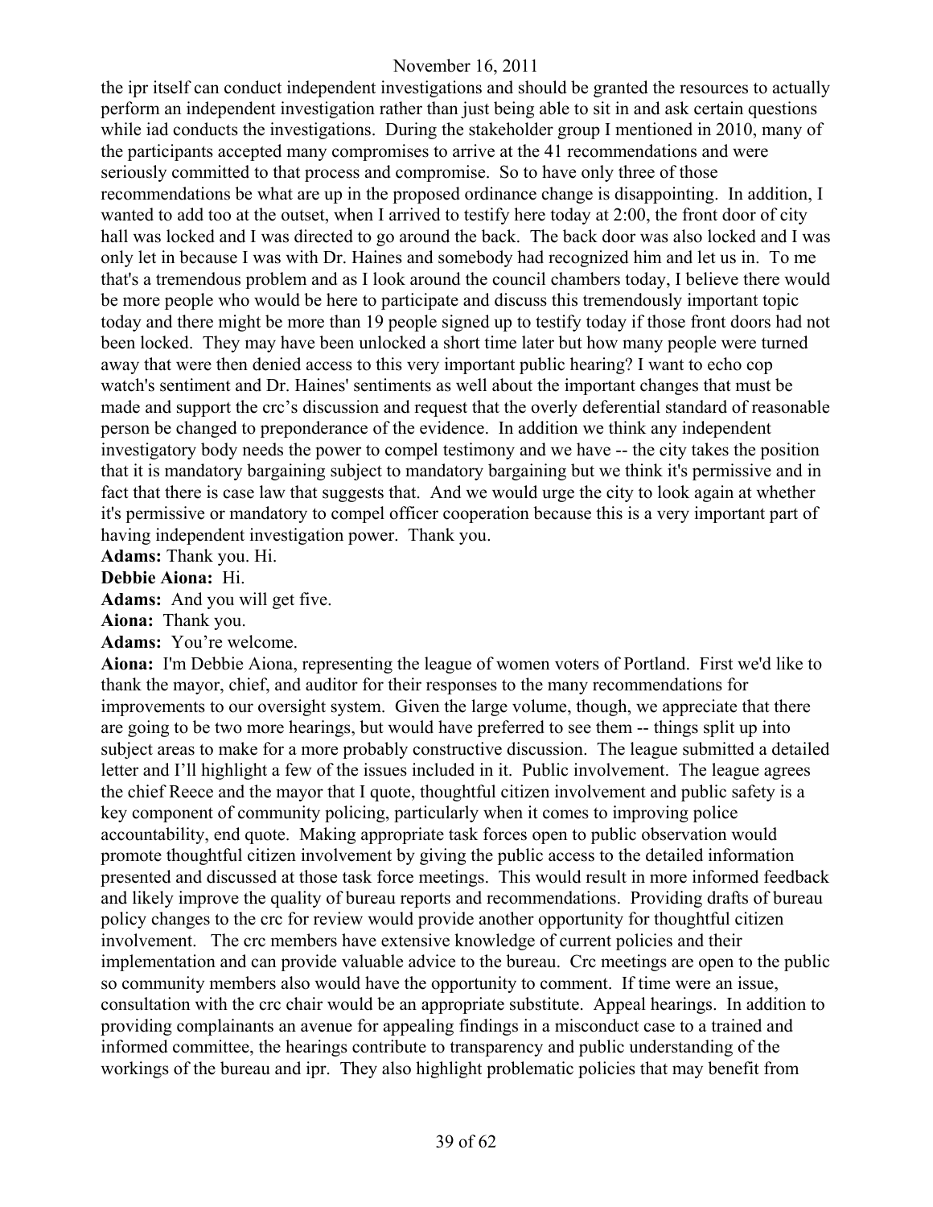the ipr itself can conduct independent investigations and should be granted the resources to actually perform an independent investigation rather than just being able to sit in and ask certain questions while iad conducts the investigations. During the stakeholder group I mentioned in 2010, many of the participants accepted many compromises to arrive at the 41 recommendations and were seriously committed to that process and compromise. So to have only three of those recommendations be what are up in the proposed ordinance change is disappointing. In addition, I wanted to add too at the outset, when I arrived to testify here today at 2:00, the front door of city hall was locked and I was directed to go around the back. The back door was also locked and I was only let in because I was with Dr. Haines and somebody had recognized him and let us in. To me that's a tremendous problem and as I look around the council chambers today, I believe there would be more people who would be here to participate and discuss this tremendously important topic today and there might be more than 19 people signed up to testify today if those front doors had not been locked. They may have been unlocked a short time later but how many people were turned away that were then denied access to this very important public hearing? I want to echo cop watch's sentiment and Dr. Haines' sentiments as well about the important changes that must be made and support the crc's discussion and request that the overly deferential standard of reasonable person be changed to preponderance of the evidence. In addition we think any independent investigatory body needs the power to compel testimony and we have -- the city takes the position that it is mandatory bargaining subject to mandatory bargaining but we think it's permissive and in fact that there is case law that suggests that. And we would urge the city to look again at whether it's permissive or mandatory to compel officer cooperation because this is a very important part of having independent investigation power. Thank you.

**Adams:** Thank you. Hi.

**Debbie Aiona:** Hi.

**Adams:** And you will get five.

**Aiona:** Thank you.

**Adams:** You're welcome.

**Aiona:** I'm Debbie Aiona, representing the league of women voters of Portland. First we'd like to thank the mayor, chief, and auditor for their responses to the many recommendations for improvements to our oversight system. Given the large volume, though, we appreciate that there are going to be two more hearings, but would have preferred to see them -- things split up into subject areas to make for a more probably constructive discussion. The league submitted a detailed letter and I'll highlight a few of the issues included in it. Public involvement. The league agrees the chief Reece and the mayor that I quote, thoughtful citizen involvement and public safety is a key component of community policing, particularly when it comes to improving police accountability, end quote. Making appropriate task forces open to public observation would promote thoughtful citizen involvement by giving the public access to the detailed information presented and discussed at those task force meetings. This would result in more informed feedback and likely improve the quality of bureau reports and recommendations. Providing drafts of bureau policy changes to the crc for review would provide another opportunity for thoughtful citizen involvement. The crc members have extensive knowledge of current policies and their implementation and can provide valuable advice to the bureau. Crc meetings are open to the public so community members also would have the opportunity to comment. If time were an issue, consultation with the crc chair would be an appropriate substitute. Appeal hearings. In addition to providing complainants an avenue for appealing findings in a misconduct case to a trained and informed committee, the hearings contribute to transparency and public understanding of the workings of the bureau and ipr. They also highlight problematic policies that may benefit from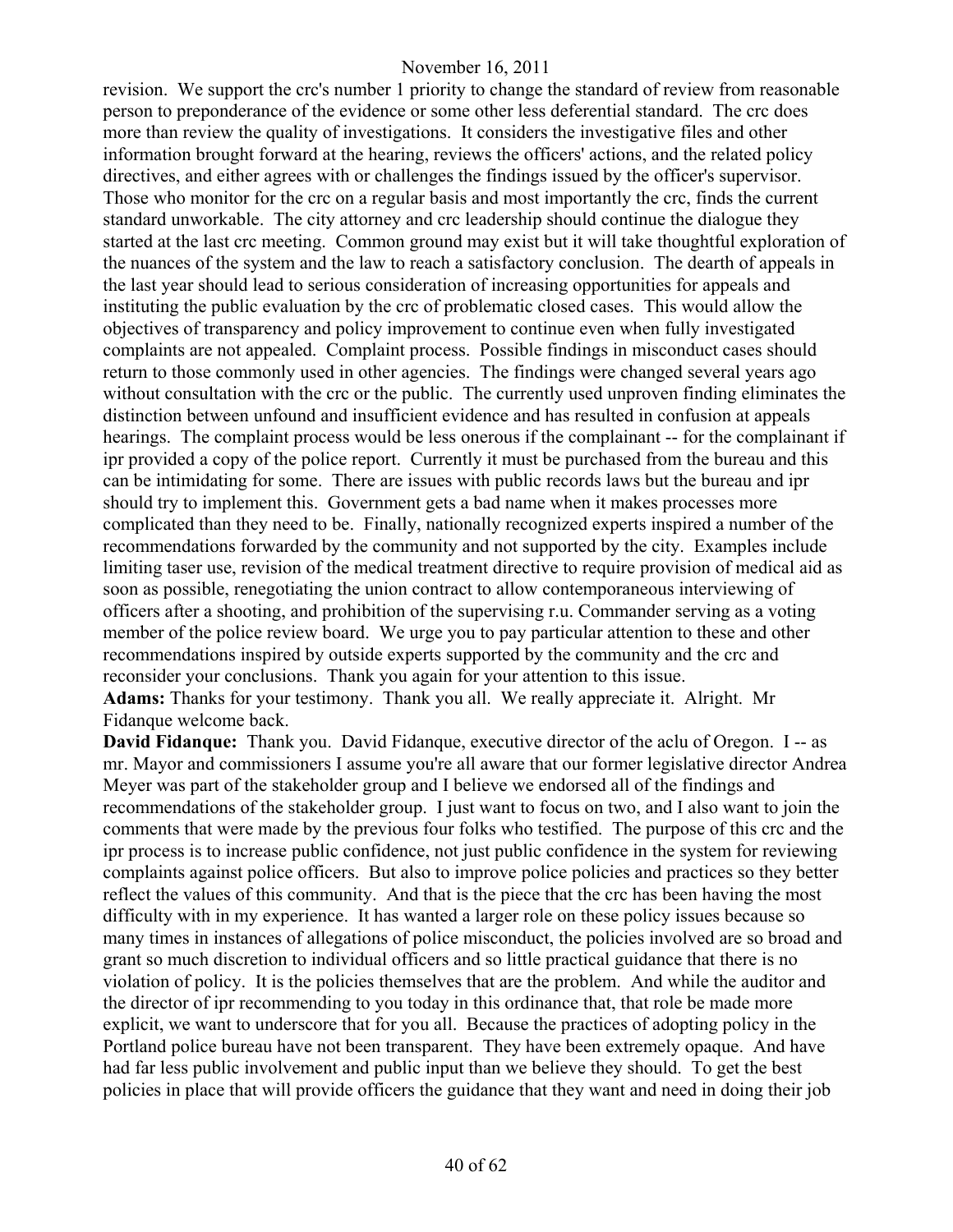revision. We support the crc's number 1 priority to change the standard of review from reasonable person to preponderance of the evidence or some other less deferential standard. The crc does more than review the quality of investigations. It considers the investigative files and other information brought forward at the hearing, reviews the officers' actions, and the related policy directives, and either agrees with or challenges the findings issued by the officer's supervisor. Those who monitor for the crc on a regular basis and most importantly the crc, finds the current standard unworkable. The city attorney and crc leadership should continue the dialogue they started at the last crc meeting. Common ground may exist but it will take thoughtful exploration of the nuances of the system and the law to reach a satisfactory conclusion. The dearth of appeals in the last year should lead to serious consideration of increasing opportunities for appeals and instituting the public evaluation by the crc of problematic closed cases. This would allow the objectives of transparency and policy improvement to continue even when fully investigated complaints are not appealed. Complaint process. Possible findings in misconduct cases should return to those commonly used in other agencies. The findings were changed several years ago without consultation with the crc or the public. The currently used unproven finding eliminates the distinction between unfound and insufficient evidence and has resulted in confusion at appeals hearings. The complaint process would be less onerous if the complainant -- for the complainant if ipr provided a copy of the police report. Currently it must be purchased from the bureau and this can be intimidating for some. There are issues with public records laws but the bureau and ipr should try to implement this. Government gets a bad name when it makes processes more complicated than they need to be. Finally, nationally recognized experts inspired a number of the recommendations forwarded by the community and not supported by the city. Examples include limiting taser use, revision of the medical treatment directive to require provision of medical aid as soon as possible, renegotiating the union contract to allow contemporaneous interviewing of officers after a shooting, and prohibition of the supervising r.u. Commander serving as a voting member of the police review board. We urge you to pay particular attention to these and other recommendations inspired by outside experts supported by the community and the crc and reconsider your conclusions. Thank you again for your attention to this issue.

**Adams:** Thanks for your testimony. Thank you all. We really appreciate it. Alright. Mr Fidanque welcome back.

**David Fidanque:** Thank you. David Fidanque, executive director of the aclu of Oregon. I -- as mr. Mayor and commissioners I assume you're all aware that our former legislative director Andrea Meyer was part of the stakeholder group and I believe we endorsed all of the findings and recommendations of the stakeholder group. I just want to focus on two, and I also want to join the comments that were made by the previous four folks who testified. The purpose of this crc and the ipr process is to increase public confidence, not just public confidence in the system for reviewing complaints against police officers. But also to improve police policies and practices so they better reflect the values of this community. And that is the piece that the crc has been having the most difficulty with in my experience. It has wanted a larger role on these policy issues because so many times in instances of allegations of police misconduct, the policies involved are so broad and grant so much discretion to individual officers and so little practical guidance that there is no violation of policy. It is the policies themselves that are the problem. And while the auditor and the director of ipr recommending to you today in this ordinance that, that role be made more explicit, we want to underscore that for you all. Because the practices of adopting policy in the Portland police bureau have not been transparent. They have been extremely opaque. And have had far less public involvement and public input than we believe they should. To get the best policies in place that will provide officers the guidance that they want and need in doing their job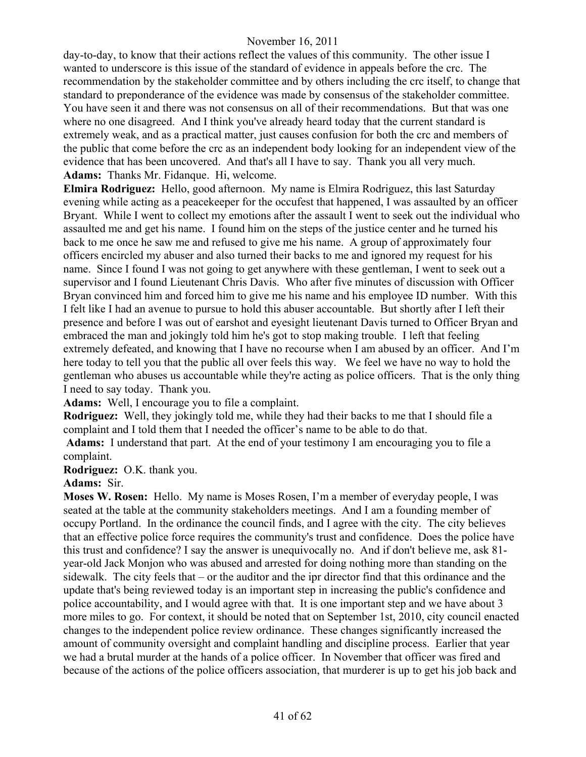day-to-day, to know that their actions reflect the values of this community. The other issue I wanted to underscore is this issue of the standard of evidence in appeals before the crc. The recommendation by the stakeholder committee and by others including the crc itself, to change that standard to preponderance of the evidence was made by consensus of the stakeholder committee. You have seen it and there was not consensus on all of their recommendations. But that was one where no one disagreed. And I think you've already heard today that the current standard is extremely weak, and as a practical matter, just causes confusion for both the crc and members of the public that come before the crc as an independent body looking for an independent view of the evidence that has been uncovered. And that's all I have to say. Thank you all very much.

**Adams:** Thanks Mr. Fidanque. Hi, welcome.

**Elmira Rodriguez:** Hello, good afternoon. My name is Elmira Rodriguez, this last Saturday evening while acting as a peacekeeper for the occufest that happened, I was assaulted by an officer Bryant. While I went to collect my emotions after the assault I went to seek out the individual who assaulted me and get his name. I found him on the steps of the justice center and he turned his back to me once he saw me and refused to give me his name. A group of approximately four officers encircled my abuser and also turned their backs to me and ignored my request for his name. Since I found I was not going to get anywhere with these gentleman, I went to seek out a supervisor and I found Lieutenant Chris Davis. Who after five minutes of discussion with Officer Bryan convinced him and forced him to give me his name and his employee ID number. With this I felt like I had an avenue to pursue to hold this abuser accountable. But shortly after I left their presence and before I was out of earshot and eyesight lieutenant Davis turned to Officer Bryan and embraced the man and jokingly told him he's got to stop making trouble. I left that feeling extremely defeated, and knowing that I have no recourse when I am abused by an officer. And I'm here today to tell you that the public all over feels this way. We feel we have no way to hold the gentleman who abuses us accountable while they're acting as police officers. That is the only thing I need to say today. Thank you.

**Adams:** Well, I encourage you to file a complaint.

**Rodriguez:** Well, they jokingly told me, while they had their backs to me that I should file a complaint and I told them that I needed the officer's name to be able to do that.

**Adams:** I understand that part. At the end of your testimony I am encouraging you to file a complaint.

**Rodriguez:** O.K. thank you.

**Adams:** Sir.

**Moses W. Rosen:** Hello. My name is Moses Rosen, I'm a member of everyday people, I was seated at the table at the community stakeholders meetings. And I am a founding member of occupy Portland. In the ordinance the council finds, and I agree with the city. The city believes that an effective police force requires the community's trust and confidence. Does the police have this trust and confidence? I say the answer is unequivocally no. And if don't believe me, ask 81-year-old Jack Monjon who was abused and arrested for doing nothing more than standing on the sidewalk. The city feels that – or the auditor and the ipr director find that this ordinance and the update that's being reviewed today is an important step in increasing the public's confidence and police accountability, and I would agree with that. It is one important step and we have about 3 more miles to go. For context, it should be noted that on September 1st, 2010, city council enacted changes to the independent police review ordinance. These changes significantly increased the amount of community oversight and complaint handling and discipline process. Earlier that year we had a brutal murder at the hands of a police officer. In November that officer was fired and because of the actions of the police officers association, that murderer is up to get his job back and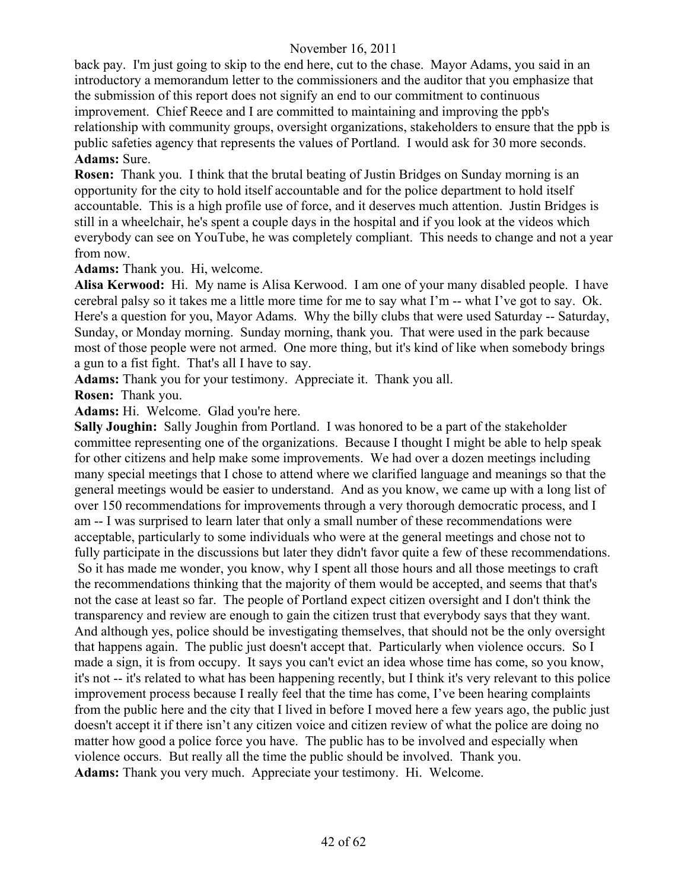back pay. I'm just going to skip to the end here, cut to the chase. Mayor Adams, you said in an introductory a memorandum letter to the commissioners and the auditor that you emphasize that the submission of this report does not signify an end to our commitment to continuous improvement. Chief Reece and I are committed to maintaining and improving the ppb's relationship with community groups, oversight organizations, stakeholders to ensure that the ppb is public safeties agency that represents the values of Portland. I would ask for 30 more seconds.

**Adams:** Sure.

**Rosen:** Thank you. I think that the brutal beating of Justin Bridges on Sunday morning is an opportunity for the city to hold itself accountable and for the police department to hold itself accountable. This is a high profile use of force, and it deserves much attention. Justin Bridges is still in a wheelchair, he's spent a couple days in the hospital and if you look at the videos which everybody can see on YouTube, he was completely compliant. This needs to change and not a year from now.

**Adams:** Thank you. Hi, welcome.

**Alisa Kerwood:** Hi. My name is Alisa Kerwood. I am one of your many disabled people. I have cerebral palsy so it takes me a little more time for me to say what I'm -- what I've got to say. Ok. Here's a question for you, Mayor Adams. Why the billy clubs that were used Saturday -- Saturday, Sunday, or Monday morning. Sunday morning, thank you. That were used in the park because most of those people were not armed. One more thing, but it's kind of like when somebody brings a gun to a fist fight. That's all I have to say.

**Adams:** Thank you for your testimony. Appreciate it. Thank you all.

**Rosen:** Thank you.

**Adams:** Hi. Welcome. Glad you're here.

**Sally Joughin:** Sally Joughin from Portland. I was honored to be a part of the stakeholder committee representing one of the organizations. Because I thought I might be able to help speak for other citizens and help make some improvements. We had over a dozen meetings including many special meetings that I chose to attend where we clarified language and meanings so that the general meetings would be easier to understand. And as you know, we came up with a long list of over 150 recommendations for improvements through a very thorough democratic process, and I am -- I was surprised to learn later that only a small number of these recommendations were acceptable, particularly to some individuals who were at the general meetings and chose not to fully participate in the discussions but later they didn't favor quite a few of these recommendations. So it has made me wonder, you know, why I spent all those hours and all those meetings to craft the recommendations thinking that the majority of them would be accepted, and seems that that's not the case at least so far. The people of Portland expect citizen oversight and I don't think the transparency and review are enough to gain the citizen trust that everybody says that they want. And although yes, police should be investigating themselves, that should not be the only oversight that happens again. The public just doesn't accept that. Particularly when violence occurs. So I made a sign, it is from occupy. It says you can't evict an idea whose time has come, so you know, it's not -- it's related to what has been happening recently, but I think it's very relevant to this police improvement process because I really feel that the time has come, I've been hearing complaints from the public here and the city that I lived in before I moved here a few years ago, the public just doesn't accept it if there isn't any citizen voice and citizen review of what the police are doing no matter how good a police force you have. The public has to be involved and especially when violence occurs. But really all the time the public should be involved. Thank you.

**Adams:** Thank you very much. Appreciate your testimony. Hi. Welcome.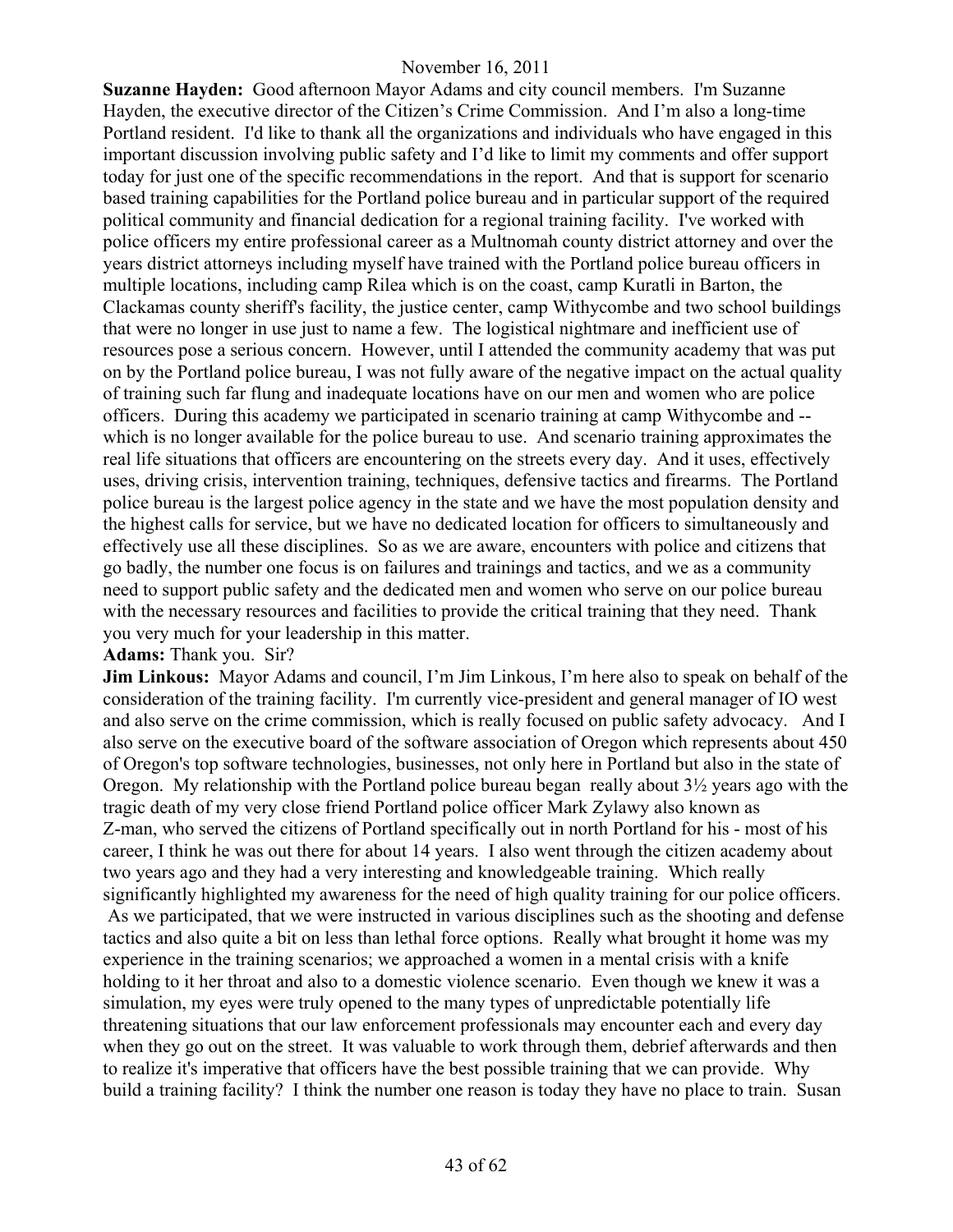**Suzanne Hayden:** Good afternoon Mayor Adams and city council members. I'm Suzanne Hayden, the executive director of the Citizen's Crime Commission. And I'm also a long-time Portland resident. I'd like to thank all the organizations and individuals who have engaged in this important discussion involving public safety and I'd like to limit my comments and offer support today for just one of the specific recommendations in the report. And that is support for scenario based training capabilities for the Portland police bureau and in particular support of the required political community and financial dedication for a regional training facility. I've worked with police officers my entire professional career as a Multnomah county district attorney and over the years district attorneys including myself have trained with the Portland police bureau officers in multiple locations, including camp Rilea which is on the coast, camp Kuratli in Barton, the Clackamas county sheriff's facility, the justice center, camp Withycombe and two school buildings that were no longer in use just to name a few. The logistical nightmare and inefficient use of resources pose a serious concern. However, until I attended the community academy that was put on by the Portland police bureau, I was not fully aware of the negative impact on the actual quality of training such far flung and inadequate locations have on our men and women who are police officers. During this academy we participated in scenario training at camp Withycombe and -- which is no longer available for the police bureau to use. And scenario training approximates the real life situations that officers are encountering on the streets every day. And it uses, effectively uses, driving crisis, intervention training, techniques, defensive tactics and firearms. The Portland police bureau is the largest police agency in the state and we have the most population density and the highest calls for service, but we have no dedicated location for officers to simultaneously and effectively use all these disciplines. So as we are aware, encounters with police and citizens that go badly, the number one focus is on failures and trainings and tactics, and we as a community need to support public safety and the dedicated men and women who serve on our police bureau with the necessary resources and facilities to provide the critical training that they need. Thank you very much for your leadership in this matter.

**Adams:** Thank you. Sir?

**Jim Linkous:** Mayor Adams and council, I'm Jim Linkous, I'm here also to speak on behalf of the consideration of the training facility. I'm currently vice-president and general manager of IO west and also serve on the crime commission, which is really focused on public safety advocacy. And I also serve on the executive board of the software association of Oregon which represents about 450 of Oregon's top software technologies, businesses, not only here in Portland but also in the state of Oregon. My relationship with the Portland police bureau began really about 3½ years ago with the tragic death of my very close friend Portland police officer Mark Zylawy also known as Z-man, who served the citizens of Portland specifically out in north Portland for his - most of his career, I think he was out there for about 14 years. I also went through the citizen academy about two years ago and they had a very interesting and knowledgeable training. Which really significantly highlighted my awareness for the need of high quality training for our police officers. As we participated, that we were instructed in various disciplines such as the shooting and defense tactics and also quite a bit on less than lethal force options. Really what brought it home was my experience in the training scenarios; we approached a women in a mental crisis with a knife holding to it her throat and also to a domestic violence scenario. Even though we knew it was a simulation, my eyes were truly opened to the many types of unpredictable potentially life threatening situations that our law enforcement professionals may encounter each and every day when they go out on the street. It was valuable to work through them, debrief afterwards and then to realize it's imperative that officers have the best possible training that we can provide. Why build a training facility? I think the number one reason is today they have no place to train. Susan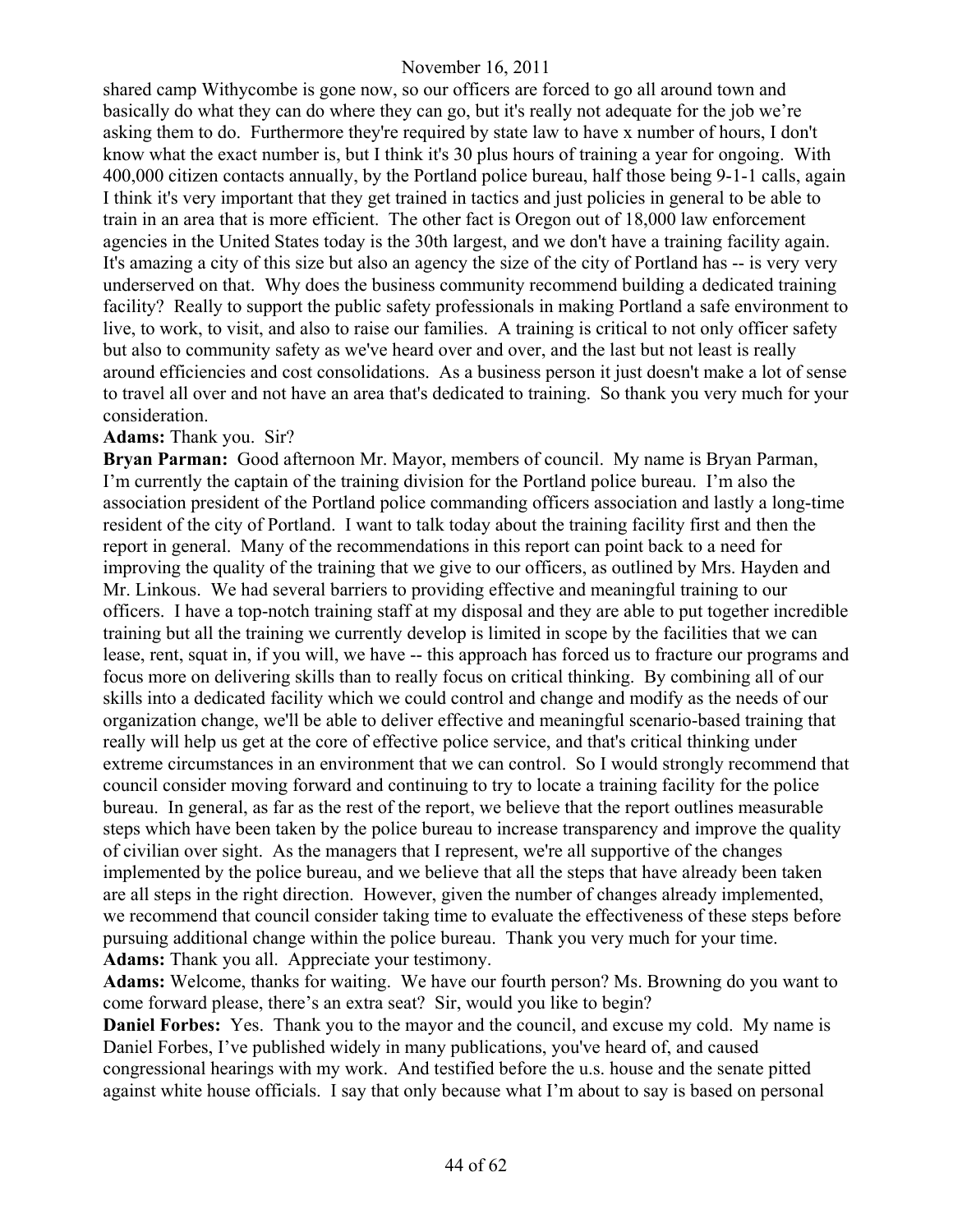shared camp Withycombe is gone now, so our officers are forced to go all around town and basically do what they can do where they can go, but it's really not adequate for the job we're asking them to do. Furthermore they're required by state law to have x number of hours, I don't know what the exact number is, but I think it's 30 plus hours of training a year for ongoing. With 400,000 citizen contacts annually, by the Portland police bureau, half those being 9-1-1 calls, again I think it's very important that they get trained in tactics and just policies in general to be able to train in an area that is more efficient. The other fact is Oregon out of 18,000 law enforcement agencies in the United States today is the 30th largest, and we don't have a training facility again. It's amazing a city of this size but also an agency the size of the city of Portland has -- is very very underserved on that. Why does the business community recommend building a dedicated training facility? Really to support the public safety professionals in making Portland a safe environment to live, to work, to visit, and also to raise our families. A training is critical to not only officer safety but also to community safety as we've heard over and over, and the last but not least is really around efficiencies and cost consolidations. As a business person it just doesn't make a lot of sense to travel all over and not have an area that's dedicated to training. So thank you very much for your consideration.

**Adams:** Thank you. Sir?

**Bryan Parman:** Good afternoon Mr. Mayor, members of council. My name is Bryan Parman, I'm currently the captain of the training division for the Portland police bureau. I'm also the association president of the Portland police commanding officers association and lastly a long-time resident of the city of Portland. I want to talk today about the training facility first and then the report in general. Many of the recommendations in this report can point back to a need for improving the quality of the training that we give to our officers, as outlined by Mrs. Hayden and Mr. Linkous. We had several barriers to providing effective and meaningful training to our officers. I have a top-notch training staff at my disposal and they are able to put together incredible training but all the training we currently develop is limited in scope by the facilities that we can lease, rent, squat in, if you will, we have -- this approach has forced us to fracture our programs and focus more on delivering skills than to really focus on critical thinking. By combining all of our skills into a dedicated facility which we could control and change and modify as the needs of our organization change, we'll be able to deliver effective and meaningful scenario-based training that really will help us get at the core of effective police service, and that's critical thinking under extreme circumstances in an environment that we can control. So I would strongly recommend that council consider moving forward and continuing to try to locate a training facility for the police bureau. In general, as far as the rest of the report, we believe that the report outlines measurable steps which have been taken by the police bureau to increase transparency and improve the quality of civilian over sight. As the managers that I represent, we're all supportive of the changes implemented by the police bureau, and we believe that all the steps that have already been taken are all steps in the right direction. However, given the number of changes already implemented, we recommend that council consider taking time to evaluate the effectiveness of these steps before pursuing additional change within the police bureau. Thank you very much for your time.

**Adams:** Thank you all. Appreciate your testimony.

**Adams:** Welcome, thanks for waiting. We have our fourth person? Ms. Browning do you want to come forward please, there's an extra seat? Sir, would you like to begin?

**Daniel Forbes:** Yes. Thank you to the mayor and the council, and excuse my cold. My name is Daniel Forbes, I've published widely in many publications, you've heard of, and caused congressional hearings with my work. And testified before the u.s. house and the senate pitted against white house officials. I say that only because what I'm about to say is based on personal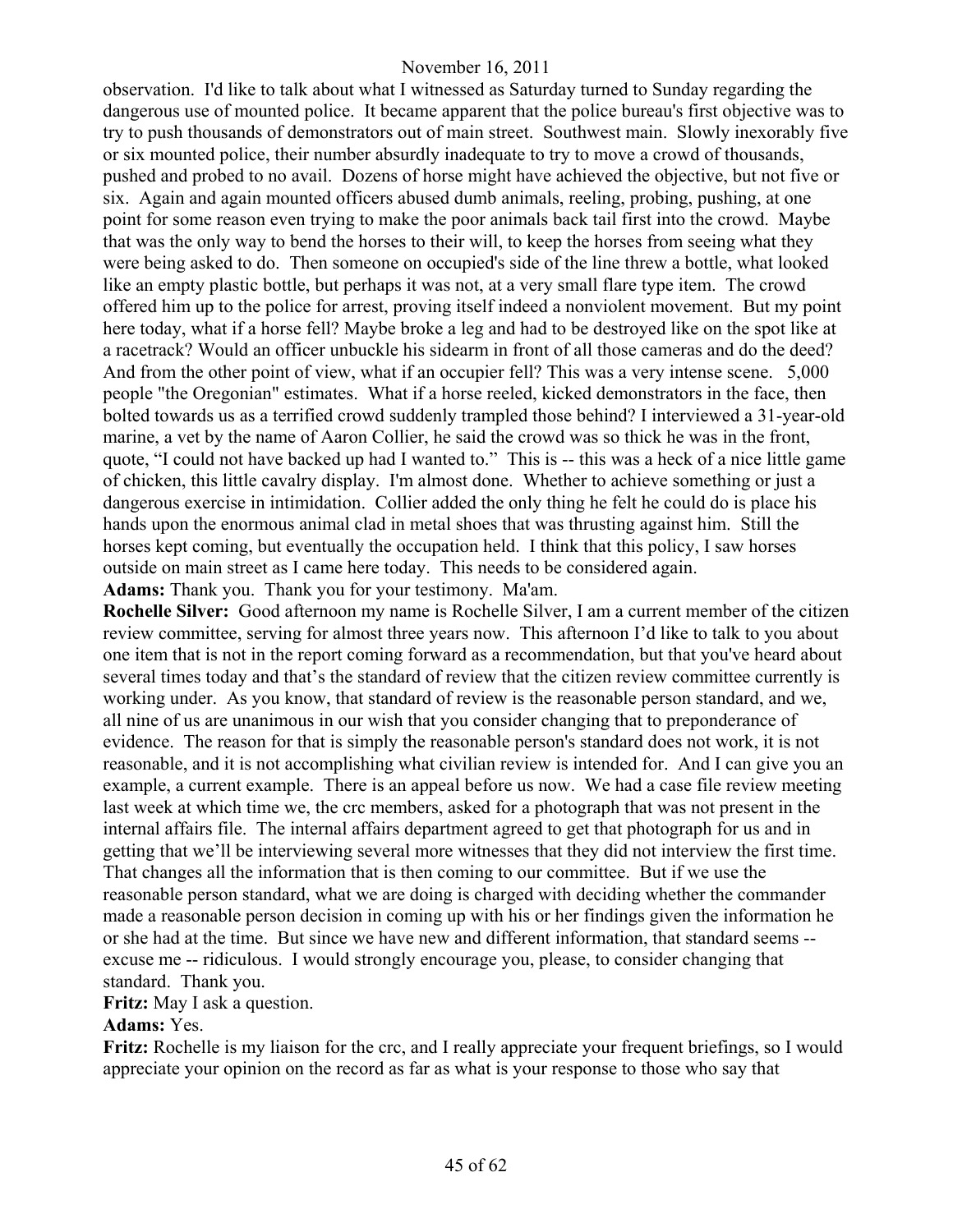observation. I'd like to talk about what I witnessed as Saturday turned to Sunday regarding the dangerous use of mounted police. It became apparent that the police bureau's first objective was to try to push thousands of demonstrators out of main street. Southwest main. Slowly inexorably five or six mounted police, their number absurdly inadequate to try to move a crowd of thousands, pushed and probed to no avail. Dozens of horse might have achieved the objective, but not five or six. Again and again mounted officers abused dumb animals, reeling, probing, pushing, at one point for some reason even trying to make the poor animals back tail first into the crowd. Maybe that was the only way to bend the horses to their will, to keep the horses from seeing what they were being asked to do. Then someone on occupied's side of the line threw a bottle, what looked like an empty plastic bottle, but perhaps it was not, at a very small flare type item. The crowd offered him up to the police for arrest, proving itself indeed a nonviolent movement. But my point here today, what if a horse fell? Maybe broke a leg and had to be destroyed like on the spot like at a racetrack? Would an officer unbuckle his sidearm in front of all those cameras and do the deed? And from the other point of view, what if an occupier fell? This was a very intense scene. 5,000 people "the Oregonian" estimates. What if a horse reeled, kicked demonstrators in the face, then bolted towards us as a terrified crowd suddenly trampled those behind? I interviewed a 31-year-old marine, a vet by the name of Aaron Collier, he said the crowd was so thick he was in the front, quote, "I could not have backed up had I wanted to." This is -- this was a heck of a nice little game of chicken, this little cavalry display. I'm almost done. Whether to achieve something or just a dangerous exercise in intimidation. Collier added the only thing he felt he could do is place his hands upon the enormous animal clad in metal shoes that was thrusting against him. Still the horses kept coming, but eventually the occupation held. I think that this policy, I saw horses outside on main street as I came here today. This needs to be considered again.

**Adams:** Thank you. Thank you for your testimony. Ma'am.

**Rochelle Silver:** Good afternoon my name is Rochelle Silver, I am a current member of the citizen review committee, serving for almost three years now. This afternoon I'd like to talk to you about one item that is not in the report coming forward as a recommendation, but that you've heard about several times today and that's the standard of review that the citizen review committee currently is working under. As you know, that standard of review is the reasonable person standard, and we, all nine of us are unanimous in our wish that you consider changing that to preponderance of evidence. The reason for that is simply the reasonable person's standard does not work, it is not reasonable, and it is not accomplishing what civilian review is intended for. And I can give you an example, a current example. There is an appeal before us now. We had a case file review meeting last week at which time we, the crc members, asked for a photograph that was not present in the internal affairs file. The internal affairs department agreed to get that photograph for us and in getting that we'll be interviewing several more witnesses that they did not interview the first time. That changes all the information that is then coming to our committee. But if we use the reasonable person standard, what we are doing is charged with deciding whether the commander made a reasonable person decision in coming up with his or her findings given the information he or she had at the time. But since we have new and different information, that standard seems -- excuse me -- ridiculous. I would strongly encourage you, please, to consider changing that standard. Thank you.

**Fritz:** May I ask a question.

**Adams:** Yes.

**Fritz:** Rochelle is my liaison for the crc, and I really appreciate your frequent briefings, so I would appreciate your opinion on the record as far as what is your response to those who say that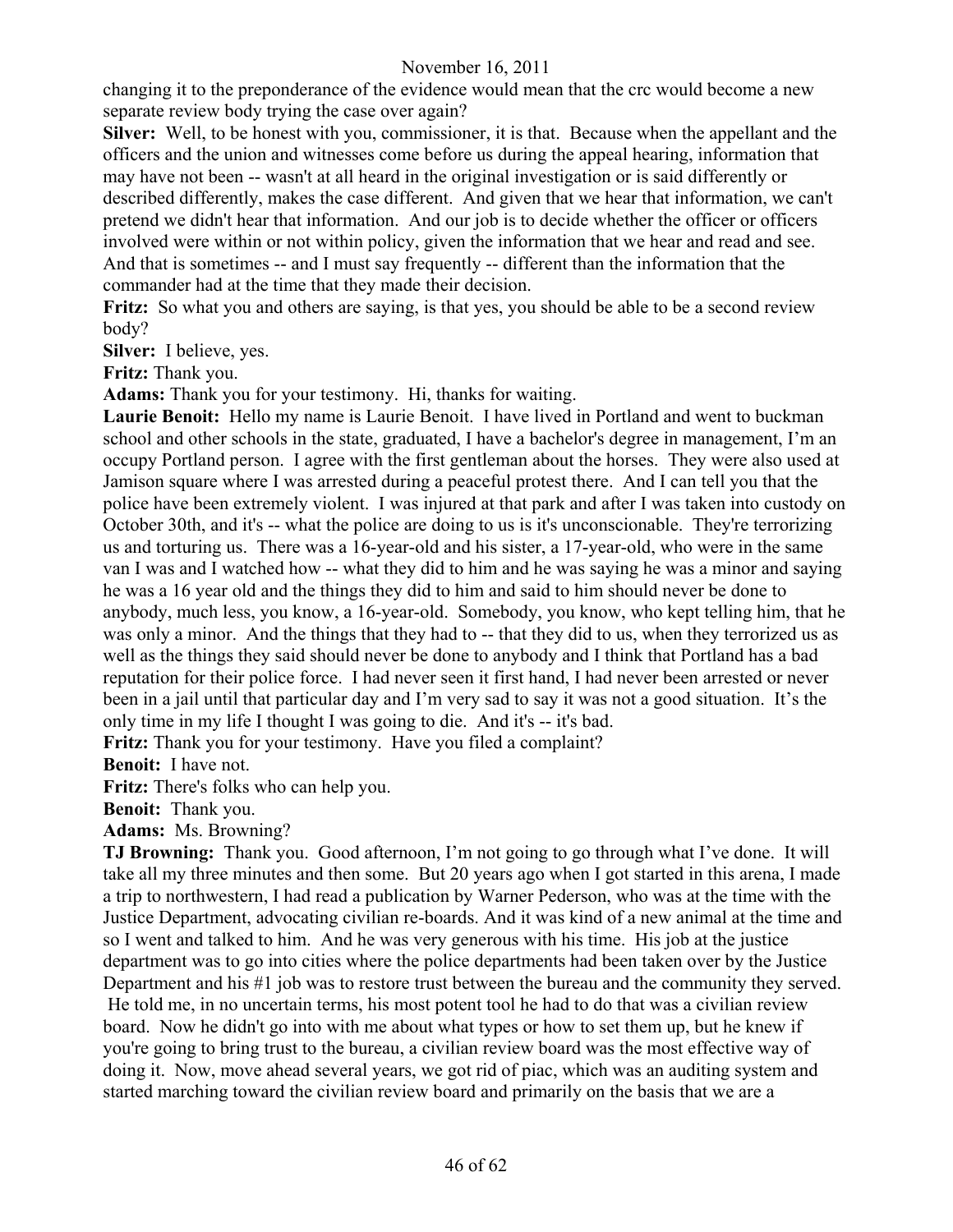changing it to the preponderance of the evidence would mean that the crc would become a new separate review body trying the case over again?

**Silver:** Well, to be honest with you, commissioner, it is that. Because when the appellant and the officers and the union and witnesses come before us during the appeal hearing, information that may have not been -- wasn't at all heard in the original investigation or is said differently or described differently, makes the case different. And given that we hear that information, we can't pretend we didn't hear that information. And our job is to decide whether the officer or officers involved were within or not within policy, given the information that we hear and read and see. And that is sometimes -- and I must say frequently -- different than the information that the commander had at the time that they made their decision.

**Fritz:** So what you and others are saying, is that yes, you should be able to be a second review body?

**Silver:** I believe, yes.

**Fritz:** Thank you.

**Adams:** Thank you for your testimony. Hi, thanks for waiting.

**Laurie Benoit:** Hello my name is Laurie Benoit. I have lived in Portland and went to buckman school and other schools in the state, graduated, I have a bachelor's degree in management, I'm an occupy Portland person. I agree with the first gentleman about the horses. They were also used at Jamison square where I was arrested during a peaceful protest there. And I can tell you that the police have been extremely violent. I was injured at that park and after I was taken into custody on October 30th, and it's -- what the police are doing to us is it's unconscionable. They're terrorizing us and torturing us. There was a 16-year-old and his sister, a 17-year-old, who were in the same van I was and I watched how -- what they did to him and he was saying he was a minor and saying he was a 16 year old and the things they did to him and said to him should never be done to anybody, much less, you know, a 16-year-old. Somebody, you know, who kept telling him, that he was only a minor. And the things that they had to -- that they did to us, when they terrorized us as well as the things they said should never be done to anybody and I think that Portland has a bad reputation for their police force. I had never seen it first hand, I had never been arrested or never been in a jail until that particular day and I'm very sad to say it was not a good situation. It's the only time in my life I thought I was going to die. And it's -- it's bad.

**Fritz:** Thank you for your testimony. Have you filed a complaint?

**Benoit:** I have not.

**Fritz:** There's folks who can help you.

**Benoit:** Thank you.

**Adams:** Ms. Browning?

**TJ Browning:** Thank you. Good afternoon, I'm not going to go through what I've done. It will take all my three minutes and then some. But 20 years ago when I got started in this arena, I made a trip to northwestern, I had read a publication by Warner Pederson, who was at the time with the Justice Department, advocating civilian re-boards. And it was kind of a new animal at the time and so I went and talked to him. And he was very generous with his time. His job at the justice department was to go into cities where the police departments had been taken over by the Justice Department and his #1 job was to restore trust between the bureau and the community they served. He told me, in no uncertain terms, his most potent tool he had to do that was a civilian review board. Now he didn't go into with me about what types or how to set them up, but he knew if you're going to bring trust to the bureau, a civilian review board was the most effective way of doing it. Now, move ahead several years, we got rid of piac, which was an auditing system and started marching toward the civilian review board and primarily on the basis that we are a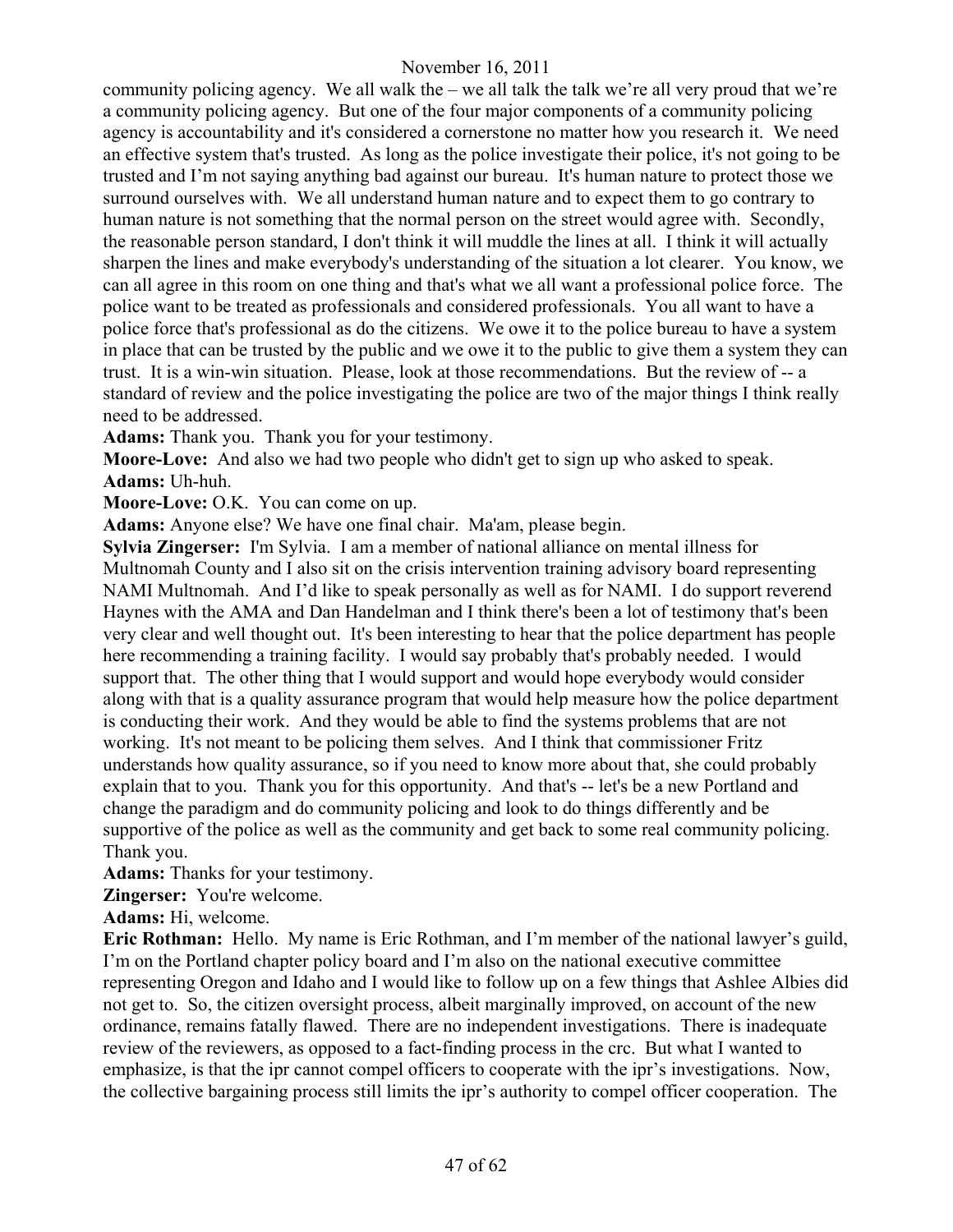community policing agency. We all walk the – we all talk the talk we're all very proud that we're a community policing agency. But one of the four major components of a community policing agency is accountability and it's considered a cornerstone no matter how you research it. We need an effective system that's trusted. As long as the police investigate their police, it's not going to be trusted and I'm not saying anything bad against our bureau. It's human nature to protect those we surround ourselves with. We all understand human nature and to expect them to go contrary to human nature is not something that the normal person on the street would agree with. Secondly, the reasonable person standard, I don't think it will muddle the lines at all. I think it will actually sharpen the lines and make everybody's understanding of the situation a lot clearer. You know, we can all agree in this room on one thing and that's what we all want a professional police force. The police want to be treated as professionals and considered professionals. You all want to have a police force that's professional as do the citizens. We owe it to the police bureau to have a system in place that can be trusted by the public and we owe it to the public to give them a system they can trust. It is a win-win situation. Please, look at those recommendations. But the review of -- a standard of review and the police investigating the police are two of the major things I think really need to be addressed.

**Adams:** Thank you. Thank you for your testimony.

**Moore-Love:** And also we had two people who didn't get to sign up who asked to speak.

**Adams:** Uh-huh.

**Moore-Love:** O.K. You can come on up.

**Adams:** Anyone else? We have one final chair. Ma'am, please begin.

**Sylvia Zingerser:** I'm Sylvia. I am a member of national alliance on mental illness for Multnomah County and I also sit on the crisis intervention training advisory board representing NAMI Multnomah. And I'd like to speak personally as well as for NAMI. I do support reverend Haynes with the AMA and Dan Handelman and I think there's been a lot of testimony that's been very clear and well thought out. It's been interesting to hear that the police department has people here recommending a training facility. I would say probably that's probably needed. I would support that. The other thing that I would support and would hope everybody would consider along with that is a quality assurance program that would help measure how the police department is conducting their work. And they would be able to find the systems problems that are not working. It's not meant to be policing them selves. And I think that commissioner Fritz understands how quality assurance, so if you need to know more about that, she could probably explain that to you. Thank you for this opportunity. And that's -- let's be a new Portland and change the paradigm and do community policing and look to do things differently and be supportive of the police as well as the community and get back to some real community policing. Thank you.

**Adams:** Thanks for your testimony.

**Zingerser:** You're welcome.

**Adams:** Hi, welcome.

**Eric Rothman:** Hello. My name is Eric Rothman, and I'm member of the national lawyer's guild, I'm on the Portland chapter policy board and I'm also on the national executive committee representing Oregon and Idaho and I would like to follow up on a few things that Ashlee Albies did not get to. So, the citizen oversight process, albeit marginally improved, on account of the new ordinance, remains fatally flawed. There are no independent investigations. There is inadequate review of the reviewers, as opposed to a fact-finding process in the crc. But what I wanted to emphasize, is that the ipr cannot compel officers to cooperate with the ipr's investigations. Now, the collective bargaining process still limits the ipr's authority to compel officer cooperation. The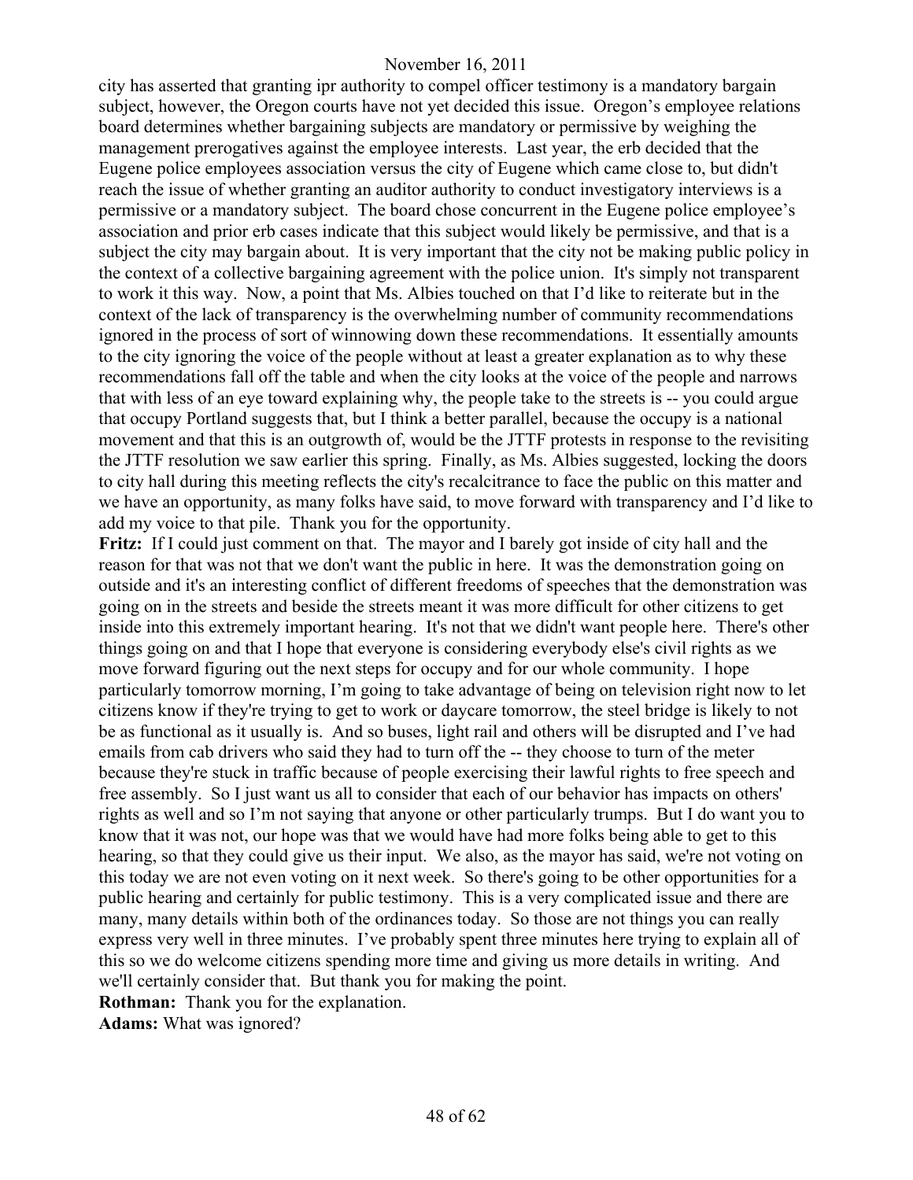city has asserted that granting ipr authority to compel officer testimony is a mandatory bargain subject, however, the Oregon courts have not yet decided this issue. Oregon's employee relations board determines whether bargaining subjects are mandatory or permissive by weighing the management prerogatives against the employee interests. Last year, the erb decided that the Eugene police employees association versus the city of Eugene which came close to, but didn't reach the issue of whether granting an auditor authority to conduct investigatory interviews is a permissive or a mandatory subject. The board chose concurrent in the Eugene police employee's association and prior erb cases indicate that this subject would likely be permissive, and that is a subject the city may bargain about. It is very important that the city not be making public policy in the context of a collective bargaining agreement with the police union. It's simply not transparent to work it this way. Now, a point that Ms. Albies touched on that I'd like to reiterate but in the context of the lack of transparency is the overwhelming number of community recommendations ignored in the process of sort of winnowing down these recommendations. It essentially amounts to the city ignoring the voice of the people without at least a greater explanation as to why these recommendations fall off the table and when the city looks at the voice of the people and narrows that with less of an eye toward explaining why, the people take to the streets is -- you could argue that occupy Portland suggests that, but I think a better parallel, because the occupy is a national movement and that this is an outgrowth of, would be the JTTF protests in response to the revisiting the JTTF resolution we saw earlier this spring. Finally, as Ms. Albies suggested, locking the doors to city hall during this meeting reflects the city's recalcitrance to face the public on this matter and we have an opportunity, as many folks have said, to move forward with transparency and I'd like to add my voice to that pile. Thank you for the opportunity.

**Fritz:** If I could just comment on that. The mayor and I barely got inside of city hall and the reason for that was not that we don't want the public in here. It was the demonstration going on outside and it's an interesting conflict of different freedoms of speeches that the demonstration was going on in the streets and beside the streets meant it was more difficult for other citizens to get inside into this extremely important hearing. It's not that we didn't want people here. There's other things going on and that I hope that everyone is considering everybody else's civil rights as we move forward figuring out the next steps for occupy and for our whole community. I hope particularly tomorrow morning, I'm going to take advantage of being on television right now to let citizens know if they're trying to get to work or daycare tomorrow, the steel bridge is likely to not be as functional as it usually is. And so buses, light rail and others will be disrupted and I've had emails from cab drivers who said they had to turn off the -- they choose to turn of the meter because they're stuck in traffic because of people exercising their lawful rights to free speech and free assembly. So I just want us all to consider that each of our behavior has impacts on others' rights as well and so I'm not saying that anyone or other particularly trumps. But I do want you to know that it was not, our hope was that we would have had more folks being able to get to this hearing, so that they could give us their input. We also, as the mayor has said, we're not voting on this today we are not even voting on it next week. So there's going to be other opportunities for a public hearing and certainly for public testimony. This is a very complicated issue and there are many, many details within both of the ordinances today. So those are not things you can really express very well in three minutes. I've probably spent three minutes here trying to explain all of this so we do welcome citizens spending more time and giving us more details in writing. And we'll certainly consider that. But thank you for making the point.

**Rothman:** Thank you for the explanation.

**Adams:** What was ignored?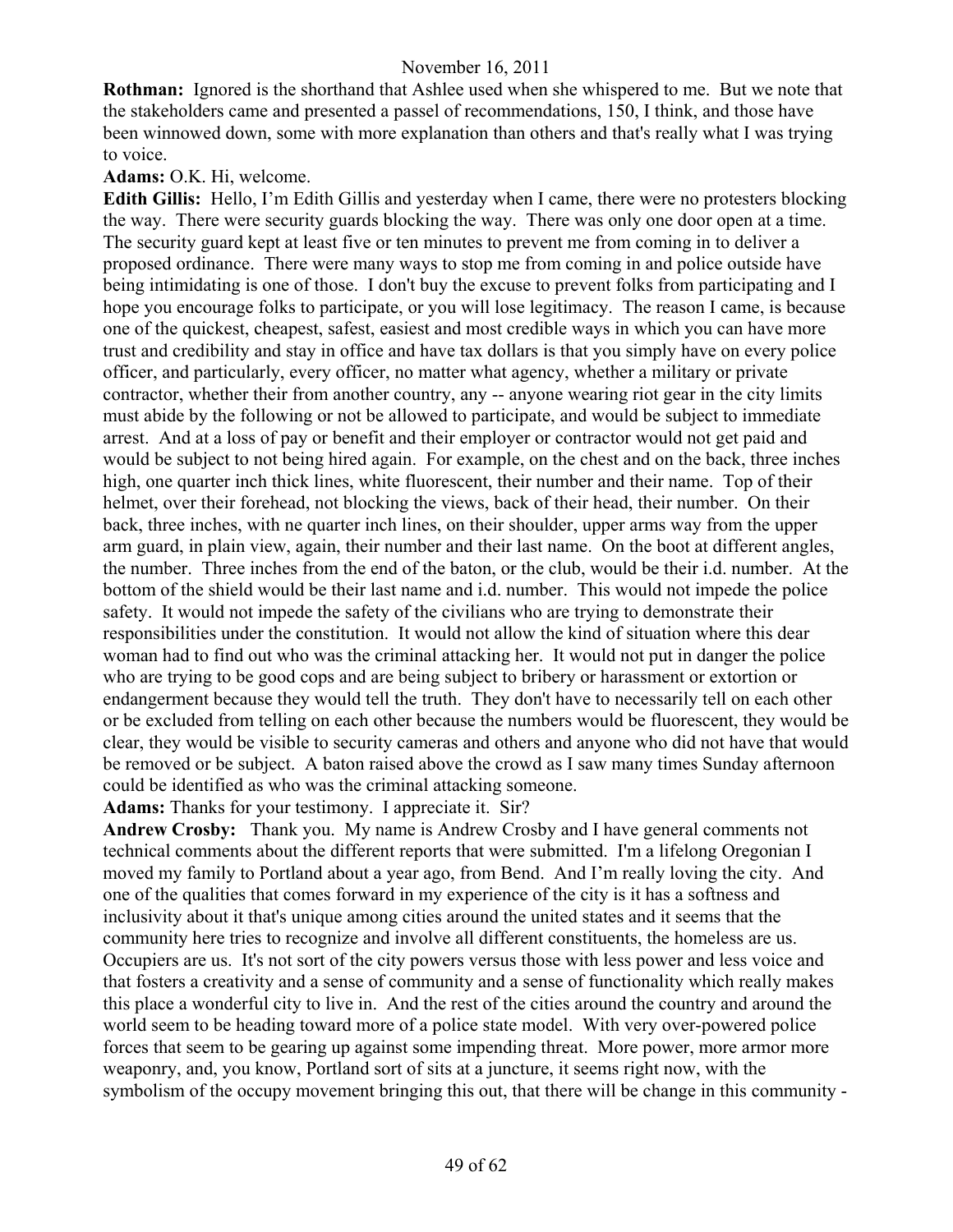**Rothman:** Ignored is the shorthand that Ashlee used when she whispered to me. But we note that the stakeholders came and presented a passel of recommendations, 150, I think, and those have been winnowed down, some with more explanation than others and that's really what I was trying to voice.

**Adams:** O.K. Hi, welcome.

**Edith Gillis:** Hello, I'm Edith Gillis and yesterday when I came, there were no protesters blocking the way. There were security guards blocking the way. There was only one door open at a time. The security guard kept at least five or ten minutes to prevent me from coming in to deliver a proposed ordinance. There were many ways to stop me from coming in and police outside have being intimidating is one of those. I don't buy the excuse to prevent folks from participating and I hope you encourage folks to participate, or you will lose legitimacy. The reason I came, is because one of the quickest, cheapest, safest, easiest and most credible ways in which you can have more trust and credibility and stay in office and have tax dollars is that you simply have on every police officer, and particularly, every officer, no matter what agency, whether a military or private contractor, whether their from another country, any -- anyone wearing riot gear in the city limits must abide by the following or not be allowed to participate, and would be subject to immediate arrest. And at a loss of pay or benefit and their employer or contractor would not get paid and would be subject to not being hired again. For example, on the chest and on the back, three inches high, one quarter inch thick lines, white fluorescent, their number and their name. Top of their helmet, over their forehead, not blocking the views, back of their head, their number. On their back, three inches, with ne quarter inch lines, on their shoulder, upper arms way from the upper arm guard, in plain view, again, their number and their last name. On the boot at different angles, the number. Three inches from the end of the baton, or the club, would be their i.d. number. At the bottom of the shield would be their last name and i.d. number. This would not impede the police safety. It would not impede the safety of the civilians who are trying to demonstrate their responsibilities under the constitution. It would not allow the kind of situation where this dear woman had to find out who was the criminal attacking her. It would not put in danger the police who are trying to be good cops and are being subject to bribery or harassment or extortion or endangerment because they would tell the truth. They don't have to necessarily tell on each other or be excluded from telling on each other because the numbers would be fluorescent, they would be clear, they would be visible to security cameras and others and anyone who did not have that would be removed or be subject. A baton raised above the crowd as I saw many times Sunday afternoon could be identified as who was the criminal attacking someone.

**Adams:** Thanks for your testimony. I appreciate it. Sir?

**Andrew Crosby:** Thank you. My name is Andrew Crosby and I have general comments not technical comments about the different reports that were submitted. I'm a lifelong Oregonian I moved my family to Portland about a year ago, from Bend. And I'm really loving the city. And one of the qualities that comes forward in my experience of the city is it has a softness and inclusivity about it that's unique among cities around the united states and it seems that the community here tries to recognize and involve all different constituents, the homeless are us. Occupiers are us. It's not sort of the city powers versus those with less power and less voice and that fosters a creativity and a sense of community and a sense of functionality which really makes this place a wonderful city to live in. And the rest of the cities around the country and around the world seem to be heading toward more of a police state model. With very over-powered police forces that seem to be gearing up against some impending threat. More power, more armor more weaponry, and, you know, Portland sort of sits at a juncture, it seems right now, with the symbolism of the occupy movement bringing this out, that there will be change in this community -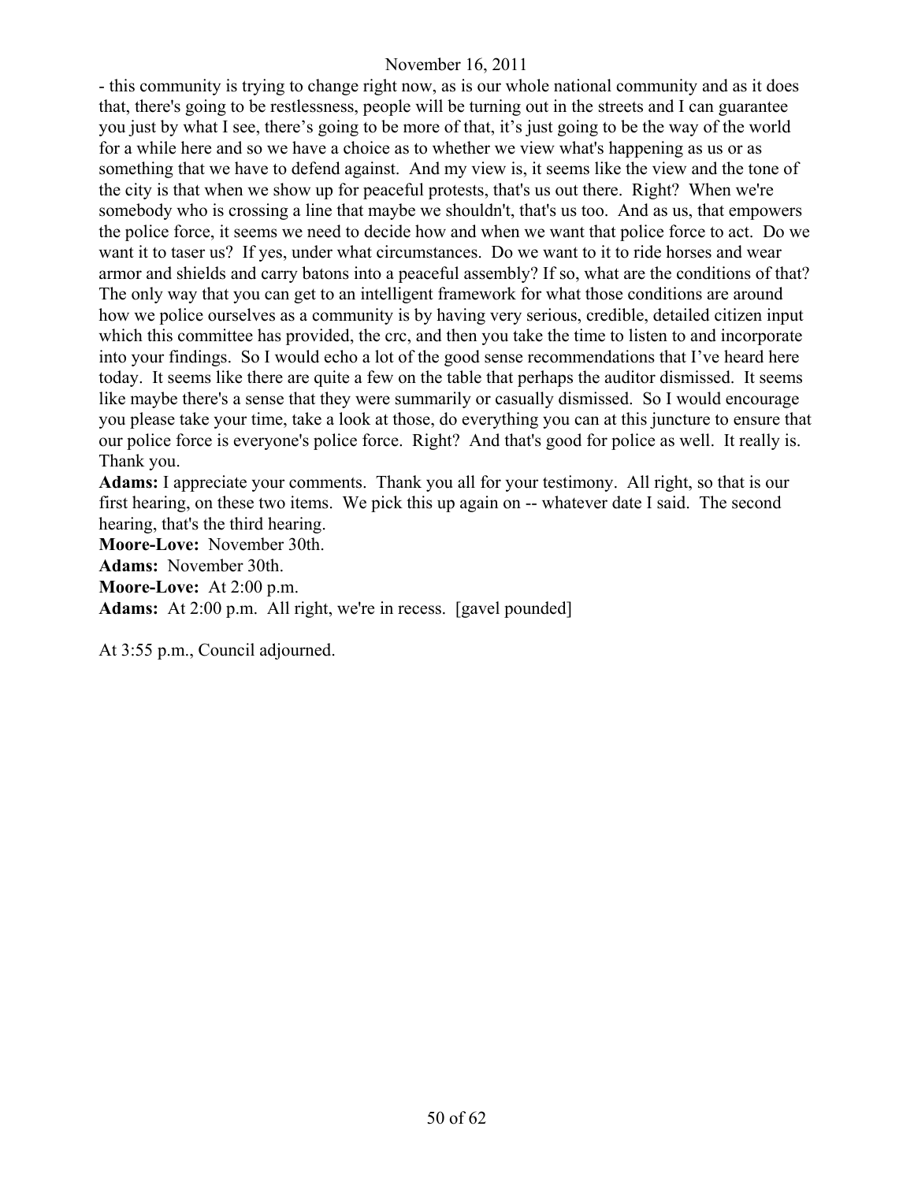- this community is trying to change right now, as is our whole national community and as it does that, there's going to be restlessness, people will be turning out in the streets and I can guarantee you just by what I see, there's going to be more of that, it's just going to be the way of the world for a while here and so we have a choice as to whether we view what's happening as us or as something that we have to defend against. And my view is, it seems like the view and the tone of the city is that when we show up for peaceful protests, that's us out there. Right? When we're somebody who is crossing a line that maybe we shouldn't, that's us too. And as us, that empowers the police force, it seems we need to decide how and when we want that police force to act. Do we want it to taser us? If yes, under what circumstances. Do we want to it to ride horses and wear armor and shields and carry batons into a peaceful assembly? If so, what are the conditions of that? The only way that you can get to an intelligent framework for what those conditions are around how we police ourselves as a community is by having very serious, credible, detailed citizen input which this committee has provided, the crc, and then you take the time to listen to and incorporate into your findings. So I would echo a lot of the good sense recommendations that I've heard here today. It seems like there are quite a few on the table that perhaps the auditor dismissed. It seems like maybe there's a sense that they were summarily or casually dismissed. So I would encourage you please take your time, take a look at those, do everything you can at this juncture to ensure that our police force is everyone's police force. Right? And that's good for police as well. It really is. Thank you.

**Adams:** I appreciate your comments. Thank you all for your testimony. All right, so that is our first hearing, on these two items. We pick this up again on -- whatever date I said. The second hearing, that's the third hearing.

**Moore-Love:** November 30th.

**Adams:** November 30th.

**Moore-Love:** At 2:00 p.m.

**Adams:** At 2:00 p.m. All right, we're in recess. [gavel pounded]

At 3:55 p.m., Council adjourned.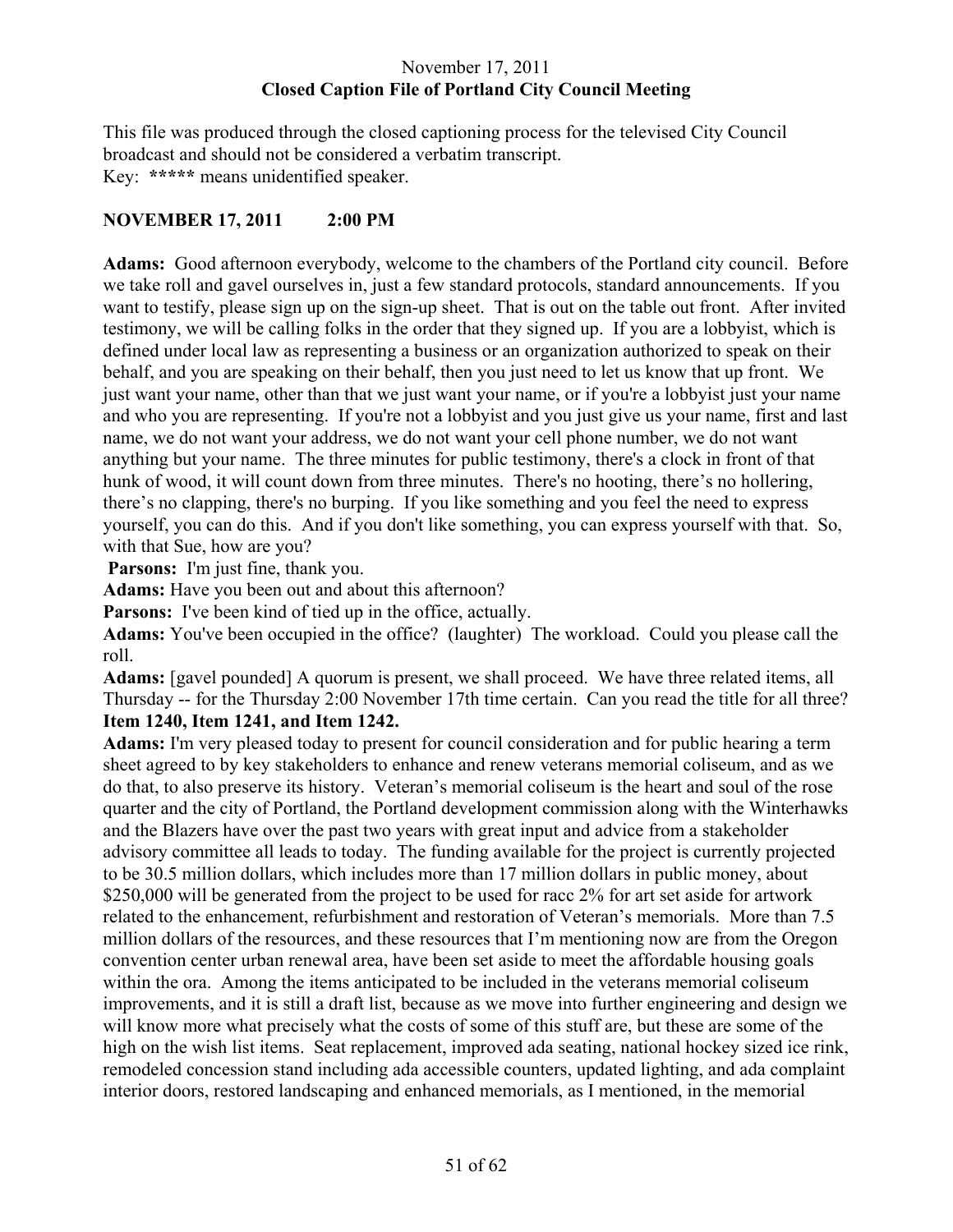November 17, 2011
**Closed Caption File of Portland City Council Meeting**

This file was produced through the closed captioning process for the televised City Council broadcast and should not be considered a verbatim transcript.
Key: **\*\*\*\*\*** means unidentified speaker.

**NOVEMBER 17, 2011 2:00 PM**

**Adams:** Good afternoon everybody, welcome to the chambers of the Portland city council. Before we take roll and gavel ourselves in, just a few standard protocols, standard announcements. If you want to testify, please sign up on the sign-up sheet. That is out on the table out front. After invited testimony, we will be calling folks in the order that they signed up. If you are a lobbyist, which is defined under local law as representing a business or an organization authorized to speak on their behalf, and you are speaking on their behalf, then you just need to let us know that up front. We just want your name, other than that we just want your name, or if you're a lobbyist just your name and who you are representing. If you're not a lobbyist and you just give us your name, first and last name, we do not want your address, we do not want your cell phone number, we do not want anything but your name. The three minutes for public testimony, there's a clock in front of that hunk of wood, it will count down from three minutes. There's no hooting, there's no hollering, there's no clapping, there's no burping. If you like something and you feel the need to express yourself, you can do this. And if you don't like something, you can express yourself with that. So, with that Sue, how are you?

**Parsons:** I'm just fine, thank you.

**Adams:** Have you been out and about this afternoon?

**Parsons:** I've been kind of tied up in the office, actually.

**Adams:** You've been occupied in the office? (laughter) The workload. Could you please call the roll.

**Adams:** [gavel pounded] A quorum is present, we shall proceed. We have three related items, all Thursday -- for the Thursday 2:00 November 17th time certain. Can you read the title for all three?

**Item 1240, Item 1241, and Item 1242.**

**Adams:** I'm very pleased today to present for council consideration and for public hearing a term sheet agreed to by key stakeholders to enhance and renew veterans memorial coliseum, and as we do that, to also preserve its history. Veteran's memorial coliseum is the heart and soul of the rose quarter and the city of Portland, the Portland development commission along with the Winterhawks and the Blazers have over the past two years with great input and advice from a stakeholder advisory committee all leads to today. The funding available for the project is currently projected to be 30.5 million dollars, which includes more than 17 million dollars in public money, about $250,000 will be generated from the project to be used for racc 2% for art set aside for artwork related to the enhancement, refurbishment and restoration of Veteran's memorials. More than 7.5 million dollars of the resources, and these resources that I'm mentioning now are from the Oregon convention center urban renewal area, have been set aside to meet the affordable housing goals within the ora. Among the items anticipated to be included in the veterans memorial coliseum improvements, and it is still a draft list, because as we move into further engineering and design we will know more what precisely what the costs of some of this stuff are, but these are some of the high on the wish list items. Seat replacement, improved ada seating, national hockey sized ice rink, remodeled concession stand including ada accessible counters, updated lighting, and ada complaint interior doors, restored landscaping and enhanced memorials, as I mentioned, in the memorial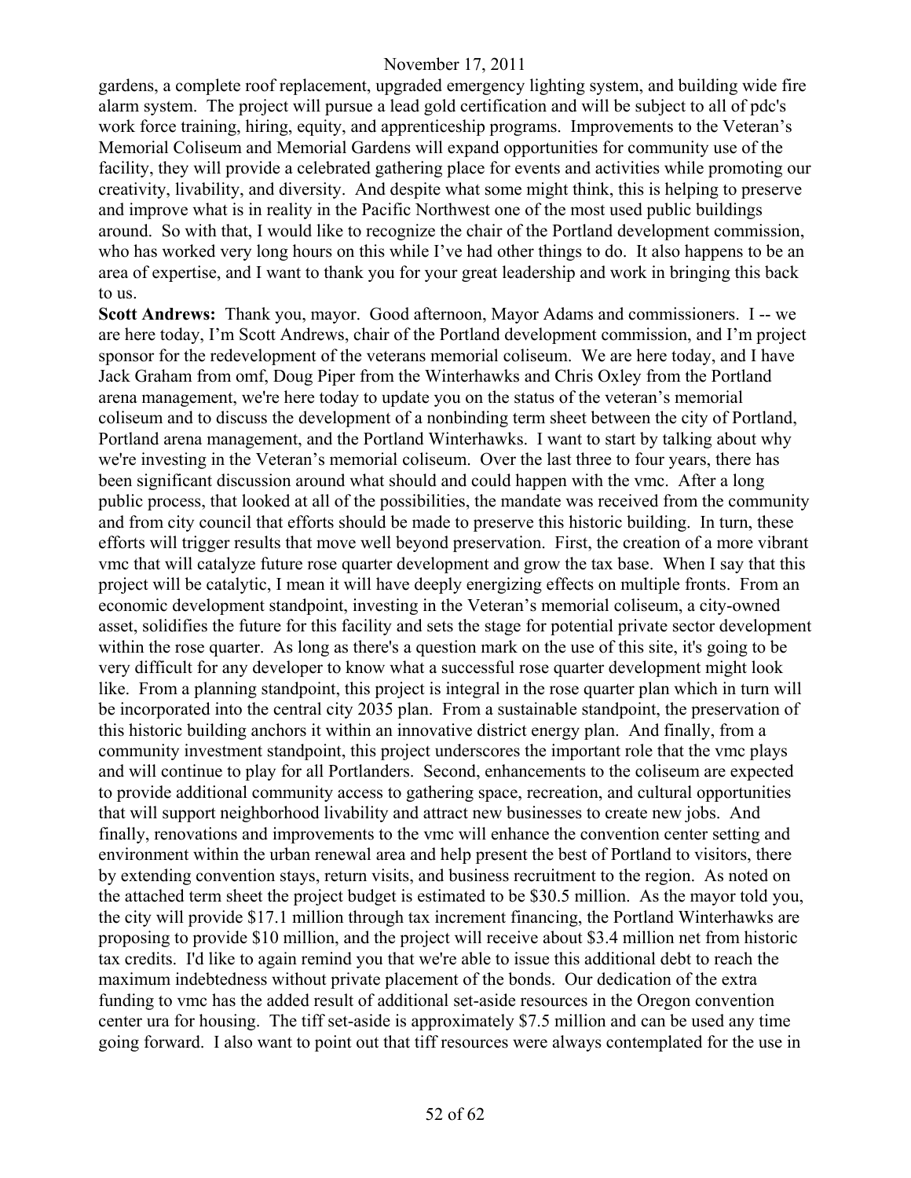gardens, a complete roof replacement, upgraded emergency lighting system, and building wide fire alarm system. The project will pursue a lead gold certification and will be subject to all of pdc's work force training, hiring, equity, and apprenticeship programs. Improvements to the Veteran's Memorial Coliseum and Memorial Gardens will expand opportunities for community use of the facility, they will provide a celebrated gathering place for events and activities while promoting our creativity, livability, and diversity. And despite what some might think, this is helping to preserve and improve what is in reality in the Pacific Northwest one of the most used public buildings around. So with that, I would like to recognize the chair of the Portland development commission, who has worked very long hours on this while I've had other things to do. It also happens to be an area of expertise, and I want to thank you for your great leadership and work in bringing this back to us.

**Scott Andrews:** Thank you, mayor. Good afternoon, Mayor Adams and commissioners. I -- we are here today, I'm Scott Andrews, chair of the Portland development commission, and I'm project sponsor for the redevelopment of the veterans memorial coliseum. We are here today, and I have Jack Graham from omf, Doug Piper from the Winterhawks and Chris Oxley from the Portland arena management, we're here today to update you on the status of the veteran's memorial coliseum and to discuss the development of a nonbinding term sheet between the city of Portland, Portland arena management, and the Portland Winterhawks. I want to start by talking about why we're investing in the Veteran's memorial coliseum. Over the last three to four years, there has been significant discussion around what should and could happen with the vmc. After a long public process, that looked at all of the possibilities, the mandate was received from the community and from city council that efforts should be made to preserve this historic building. In turn, these efforts will trigger results that move well beyond preservation. First, the creation of a more vibrant vmc that will catalyze future rose quarter development and grow the tax base. When I say that this project will be catalytic, I mean it will have deeply energizing effects on multiple fronts. From an economic development standpoint, investing in the Veteran's memorial coliseum, a city-owned asset, solidifies the future for this facility and sets the stage for potential private sector development within the rose quarter. As long as there's a question mark on the use of this site, it's going to be very difficult for any developer to know what a successful rose quarter development might look like. From a planning standpoint, this project is integral in the rose quarter plan which in turn will be incorporated into the central city 2035 plan. From a sustainable standpoint, the preservation of this historic building anchors it within an innovative district energy plan. And finally, from a community investment standpoint, this project underscores the important role that the vmc plays and will continue to play for all Portlanders. Second, enhancements to the coliseum are expected to provide additional community access to gathering space, recreation, and cultural opportunities that will support neighborhood livability and attract new businesses to create new jobs. And finally, renovations and improvements to the vmc will enhance the convention center setting and environment within the urban renewal area and help present the best of Portland to visitors, there by extending convention stays, return visits, and business recruitment to the region. As noted on the attached term sheet the project budget is estimated to be $30.5 million. As the mayor told you, the city will provide $17.1 million through tax increment financing, the Portland Winterhawks are proposing to provide $10 million, and the project will receive about $3.4 million net from historic tax credits. I'd like to again remind you that we're able to issue this additional debt to reach the maximum indebtedness without private placement of the bonds. Our dedication of the extra funding to vmc has the added result of additional set-aside resources in the Oregon convention center ura for housing. The tiff set-aside is approximately $7.5 million and can be used any time going forward. I also want to point out that tiff resources were always contemplated for the use in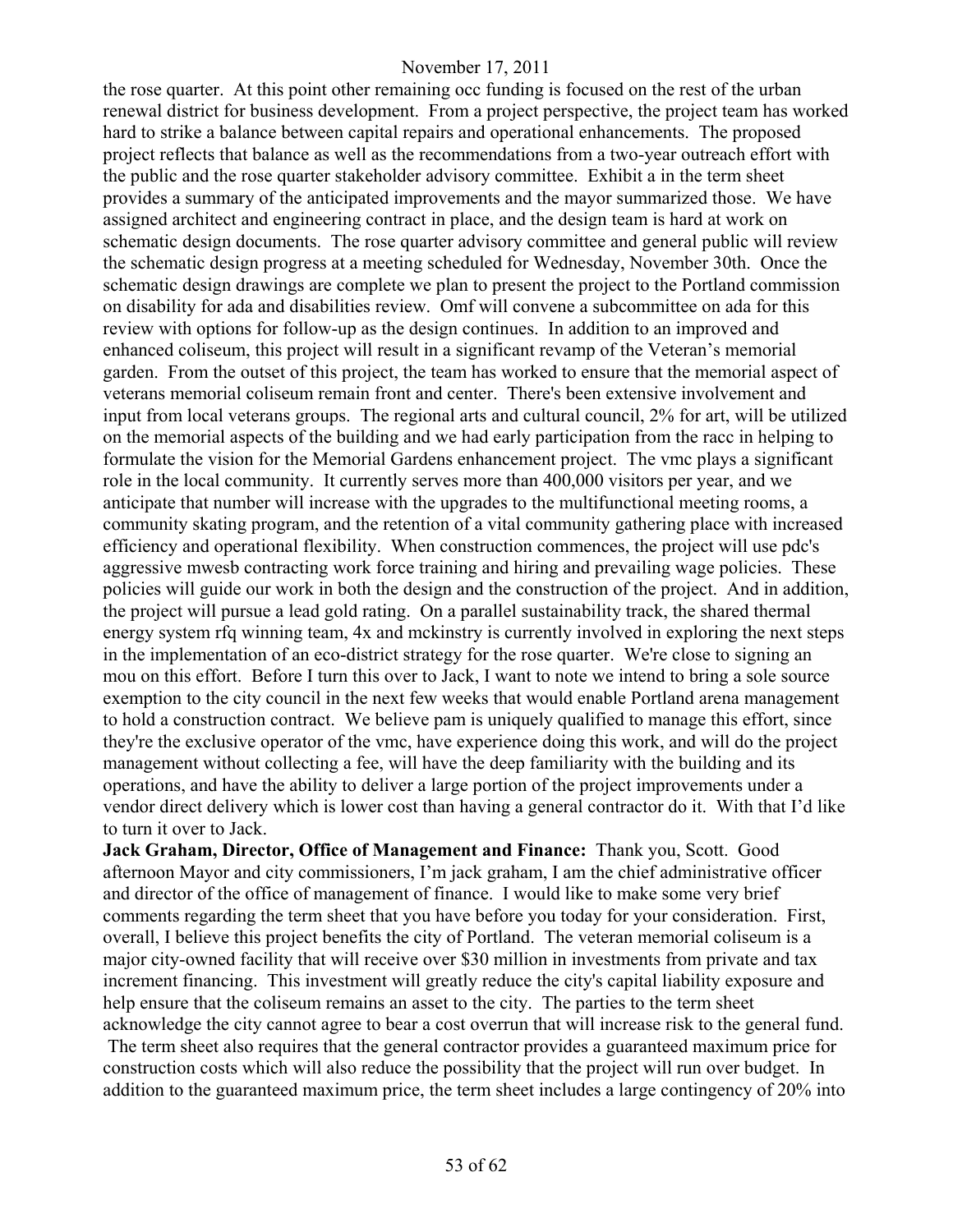the rose quarter. At this point other remaining occ funding is focused on the rest of the urban renewal district for business development. From a project perspective, the project team has worked hard to strike a balance between capital repairs and operational enhancements. The proposed project reflects that balance as well as the recommendations from a two-year outreach effort with the public and the rose quarter stakeholder advisory committee. Exhibit a in the term sheet provides a summary of the anticipated improvements and the mayor summarized those. We have assigned architect and engineering contract in place, and the design team is hard at work on schematic design documents. The rose quarter advisory committee and general public will review the schematic design progress at a meeting scheduled for Wednesday, November 30th. Once the schematic design drawings are complete we plan to present the project to the Portland commission on disability for ada and disabilities review. Omf will convene a subcommittee on ada for this review with options for follow-up as the design continues. In addition to an improved and enhanced coliseum, this project will result in a significant revamp of the Veteran's memorial garden. From the outset of this project, the team has worked to ensure that the memorial aspect of veterans memorial coliseum remain front and center. There's been extensive involvement and input from local veterans groups. The regional arts and cultural council, 2% for art, will be utilized on the memorial aspects of the building and we had early participation from the racc in helping to formulate the vision for the Memorial Gardens enhancement project. The vmc plays a significant role in the local community. It currently serves more than 400,000 visitors per year, and we anticipate that number will increase with the upgrades to the multifunctional meeting rooms, a community skating program, and the retention of a vital community gathering place with increased efficiency and operational flexibility. When construction commences, the project will use pdc's aggressive mwesb contracting work force training and hiring and prevailing wage policies. These policies will guide our work in both the design and the construction of the project. And in addition, the project will pursue a lead gold rating. On a parallel sustainability track, the shared thermal energy system rfq winning team, 4x and mckinstry is currently involved in exploring the next steps in the implementation of an eco-district strategy for the rose quarter. We're close to signing an mou on this effort. Before I turn this over to Jack, I want to note we intend to bring a sole source exemption to the city council in the next few weeks that would enable Portland arena management to hold a construction contract. We believe pam is uniquely qualified to manage this effort, since they're the exclusive operator of the vmc, have experience doing this work, and will do the project management without collecting a fee, will have the deep familiarity with the building and its operations, and have the ability to deliver a large portion of the project improvements under a vendor direct delivery which is lower cost than having a general contractor do it. With that I'd like to turn it over to Jack.

**Jack Graham, Director, Office of Management and Finance:** Thank you, Scott. Good afternoon Mayor and city commissioners, I'm jack graham, I am the chief administrative officer and director of the office of management of finance. I would like to make some very brief comments regarding the term sheet that you have before you today for your consideration. First, overall, I believe this project benefits the city of Portland. The veteran memorial coliseum is a major city-owned facility that will receive over $30 million in investments from private and tax increment financing. This investment will greatly reduce the city's capital liability exposure and help ensure that the coliseum remains an asset to the city. The parties to the term sheet acknowledge the city cannot agree to bear a cost overrun that will increase risk to the general fund. The term sheet also requires that the general contractor provides a guaranteed maximum price for construction costs which will also reduce the possibility that the project will run over budget. In addition to the guaranteed maximum price, the term sheet includes a large contingency of 20% into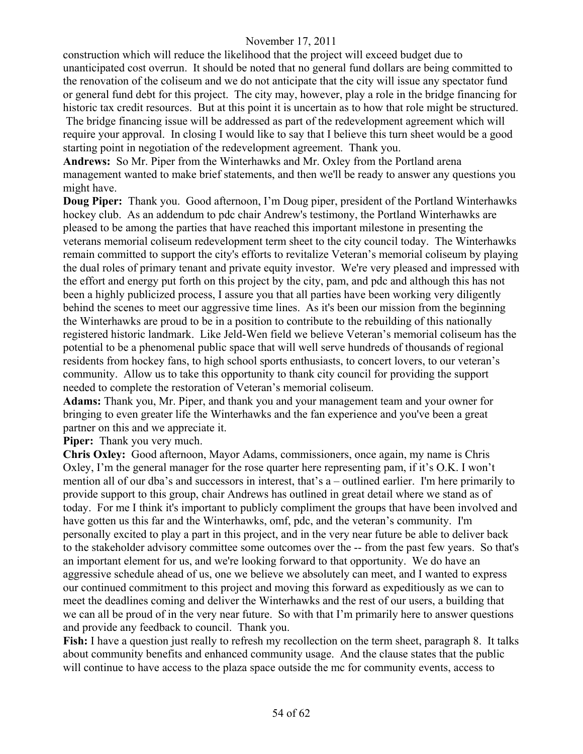construction which will reduce the likelihood that the project will exceed budget due to unanticipated cost overrun. It should be noted that no general fund dollars are being committed to the renovation of the coliseum and we do not anticipate that the city will issue any spectator fund or general fund debt for this project. The city may, however, play a role in the bridge financing for historic tax credit resources. But at this point it is uncertain as to how that role might be structured. The bridge financing issue will be addressed as part of the redevelopment agreement which will require your approval. In closing I would like to say that I believe this turn sheet would be a good starting point in negotiation of the redevelopment agreement. Thank you.

**Andrews:** So Mr. Piper from the Winterhawks and Mr. Oxley from the Portland arena management wanted to make brief statements, and then we'll be ready to answer any questions you might have.

**Doug Piper:** Thank you. Good afternoon, I'm Doug piper, president of the Portland Winterhawks hockey club. As an addendum to pdc chair Andrew's testimony, the Portland Winterhawks are pleased to be among the parties that have reached this important milestone in presenting the veterans memorial coliseum redevelopment term sheet to the city council today. The Winterhawks remain committed to support the city's efforts to revitalize Veteran's memorial coliseum by playing the dual roles of primary tenant and private equity investor. We're very pleased and impressed with the effort and energy put forth on this project by the city, pam, and pdc and although this has not been a highly publicized process, I assure you that all parties have been working very diligently behind the scenes to meet our aggressive time lines. As it's been our mission from the beginning the Winterhawks are proud to be in a position to contribute to the rebuilding of this nationally registered historic landmark. Like Jeld-Wen field we believe Veteran's memorial coliseum has the potential to be a phenomenal public space that will well serve hundreds of thousands of regional residents from hockey fans, to high school sports enthusiasts, to concert lovers, to our veteran's community. Allow us to take this opportunity to thank city council for providing the support needed to complete the restoration of Veteran's memorial coliseum.

**Adams:** Thank you, Mr. Piper, and thank you and your management team and your owner for bringing to even greater life the Winterhawks and the fan experience and you've been a great partner on this and we appreciate it.

**Piper:** Thank you very much.

**Chris Oxley:** Good afternoon, Mayor Adams, commissioners, once again, my name is Chris Oxley, I'm the general manager for the rose quarter here representing pam, if it's O.K. I won't mention all of our dba's and successors in interest, that's a – outlined earlier. I'm here primarily to provide support to this group, chair Andrews has outlined in great detail where we stand as of today. For me I think it's important to publicly compliment the groups that have been involved and have gotten us this far and the Winterhawks, omf, pdc, and the veteran's community. I'm personally excited to play a part in this project, and in the very near future be able to deliver back to the stakeholder advisory committee some outcomes over the -- from the past few years. So that's an important element for us, and we're looking forward to that opportunity. We do have an aggressive schedule ahead of us, one we believe we absolutely can meet, and I wanted to express our continued commitment to this project and moving this forward as expeditiously as we can to meet the deadlines coming and deliver the Winterhawks and the rest of our users, a building that we can all be proud of in the very near future. So with that I'm primarily here to answer questions and provide any feedback to council. Thank you.

**Fish:** I have a question just really to refresh my recollection on the term sheet, paragraph 8. It talks about community benefits and enhanced community usage. And the clause states that the public will continue to have access to the plaza space outside the mc for community events, access to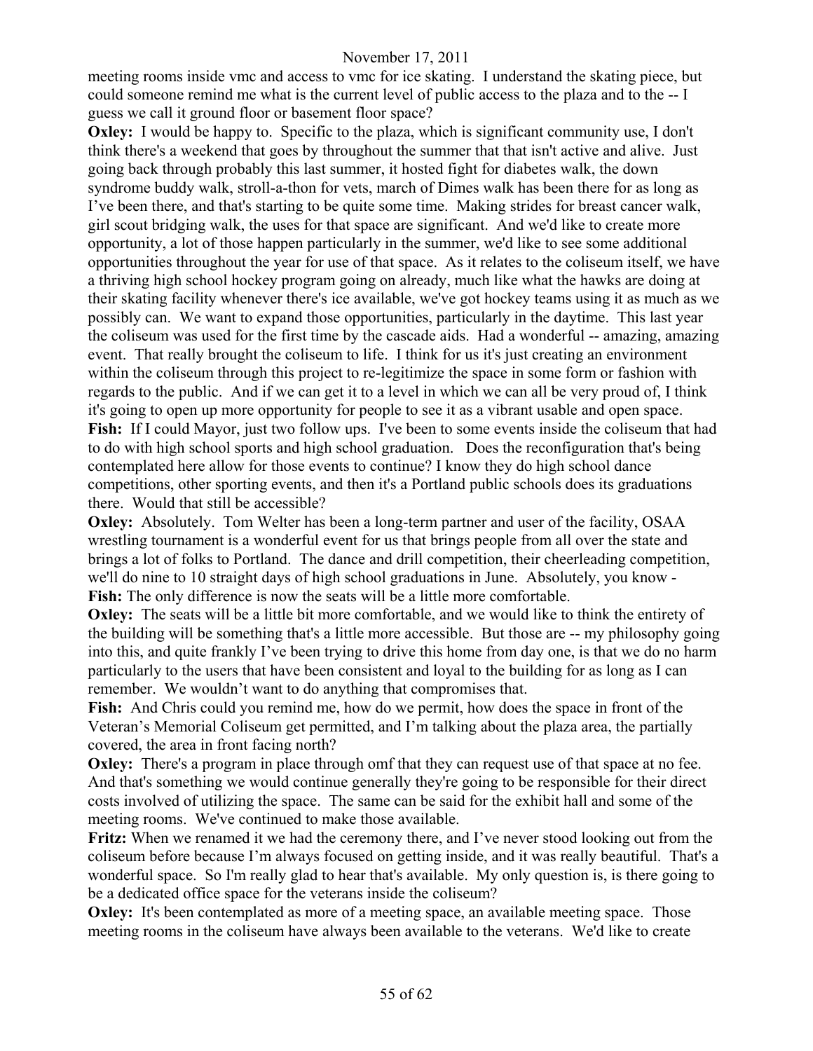meeting rooms inside vmc and access to vmc for ice skating. I understand the skating piece, but could someone remind me what is the current level of public access to the plaza and to the -- I guess we call it ground floor or basement floor space?

**Oxley:** I would be happy to. Specific to the plaza, which is significant community use, I don't think there's a weekend that goes by throughout the summer that that isn't active and alive. Just going back through probably this last summer, it hosted fight for diabetes walk, the down syndrome buddy walk, stroll-a-thon for vets, march of Dimes walk has been there for as long as I've been there, and that's starting to be quite some time. Making strides for breast cancer walk, girl scout bridging walk, the uses for that space are significant. And we'd like to create more opportunity, a lot of those happen particularly in the summer, we'd like to see some additional opportunities throughout the year for use of that space. As it relates to the coliseum itself, we have a thriving high school hockey program going on already, much like what the hawks are doing at their skating facility whenever there's ice available, we've got hockey teams using it as much as we possibly can. We want to expand those opportunities, particularly in the daytime. This last year the coliseum was used for the first time by the cascade aids. Had a wonderful -- amazing, amazing event. That really brought the coliseum to life. I think for us it's just creating an environment within the coliseum through this project to re-legitimize the space in some form or fashion with regards to the public. And if we can get it to a level in which we can all be very proud of, I think it's going to open up more opportunity for people to see it as a vibrant usable and open space.

**Fish:** If I could Mayor, just two follow ups. I've been to some events inside the coliseum that had to do with high school sports and high school graduation. Does the reconfiguration that's being contemplated here allow for those events to continue? I know they do high school dance competitions, other sporting events, and then it's a Portland public schools does its graduations there. Would that still be accessible?

**Oxley:** Absolutely. Tom Welter has been a long-term partner and user of the facility, OSAA wrestling tournament is a wonderful event for us that brings people from all over the state and brings a lot of folks to Portland. The dance and drill competition, their cheerleading competition, we'll do nine to 10 straight days of high school graduations in June. Absolutely, you know -

**Fish:** The only difference is now the seats will be a little more comfortable.

**Oxley:** The seats will be a little bit more comfortable, and we would like to think the entirety of the building will be something that's a little more accessible. But those are -- my philosophy going into this, and quite frankly I've been trying to drive this home from day one, is that we do no harm particularly to the users that have been consistent and loyal to the building for as long as I can remember. We wouldn't want to do anything that compromises that.

**Fish:** And Chris could you remind me, how do we permit, how does the space in front of the Veteran's Memorial Coliseum get permitted, and I'm talking about the plaza area, the partially covered, the area in front facing north?

**Oxley:** There's a program in place through omf that they can request use of that space at no fee. And that's something we would continue generally they're going to be responsible for their direct costs involved of utilizing the space. The same can be said for the exhibit hall and some of the meeting rooms. We've continued to make those available.

**Fritz:** When we renamed it we had the ceremony there, and I've never stood looking out from the coliseum before because I'm always focused on getting inside, and it was really beautiful. That's a wonderful space. So I'm really glad to hear that's available. My only question is, is there going to be a dedicated office space for the veterans inside the coliseum?

**Oxley:** It's been contemplated as more of a meeting space, an available meeting space. Those meeting rooms in the coliseum have always been available to the veterans. We'd like to create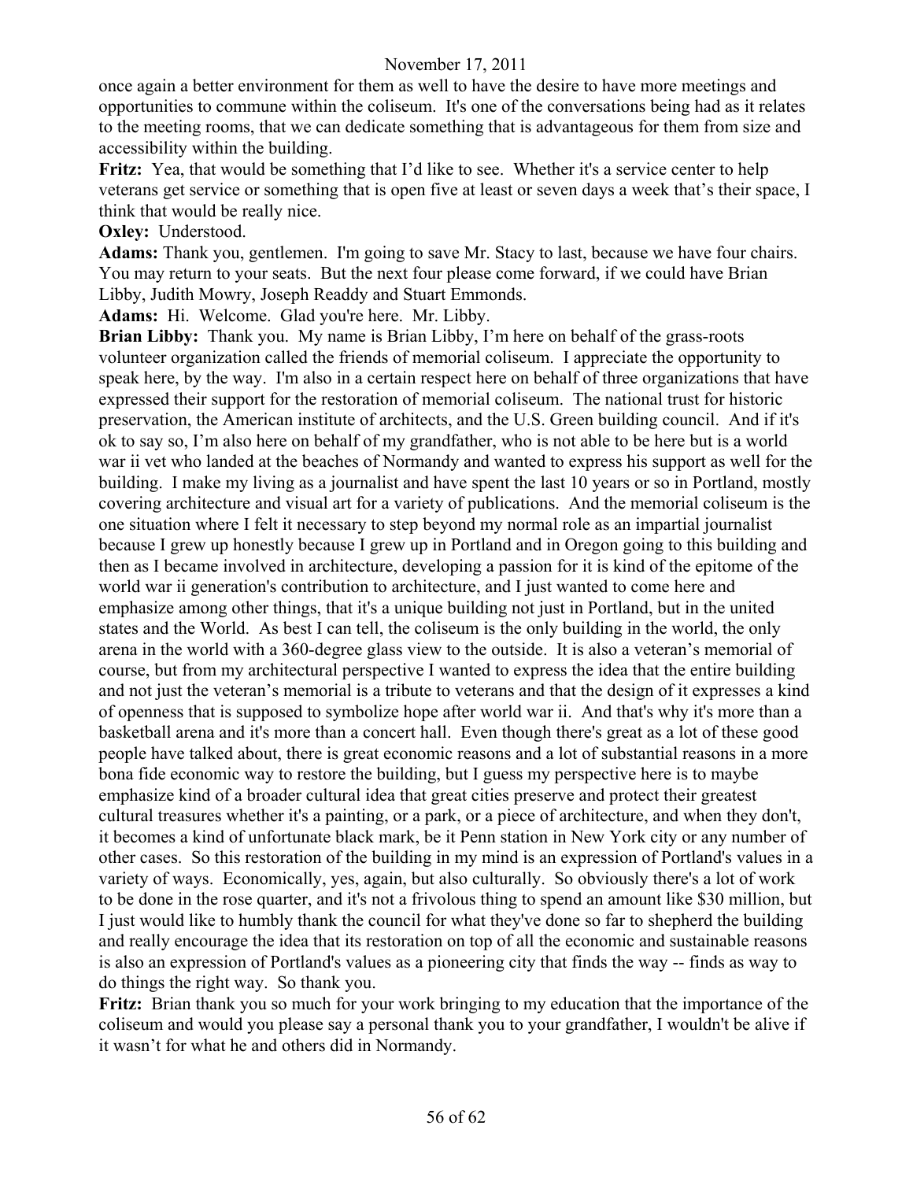once again a better environment for them as well to have the desire to have more meetings and opportunities to commune within the coliseum. It's one of the conversations being had as it relates to the meeting rooms, that we can dedicate something that is advantageous for them from size and accessibility within the building.

**Fritz:** Yea, that would be something that I'd like to see. Whether it's a service center to help veterans get service or something that is open five at least or seven days a week that's their space, I think that would be really nice.

**Oxley:** Understood.

**Adams:** Thank you, gentlemen. I'm going to save Mr. Stacy to last, because we have four chairs. You may return to your seats. But the next four please come forward, if we could have Brian Libby, Judith Mowry, Joseph Readdy and Stuart Emmonds.

**Adams:** Hi. Welcome. Glad you're here. Mr. Libby.

**Brian Libby:** Thank you. My name is Brian Libby, I'm here on behalf of the grass-roots volunteer organization called the friends of memorial coliseum. I appreciate the opportunity to speak here, by the way. I'm also in a certain respect here on behalf of three organizations that have expressed their support for the restoration of memorial coliseum. The national trust for historic preservation, the American institute of architects, and the U.S. Green building council. And if it's ok to say so, I'm also here on behalf of my grandfather, who is not able to be here but is a world war ii vet who landed at the beaches of Normandy and wanted to express his support as well for the building. I make my living as a journalist and have spent the last 10 years or so in Portland, mostly covering architecture and visual art for a variety of publications. And the memorial coliseum is the one situation where I felt it necessary to step beyond my normal role as an impartial journalist because I grew up honestly because I grew up in Portland and in Oregon going to this building and then as I became involved in architecture, developing a passion for it is kind of the epitome of the world war ii generation's contribution to architecture, and I just wanted to come here and emphasize among other things, that it's a unique building not just in Portland, but in the united states and the World. As best I can tell, the coliseum is the only building in the world, the only arena in the world with a 360-degree glass view to the outside. It is also a veteran's memorial of course, but from my architectural perspective I wanted to express the idea that the entire building and not just the veteran's memorial is a tribute to veterans and that the design of it expresses a kind of openness that is supposed to symbolize hope after world war ii. And that's why it's more than a basketball arena and it's more than a concert hall. Even though there's great as a lot of these good people have talked about, there is great economic reasons and a lot of substantial reasons in a more bona fide economic way to restore the building, but I guess my perspective here is to maybe emphasize kind of a broader cultural idea that great cities preserve and protect their greatest cultural treasures whether it's a painting, or a park, or a piece of architecture, and when they don't, it becomes a kind of unfortunate black mark, be it Penn station in New York city or any number of other cases. So this restoration of the building in my mind is an expression of Portland's values in a variety of ways. Economically, yes, again, but also culturally. So obviously there's a lot of work to be done in the rose quarter, and it's not a frivolous thing to spend an amount like $30 million, but I just would like to humbly thank the council for what they've done so far to shepherd the building and really encourage the idea that its restoration on top of all the economic and sustainable reasons is also an expression of Portland's values as a pioneering city that finds the way -- finds as way to do things the right way. So thank you.

**Fritz:** Brian thank you so much for your work bringing to my education that the importance of the coliseum and would you please say a personal thank you to your grandfather, I wouldn't be alive if it wasn't for what he and others did in Normandy.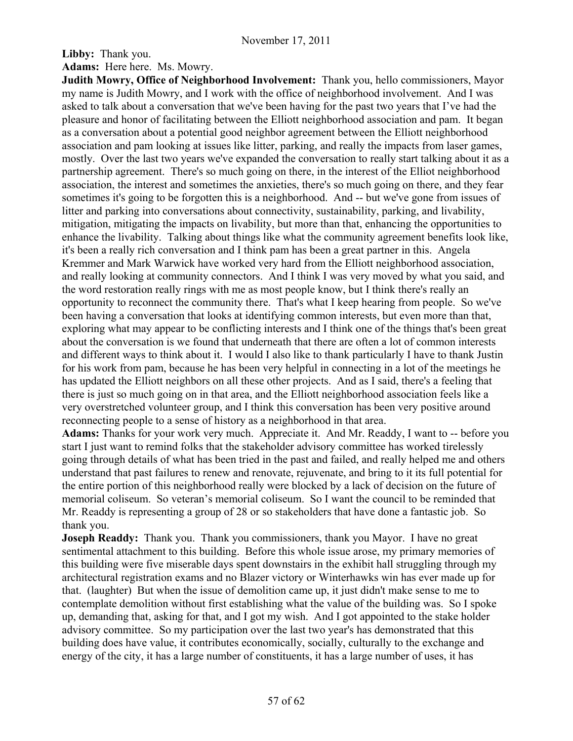**Libby:** Thank you.

**Adams:** Here here. Ms. Mowry.

**Judith Mowry, Office of Neighborhood Involvement:** Thank you, hello commissioners, Mayor my name is Judith Mowry, and I work with the office of neighborhood involvement. And I was asked to talk about a conversation that we've been having for the past two years that I've had the pleasure and honor of facilitating between the Elliott neighborhood association and pam. It began as a conversation about a potential good neighbor agreement between the Elliott neighborhood association and pam looking at issues like litter, parking, and really the impacts from laser games, mostly. Over the last two years we've expanded the conversation to really start talking about it as a partnership agreement. There's so much going on there, in the interest of the Elliot neighborhood association, the interest and sometimes the anxieties, there's so much going on there, and they fear sometimes it's going to be forgotten this is a neighborhood. And -- but we've gone from issues of litter and parking into conversations about connectivity, sustainability, parking, and livability, mitigation, mitigating the impacts on livability, but more than that, enhancing the opportunities to enhance the livability. Talking about things like what the community agreement benefits look like, it's been a really rich conversation and I think pam has been a great partner in this. Angela Kremmer and Mark Warwick have worked very hard from the Elliott neighborhood association, and really looking at community connectors. And I think I was very moved by what you said, and the word restoration really rings with me as most people know, but I think there's really an opportunity to reconnect the community there. That's what I keep hearing from people. So we've been having a conversation that looks at identifying common interests, but even more than that, exploring what may appear to be conflicting interests and I think one of the things that's been great about the conversation is we found that underneath that there are often a lot of common interests and different ways to think about it. I would I also like to thank particularly I have to thank Justin for his work from pam, because he has been very helpful in connecting in a lot of the meetings he has updated the Elliott neighbors on all these other projects. And as I said, there's a feeling that there is just so much going on in that area, and the Elliott neighborhood association feels like a very overstretched volunteer group, and I think this conversation has been very positive around reconnecting people to a sense of history as a neighborhood in that area.

**Adams:** Thanks for your work very much. Appreciate it. And Mr. Readdy, I want to -- before you start I just want to remind folks that the stakeholder advisory committee has worked tirelessly going through details of what has been tried in the past and failed, and really helped me and others understand that past failures to renew and renovate, rejuvenate, and bring to it its full potential for the entire portion of this neighborhood really were blocked by a lack of decision on the future of memorial coliseum. So veteran's memorial coliseum. So I want the council to be reminded that Mr. Readdy is representing a group of 28 or so stakeholders that have done a fantastic job. So thank you.

**Joseph Readdy:** Thank you. Thank you commissioners, thank you Mayor. I have no great sentimental attachment to this building. Before this whole issue arose, my primary memories of this building were five miserable days spent downstairs in the exhibit hall struggling through my architectural registration exams and no Blazer victory or Winterhawks win has ever made up for that. (laughter) But when the issue of demolition came up, it just didn't make sense to me to contemplate demolition without first establishing what the value of the building was. So I spoke up, demanding that, asking for that, and I got my wish. And I got appointed to the stake holder advisory committee. So my participation over the last two year's has demonstrated that this building does have value, it contributes economically, socially, culturally to the exchange and energy of the city, it has a large number of constituents, it has a large number of uses, it has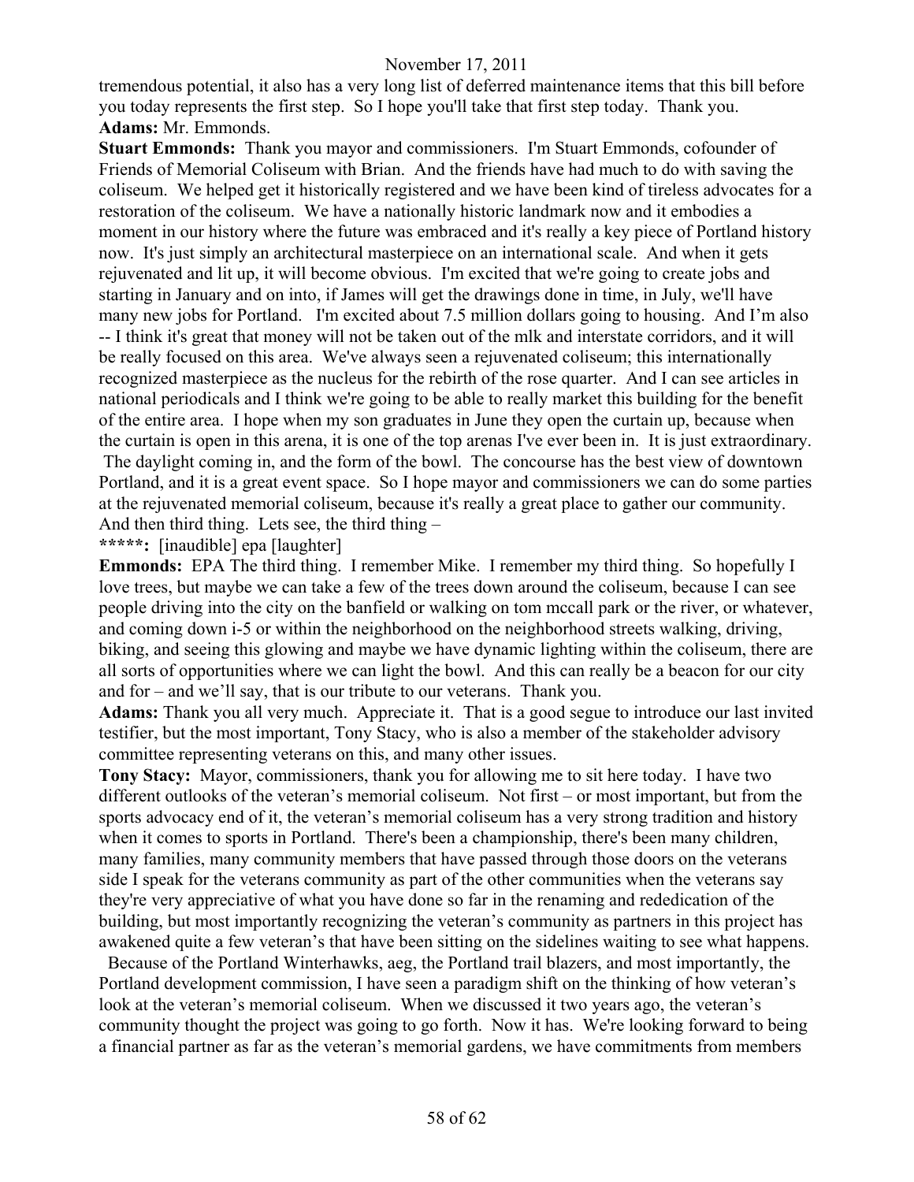tremendous potential, it also has a very long list of deferred maintenance items that this bill before you today represents the first step. So I hope you'll take that first step today. Thank you.

**Adams:** Mr. Emmonds.

**Stuart Emmonds:** Thank you mayor and commissioners. I'm Stuart Emmonds, cofounder of Friends of Memorial Coliseum with Brian. And the friends have had much to do with saving the coliseum. We helped get it historically registered and we have been kind of tireless advocates for a restoration of the coliseum. We have a nationally historic landmark now and it embodies a moment in our history where the future was embraced and it's really a key piece of Portland history now. It's just simply an architectural masterpiece on an international scale. And when it gets rejuvenated and lit up, it will become obvious. I'm excited that we're going to create jobs and starting in January and on into, if James will get the drawings done in time, in July, we'll have many new jobs for Portland. I'm excited about 7.5 million dollars going to housing. And I'm also -- I think it's great that money will not be taken out of the mlk and interstate corridors, and it will be really focused on this area. We've always seen a rejuvenated coliseum; this internationally recognized masterpiece as the nucleus for the rebirth of the rose quarter. And I can see articles in national periodicals and I think we're going to be able to really market this building for the benefit of the entire area. I hope when my son graduates in June they open the curtain up, because when the curtain is open in this arena, it is one of the top arenas I've ever been in. It is just extraordinary. The daylight coming in, and the form of the bowl. The concourse has the best view of downtown Portland, and it is a great event space. So I hope mayor and commissioners we can do some parties at the rejuvenated memorial coliseum, because it's really a great place to gather our community. And then third thing. Lets see, the third thing –

**\*\*\*\*\*:** [inaudible] epa [laughter]

**Emmonds:** EPA The third thing. I remember Mike. I remember my third thing. So hopefully I love trees, but maybe we can take a few of the trees down around the coliseum, because I can see people driving into the city on the banfield or walking on tom mccall park or the river, or whatever, and coming down i-5 or within the neighborhood on the neighborhood streets walking, driving, biking, and seeing this glowing and maybe we have dynamic lighting within the coliseum, there are all sorts of opportunities where we can light the bowl. And this can really be a beacon for our city and for – and we'll say, that is our tribute to our veterans. Thank you.

**Adams:** Thank you all very much. Appreciate it. That is a good segue to introduce our last invited testifier, but the most important, Tony Stacy, who is also a member of the stakeholder advisory committee representing veterans on this, and many other issues.

**Tony Stacy:** Mayor, commissioners, thank you for allowing me to sit here today. I have two different outlooks of the veteran's memorial coliseum. Not first – or most important, but from the sports advocacy end of it, the veteran's memorial coliseum has a very strong tradition and history when it comes to sports in Portland. There's been a championship, there's been many children, many families, many community members that have passed through those doors on the veterans side I speak for the veterans community as part of the other communities when the veterans say they're very appreciative of what you have done so far in the renaming and rededication of the building, but most importantly recognizing the veteran's community as partners in this project has awakened quite a few veteran's that have been sitting on the sidelines waiting to see what happens. Because of the Portland Winterhawks, aeg, the Portland trail blazers, and most importantly, the Portland development commission, I have seen a paradigm shift on the thinking of how veteran's look at the veteran's memorial coliseum. When we discussed it two years ago, the veteran's community thought the project was going to go forth. Now it has. We're looking forward to being a financial partner as far as the veteran's memorial gardens, we have commitments from members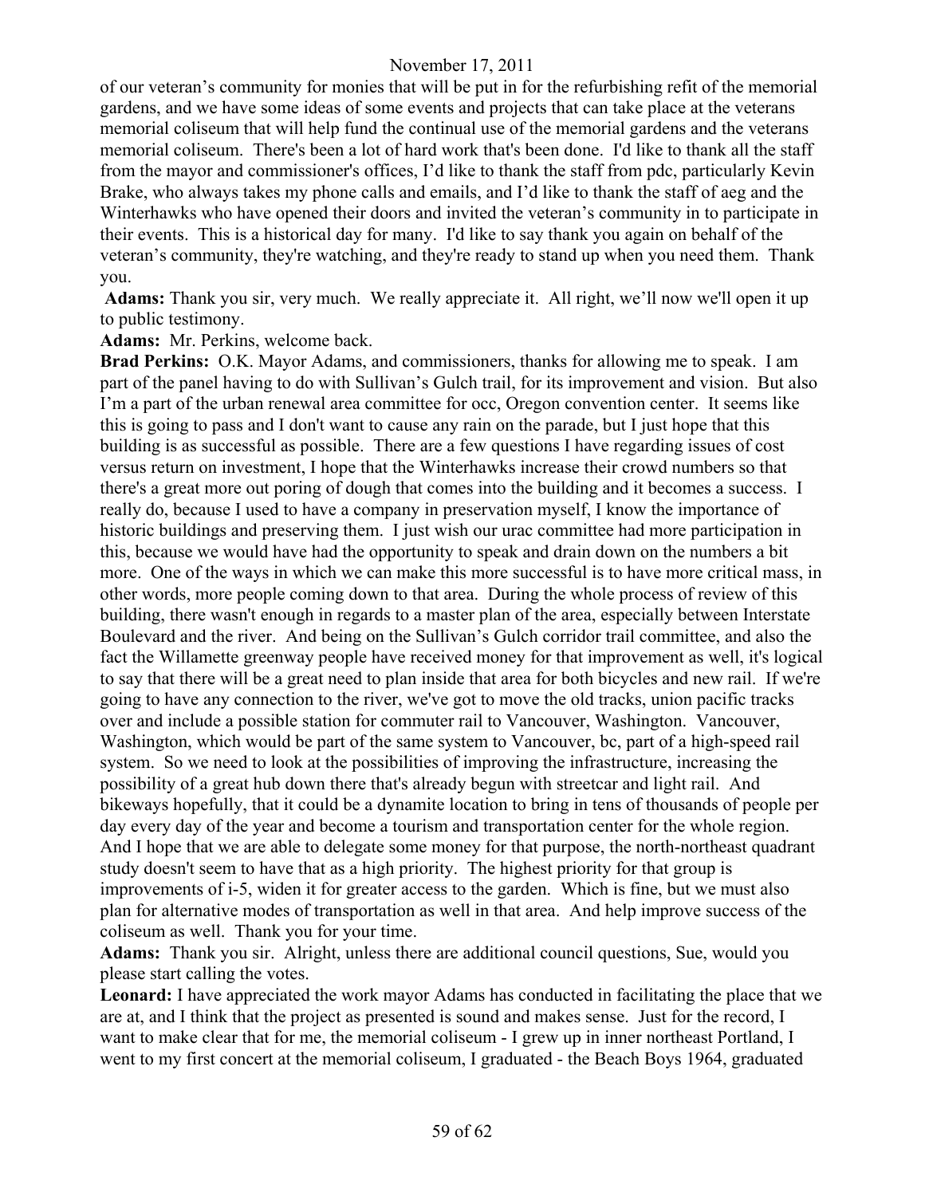of our veteran's community for monies that will be put in for the refurbishing refit of the memorial gardens, and we have some ideas of some events and projects that can take place at the veterans memorial coliseum that will help fund the continual use of the memorial gardens and the veterans memorial coliseum. There's been a lot of hard work that's been done. I'd like to thank all the staff from the mayor and commissioner's offices, I'd like to thank the staff from pdc, particularly Kevin Brake, who always takes my phone calls and emails, and I'd like to thank the staff of aeg and the Winterhawks who have opened their doors and invited the veteran's community in to participate in their events. This is a historical day for many. I'd like to say thank you again on behalf of the veteran's community, they're watching, and they're ready to stand up when you need them. Thank you.

**Adams:** Thank you sir, very much. We really appreciate it. All right, we'll now we'll open it up to public testimony.

**Adams:** Mr. Perkins, welcome back.

**Brad Perkins:** O.K. Mayor Adams, and commissioners, thanks for allowing me to speak. I am part of the panel having to do with Sullivan's Gulch trail, for its improvement and vision. But also I'm a part of the urban renewal area committee for occ, Oregon convention center. It seems like this is going to pass and I don't want to cause any rain on the parade, but I just hope that this building is as successful as possible. There are a few questions I have regarding issues of cost versus return on investment, I hope that the Winterhawks increase their crowd numbers so that there's a great more out poring of dough that comes into the building and it becomes a success. I really do, because I used to have a company in preservation myself, I know the importance of historic buildings and preserving them. I just wish our urac committee had more participation in this, because we would have had the opportunity to speak and drain down on the numbers a bit more. One of the ways in which we can make this more successful is to have more critical mass, in other words, more people coming down to that area. During the whole process of review of this building, there wasn't enough in regards to a master plan of the area, especially between Interstate Boulevard and the river. And being on the Sullivan's Gulch corridor trail committee, and also the fact the Willamette greenway people have received money for that improvement as well, it's logical to say that there will be a great need to plan inside that area for both bicycles and new rail. If we're going to have any connection to the river, we've got to move the old tracks, union pacific tracks over and include a possible station for commuter rail to Vancouver, Washington. Vancouver, Washington, which would be part of the same system to Vancouver, bc, part of a high-speed rail system. So we need to look at the possibilities of improving the infrastructure, increasing the possibility of a great hub down there that's already begun with streetcar and light rail. And bikeways hopefully, that it could be a dynamite location to bring in tens of thousands of people per day every day of the year and become a tourism and transportation center for the whole region. And I hope that we are able to delegate some money for that purpose, the north-northeast quadrant study doesn't seem to have that as a high priority. The highest priority for that group is improvements of i-5, widen it for greater access to the garden. Which is fine, but we must also plan for alternative modes of transportation as well in that area. And help improve success of the coliseum as well. Thank you for your time.

**Adams:** Thank you sir. Alright, unless there are additional council questions, Sue, would you please start calling the votes.

**Leonard:** I have appreciated the work mayor Adams has conducted in facilitating the place that we are at, and I think that the project as presented is sound and makes sense. Just for the record, I want to make clear that for me, the memorial coliseum - I grew up in inner northeast Portland, I went to my first concert at the memorial coliseum, I graduated - the Beach Boys 1964, graduated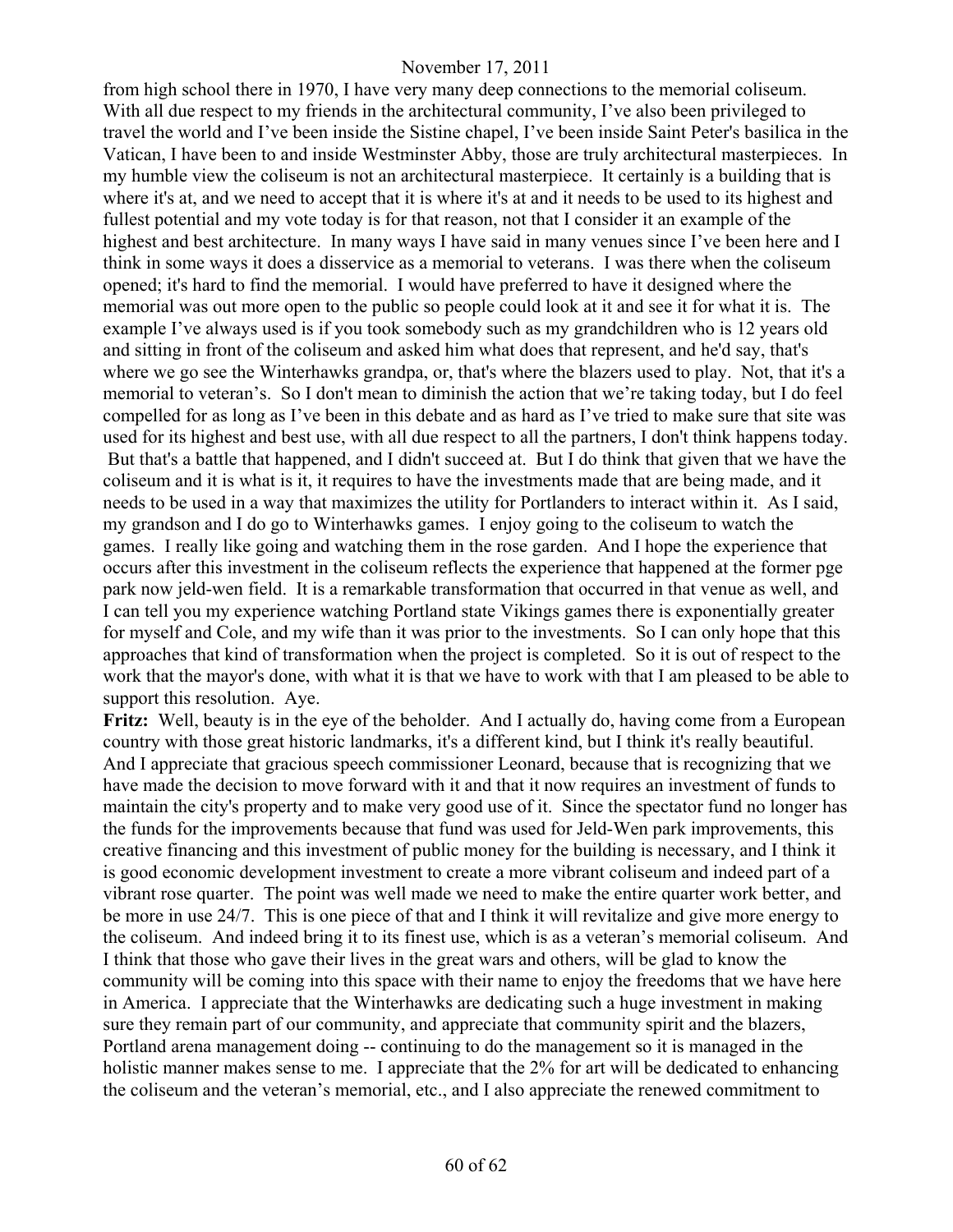from high school there in 1970, I have very many deep connections to the memorial coliseum. With all due respect to my friends in the architectural community, I've also been privileged to travel the world and I've been inside the Sistine chapel, I've been inside Saint Peter's basilica in the Vatican, I have been to and inside Westminster Abby, those are truly architectural masterpieces. In my humble view the coliseum is not an architectural masterpiece. It certainly is a building that is where it's at, and we need to accept that it is where it's at and it needs to be used to its highest and fullest potential and my vote today is for that reason, not that I consider it an example of the highest and best architecture. In many ways I have said in many venues since I've been here and I think in some ways it does a disservice as a memorial to veterans. I was there when the coliseum opened; it's hard to find the memorial. I would have preferred to have it designed where the memorial was out more open to the public so people could look at it and see it for what it is. The example I've always used is if you took somebody such as my grandchildren who is 12 years old and sitting in front of the coliseum and asked him what does that represent, and he'd say, that's where we go see the Winterhawks grandpa, or, that's where the blazers used to play. Not, that it's a memorial to veteran's. So I don't mean to diminish the action that we're taking today, but I do feel compelled for as long as I've been in this debate and as hard as I've tried to make sure that site was used for its highest and best use, with all due respect to all the partners, I don't think happens today. But that's a battle that happened, and I didn't succeed at. But I do think that given that we have the coliseum and it is what is it, it requires to have the investments made that are being made, and it needs to be used in a way that maximizes the utility for Portlanders to interact within it. As I said, my grandson and I do go to Winterhawks games. I enjoy going to the coliseum to watch the games. I really like going and watching them in the rose garden. And I hope the experience that occurs after this investment in the coliseum reflects the experience that happened at the former pge park now jeld-wen field. It is a remarkable transformation that occurred in that venue as well, and I can tell you my experience watching Portland state Vikings games there is exponentially greater for myself and Cole, and my wife than it was prior to the investments. So I can only hope that this approaches that kind of transformation when the project is completed. So it is out of respect to the work that the mayor's done, with what it is that we have to work with that I am pleased to be able to support this resolution. Aye.

**Fritz:** Well, beauty is in the eye of the beholder. And I actually do, having come from a European country with those great historic landmarks, it's a different kind, but I think it's really beautiful. And I appreciate that gracious speech commissioner Leonard, because that is recognizing that we have made the decision to move forward with it and that it now requires an investment of funds to maintain the city's property and to make very good use of it. Since the spectator fund no longer has the funds for the improvements because that fund was used for Jeld-Wen park improvements, this creative financing and this investment of public money for the building is necessary, and I think it is good economic development investment to create a more vibrant coliseum and indeed part of a vibrant rose quarter. The point was well made we need to make the entire quarter work better, and be more in use 24/7. This is one piece of that and I think it will revitalize and give more energy to the coliseum. And indeed bring it to its finest use, which is as a veteran's memorial coliseum. And I think that those who gave their lives in the great wars and others, will be glad to know the community will be coming into this space with their name to enjoy the freedoms that we have here in America. I appreciate that the Winterhawks are dedicating such a huge investment in making sure they remain part of our community, and appreciate that community spirit and the blazers, Portland arena management doing -- continuing to do the management so it is managed in the holistic manner makes sense to me. I appreciate that the 2% for art will be dedicated to enhancing the coliseum and the veteran's memorial, etc., and I also appreciate the renewed commitment to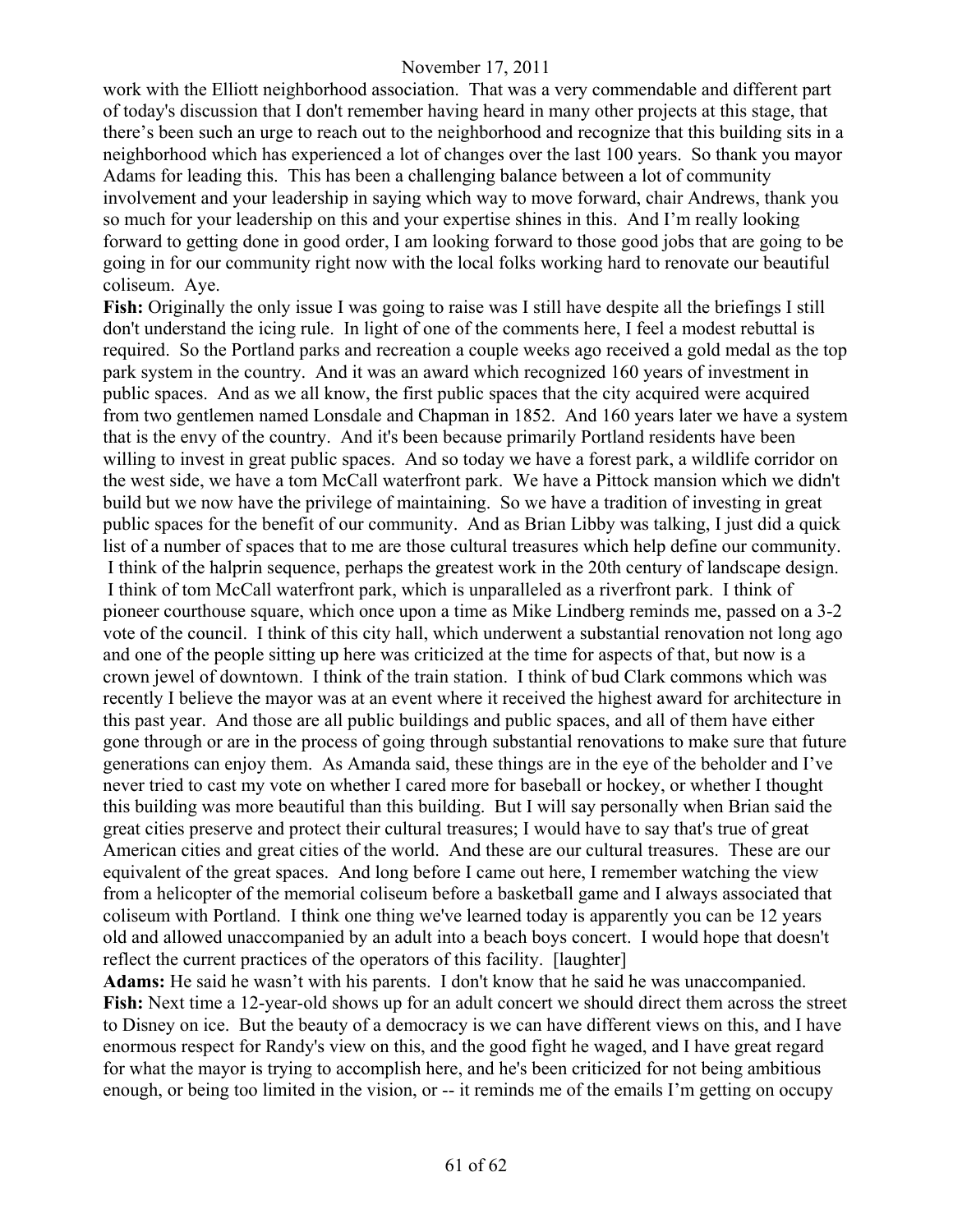work with the Elliott neighborhood association. That was a very commendable and different part of today's discussion that I don't remember having heard in many other projects at this stage, that there's been such an urge to reach out to the neighborhood and recognize that this building sits in a neighborhood which has experienced a lot of changes over the last 100 years. So thank you mayor Adams for leading this. This has been a challenging balance between a lot of community involvement and your leadership in saying which way to move forward, chair Andrews, thank you so much for your leadership on this and your expertise shines in this. And I'm really looking forward to getting done in good order, I am looking forward to those good jobs that are going to be going in for our community right now with the local folks working hard to renovate our beautiful coliseum. Aye.

**Fish:** Originally the only issue I was going to raise was I still have despite all the briefings I still don't understand the icing rule. In light of one of the comments here, I feel a modest rebuttal is required. So the Portland parks and recreation a couple weeks ago received a gold medal as the top park system in the country. And it was an award which recognized 160 years of investment in public spaces. And as we all know, the first public spaces that the city acquired were acquired from two gentlemen named Lonsdale and Chapman in 1852. And 160 years later we have a system that is the envy of the country. And it's been because primarily Portland residents have been willing to invest in great public spaces. And so today we have a forest park, a wildlife corridor on the west side, we have a tom McCall waterfront park. We have a Pittock mansion which we didn't build but we now have the privilege of maintaining. So we have a tradition of investing in great public spaces for the benefit of our community. And as Brian Libby was talking, I just did a quick list of a number of spaces that to me are those cultural treasures which help define our community. I think of the halprin sequence, perhaps the greatest work in the 20th century of landscape design. I think of tom McCall waterfront park, which is unparalleled as a riverfront park. I think of pioneer courthouse square, which once upon a time as Mike Lindberg reminds me, passed on a 3-2 vote of the council. I think of this city hall, which underwent a substantial renovation not long ago and one of the people sitting up here was criticized at the time for aspects of that, but now is a crown jewel of downtown. I think of the train station. I think of bud Clark commons which was recently I believe the mayor was at an event where it received the highest award for architecture in this past year. And those are all public buildings and public spaces, and all of them have either gone through or are in the process of going through substantial renovations to make sure that future generations can enjoy them. As Amanda said, these things are in the eye of the beholder and I've never tried to cast my vote on whether I cared more for baseball or hockey, or whether I thought this building was more beautiful than this building. But I will say personally when Brian said the great cities preserve and protect their cultural treasures; I would have to say that's true of great American cities and great cities of the world. And these are our cultural treasures. These are our equivalent of the great spaces. And long before I came out here, I remember watching the view from a helicopter of the memorial coliseum before a basketball game and I always associated that coliseum with Portland. I think one thing we've learned today is apparently you can be 12 years old and allowed unaccompanied by an adult into a beach boys concert. I would hope that doesn't reflect the current practices of the operators of this facility. [laughter]

**Adams:** He said he wasn't with his parents. I don't know that he said he was unaccompanied.

**Fish:** Next time a 12-year-old shows up for an adult concert we should direct them across the street to Disney on ice. But the beauty of a democracy is we can have different views on this, and I have enormous respect for Randy's view on this, and the good fight he waged, and I have great regard for what the mayor is trying to accomplish here, and he's been criticized for not being ambitious enough, or being too limited in the vision, or -- it reminds me of the emails I'm getting on occupy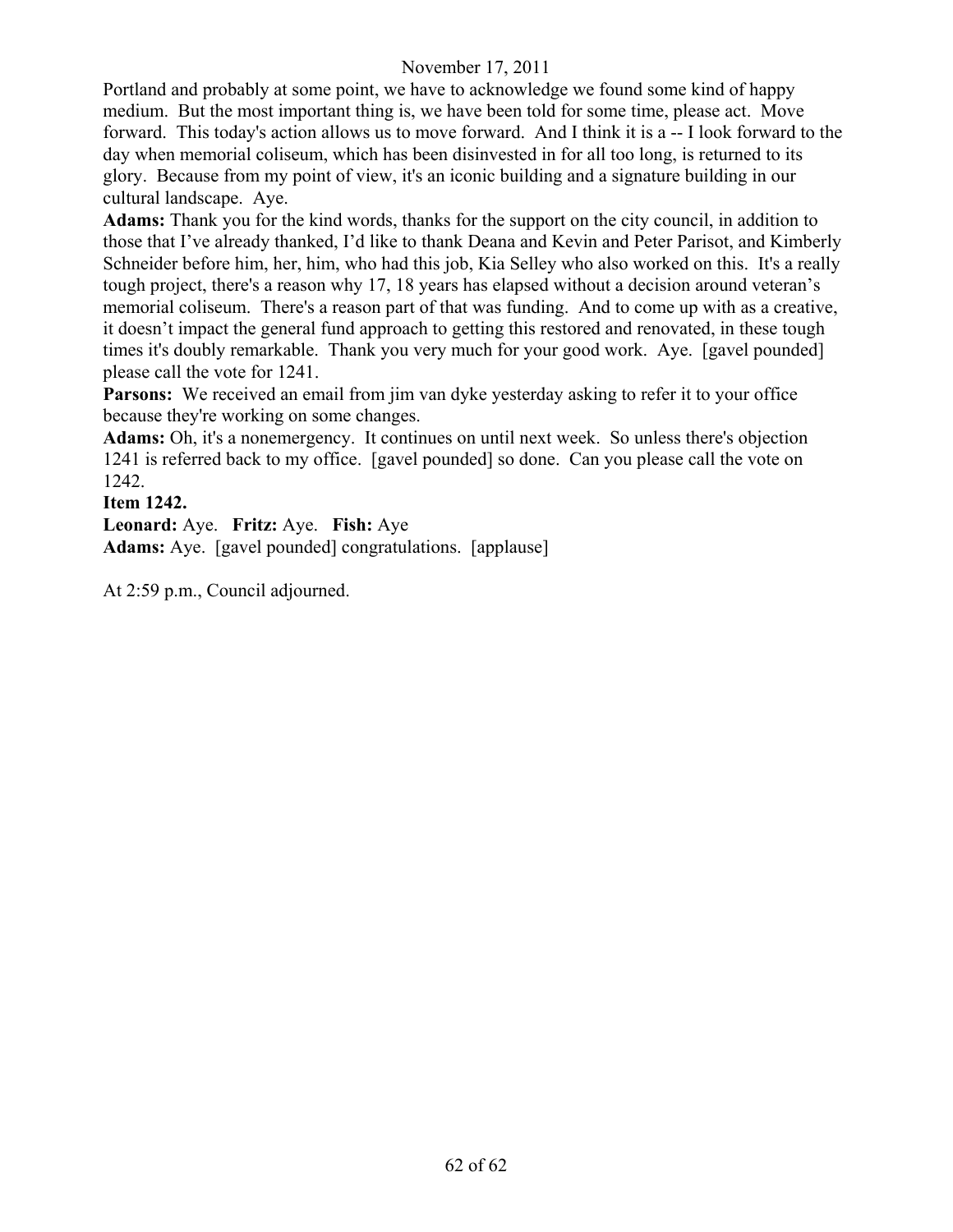Portland and probably at some point, we have to acknowledge we found some kind of happy medium. But the most important thing is, we have been told for some time, please act. Move forward. This today's action allows us to move forward. And I think it is a -- I look forward to the day when memorial coliseum, which has been disinvested in for all too long, is returned to its glory. Because from my point of view, it's an iconic building and a signature building in our cultural landscape. Aye.

**Adams:** Thank you for the kind words, thanks for the support on the city council, in addition to those that I've already thanked, I'd like to thank Deana and Kevin and Peter Parisot, and Kimberly Schneider before him, her, him, who had this job, Kia Selley who also worked on this. It's a really tough project, there's a reason why 17, 18 years has elapsed without a decision around veteran's memorial coliseum. There's a reason part of that was funding. And to come up with as a creative, it doesn't impact the general fund approach to getting this restored and renovated, in these tough times it's doubly remarkable. Thank you very much for your good work. Aye. [gavel pounded] please call the vote for 1241.

**Parsons:** We received an email from jim van dyke yesterday asking to refer it to your office because they're working on some changes.

**Adams:** Oh, it's a nonemergency. It continues on until next week. So unless there's objection 1241 is referred back to my office. [gavel pounded] so done. Can you please call the vote on 1242.

**Item 1242.**

**Leonard:** Aye. **Fritz:** Aye. **Fish:** Aye

**Adams:** Aye. [gavel pounded] congratulations. [applause]

At 2:59 p.m., Council adjourned.